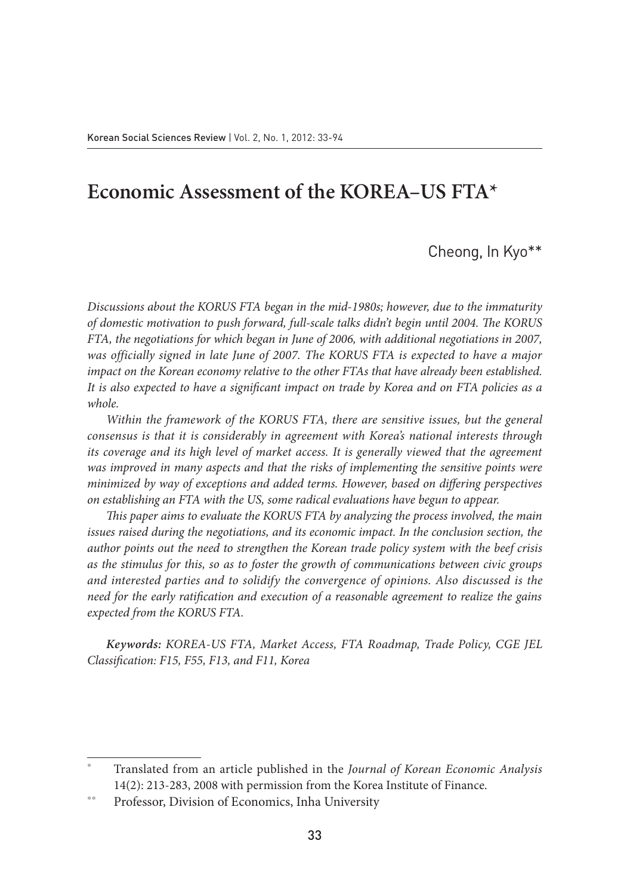# Economic Assessment of the KOREA–US FTA*

Cheong, In Kyo**

*Discussions about the KORUS FTA began in the mid-1980s; however, due to the immaturity of domestic motivation to push forward, full-scale talks didn't begin until 2004. The KORUS FTA, the negotiations for which began in June of 2006, with additional negotiations in 2007, was officially signed in late June of 2007. The KORUS FTA is expected to have a major impact on the Korean economy relative to the other FTAs that have already been established. It is also expected to have a significant impact on trade by Korea and on FTA policies as a whole.*

*Within the framework of the KORUS FTA, there are sensitive issues, but the general consensus is that it is considerably in agreement with Korea's national interests through its coverage and its high level of market access. It is generally viewed that the agreement was improved in many aspects and that the risks of implementing the sensitive points were minimized by way of exceptions and added terms. However, based on differing perspectives on establishing an FTA with the US, some radical evaluations have begun to appear.*

*This paper aims to evaluate the KORUS FTA by analyzing the process involved, the main issues raised during the negotiations, and its economic impact. In the conclusion section, the author points out the need to strengthen the Korean trade policy system with the beef crisis as the stimulus for this, so as to foster the growth of communications between civic groups and interested parties and to solidify the convergence of opinions. Also discussed is the need for the early ratification and execution of a reasonable agreement to realize the gains expected from the KORUS FTA.*

***Keywords:** KOREA-US FTA, Market Access, FTA Roadmap, Trade Policy, CGE JEL Classification: F15, F55, F13, and F11, Korea*

---

\* Translated from an article published in the *Journal of Korean Economic Analysis* 14(2): 213-283, 2008 with permission from the Korea Institute of Finance.

\** Professor, Division of Economics, Inha University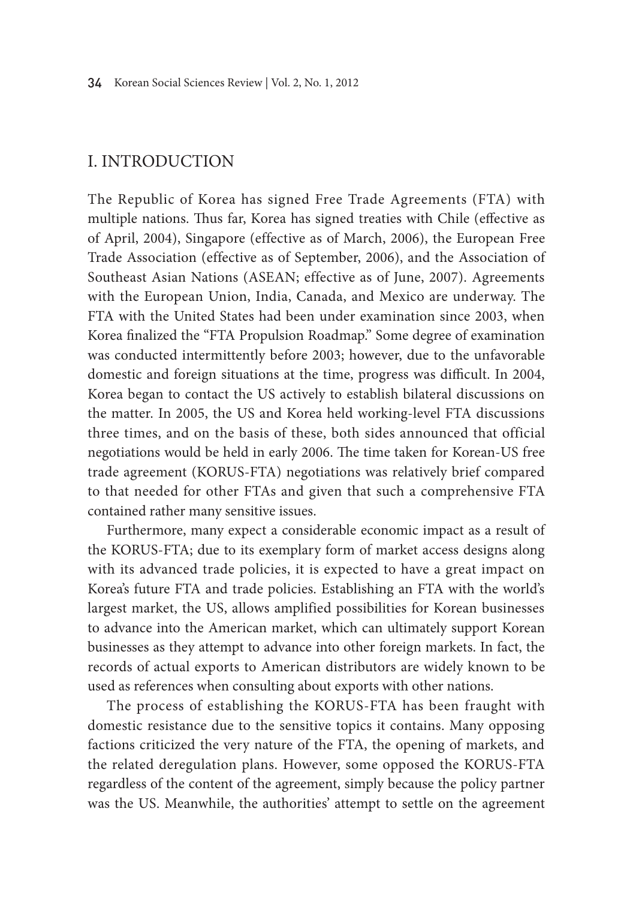## I. INTRODUCTION

The Republic of Korea has signed Free Trade Agreements (FTA) with multiple nations. Thus far, Korea has signed treaties with Chile (effective as of April, 2004), Singapore (effective as of March, 2006), the European Free Trade Association (effective as of September, 2006), and the Association of Southeast Asian Nations (ASEAN; effective as of June, 2007). Agreements with the European Union, India, Canada, and Mexico are underway. The FTA with the United States had been under examination since 2003, when Korea finalized the "FTA Propulsion Roadmap." Some degree of examination was conducted intermittently before 2003; however, due to the unfavorable domestic and foreign situations at the time, progress was difficult. In 2004, Korea began to contact the US actively to establish bilateral discussions on the matter. In 2005, the US and Korea held working-level FTA discussions three times, and on the basis of these, both sides announced that official negotiations would be held in early 2006. The time taken for Korean-US free trade agreement (KORUS-FTA) negotiations was relatively brief compared to that needed for other FTAs and given that such a comprehensive FTA contained rather many sensitive issues.

Furthermore, many expect a considerable economic impact as a result of the KORUS-FTA; due to its exemplary form of market access designs along with its advanced trade policies, it is expected to have a great impact on Korea's future FTA and trade policies. Establishing an FTA with the world's largest market, the US, allows amplified possibilities for Korean businesses to advance into the American market, which can ultimately support Korean businesses as they attempt to advance into other foreign markets. In fact, the records of actual exports to American distributors are widely known to be used as references when consulting about exports with other nations.

The process of establishing the KORUS-FTA has been fraught with domestic resistance due to the sensitive topics it contains. Many opposing factions criticized the very nature of the FTA, the opening of markets, and the related deregulation plans. However, some opposed the KORUS-FTA regardless of the content of the agreement, simply because the policy partner was the US. Meanwhile, the authorities' attempt to settle on the agreement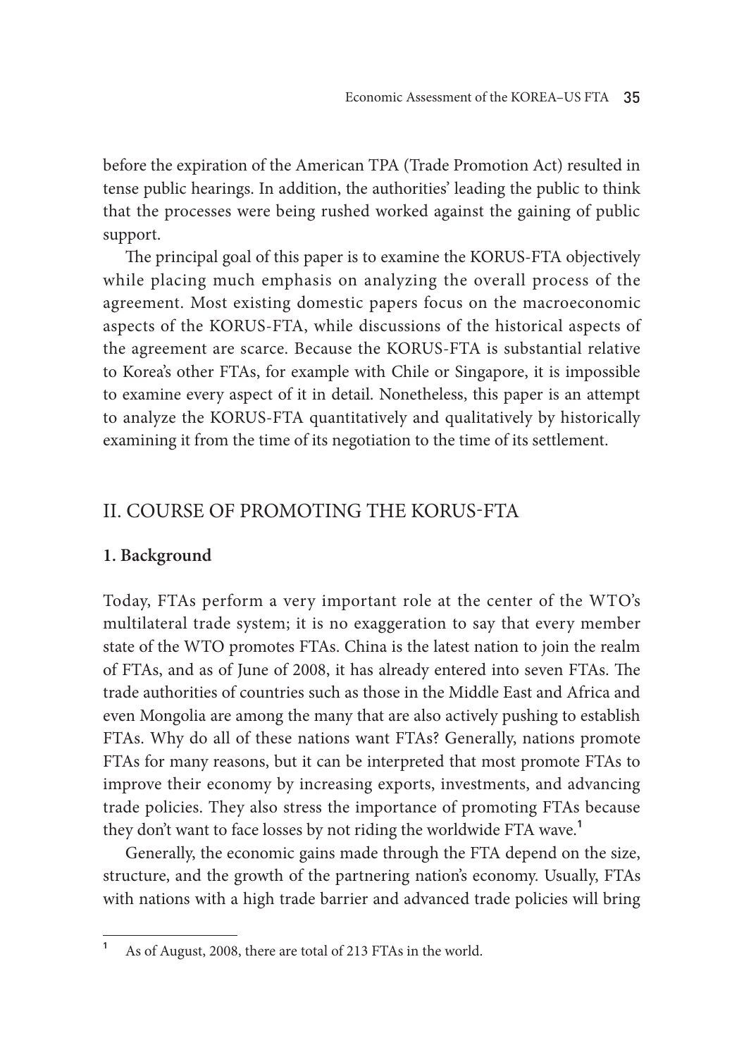before the expiration of the American TPA (Trade Promotion Act) resulted in tense public hearings. In addition, the authorities' leading the public to think that the processes were being rushed worked against the gaining of public support.

The principal goal of this paper is to examine the KORUS-FTA objectively while placing much emphasis on analyzing the overall process of the agreement. Most existing domestic papers focus on the macroeconomic aspects of the KORUS-FTA, while discussions of the historical aspects of the agreement are scarce. Because the KORUS-FTA is substantial relative to Korea's other FTAs, for example with Chile or Singapore, it is impossible to examine every aspect of it in detail. Nonetheless, this paper is an attempt to analyze the KORUS-FTA quantitatively and qualitatively by historically examining it from the time of its negotiation to the time of its settlement.

## II. COURSE OF PROMOTING THE KORUS-FTA

### 1. Background

Today, FTAs perform a very important role at the center of the WTO's multilateral trade system; it is no exaggeration to say that every member state of the WTO promotes FTAs. China is the latest nation to join the realm of FTAs, and as of June of 2008, it has already entered into seven FTAs. The trade authorities of countries such as those in the Middle East and Africa and even Mongolia are among the many that are also actively pushing to establish FTAs. Why do all of these nations want FTAs? Generally, nations promote FTAs for many reasons, but it can be interpreted that most promote FTAs to improve their economy by increasing exports, investments, and advancing trade policies. They also stress the importance of promoting FTAs because they don't want to face losses by not riding the worldwide FTA wave.[1]

Generally, the economic gains made through the FTA depend on the size, structure, and the growth of the partnering nation's economy. Usually, FTAs with nations with a high trade barrier and advanced trade policies will bring

[1] As of August, 2008, there are total of 213 FTAs in the world.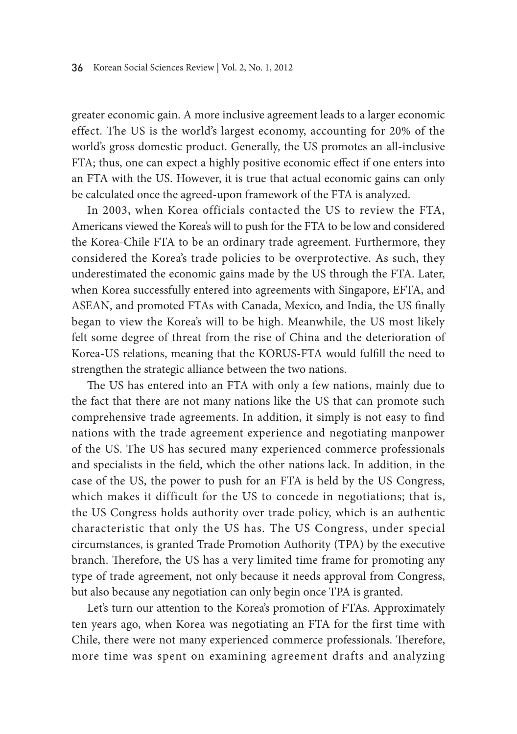greater economic gain. A more inclusive agreement leads to a larger economic effect. The US is the world's largest economy, accounting for 20% of the world's gross domestic product. Generally, the US promotes an all-inclusive FTA; thus, one can expect a highly positive economic effect if one enters into an FTA with the US. However, it is true that actual economic gains can only be calculated once the agreed-upon framework of the FTA is analyzed.

In 2003, when Korea officials contacted the US to review the FTA, Americans viewed the Korea's will to push for the FTA to be low and considered the Korea-Chile FTA to be an ordinary trade agreement. Furthermore, they considered the Korea's trade policies to be overprotective. As such, they underestimated the economic gains made by the US through the FTA. Later, when Korea successfully entered into agreements with Singapore, EFTA, and ASEAN, and promoted FTAs with Canada, Mexico, and India, the US finally began to view the Korea's will to be high. Meanwhile, the US most likely felt some degree of threat from the rise of China and the deterioration of Korea-US relations, meaning that the KORUS-FTA would fulfill the need to strengthen the strategic alliance between the two nations.

The US has entered into an FTA with only a few nations, mainly due to the fact that there are not many nations like the US that can promote such comprehensive trade agreements. In addition, it simply is not easy to find nations with the trade agreement experience and negotiating manpower of the US. The US has secured many experienced commerce professionals and specialists in the field, which the other nations lack. In addition, in the case of the US, the power to push for an FTA is held by the US Congress, which makes it difficult for the US to concede in negotiations; that is, the US Congress holds authority over trade policy, which is an authentic characteristic that only the US has. The US Congress, under special circumstances, is granted Trade Promotion Authority (TPA) by the executive branch. Therefore, the US has a very limited time frame for promoting any type of trade agreement, not only because it needs approval from Congress, but also because any negotiation can only begin once TPA is granted.

Let's turn our attention to the Korea's promotion of FTAs. Approximately ten years ago, when Korea was negotiating an FTA for the first time with Chile, there were not many experienced commerce professionals. Therefore, more time was spent on examining agreement drafts and analyzing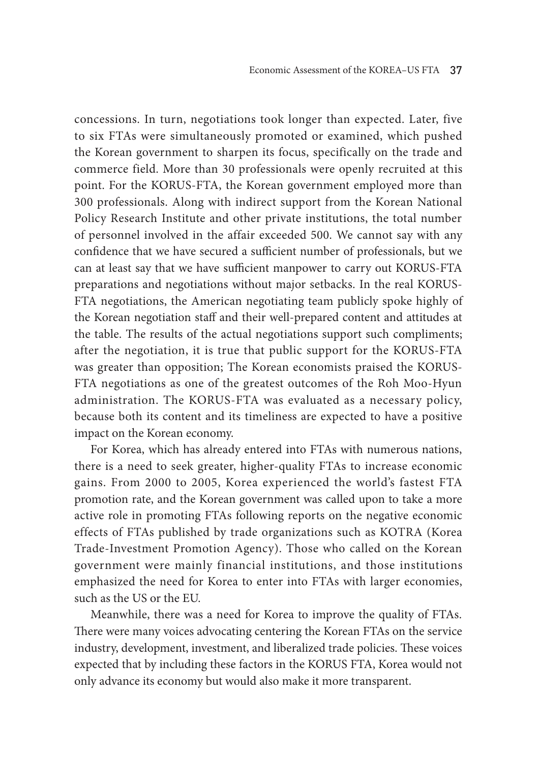concessions. In turn, negotiations took longer than expected. Later, five to six FTAs were simultaneously promoted or examined, which pushed the Korean government to sharpen its focus, specifically on the trade and commerce field. More than 30 professionals were openly recruited at this point. For the KORUS-FTA, the Korean government employed more than 300 professionals. Along with indirect support from the Korean National Policy Research Institute and other private institutions, the total number of personnel involved in the affair exceeded 500. We cannot say with any confidence that we have secured a sufficient number of professionals, but we can at least say that we have sufficient manpower to carry out KORUS-FTA preparations and negotiations without major setbacks. In the real KORUS-FTA negotiations, the American negotiating team publicly spoke highly of the Korean negotiation staff and their well-prepared content and attitudes at the table. The results of the actual negotiations support such compliments; after the negotiation, it is true that public support for the KORUS-FTA was greater than opposition; The Korean economists praised the KORUS-FTA negotiations as one of the greatest outcomes of the Roh Moo-Hyun administration. The KORUS-FTA was evaluated as a necessary policy, because both its content and its timeliness are expected to have a positive impact on the Korean economy.

For Korea, which has already entered into FTAs with numerous nations, there is a need to seek greater, higher-quality FTAs to increase economic gains. From 2000 to 2005, Korea experienced the world's fastest FTA promotion rate, and the Korean government was called upon to take a more active role in promoting FTAs following reports on the negative economic effects of FTAs published by trade organizations such as KOTRA (Korea Trade-Investment Promotion Agency). Those who called on the Korean government were mainly financial institutions, and those institutions emphasized the need for Korea to enter into FTAs with larger economies, such as the US or the EU.

Meanwhile, there was a need for Korea to improve the quality of FTAs. There were many voices advocating centering the Korean FTAs on the service industry, development, investment, and liberalized trade policies. These voices expected that by including these factors in the KORUS FTA, Korea would not only advance its economy but would also make it more transparent.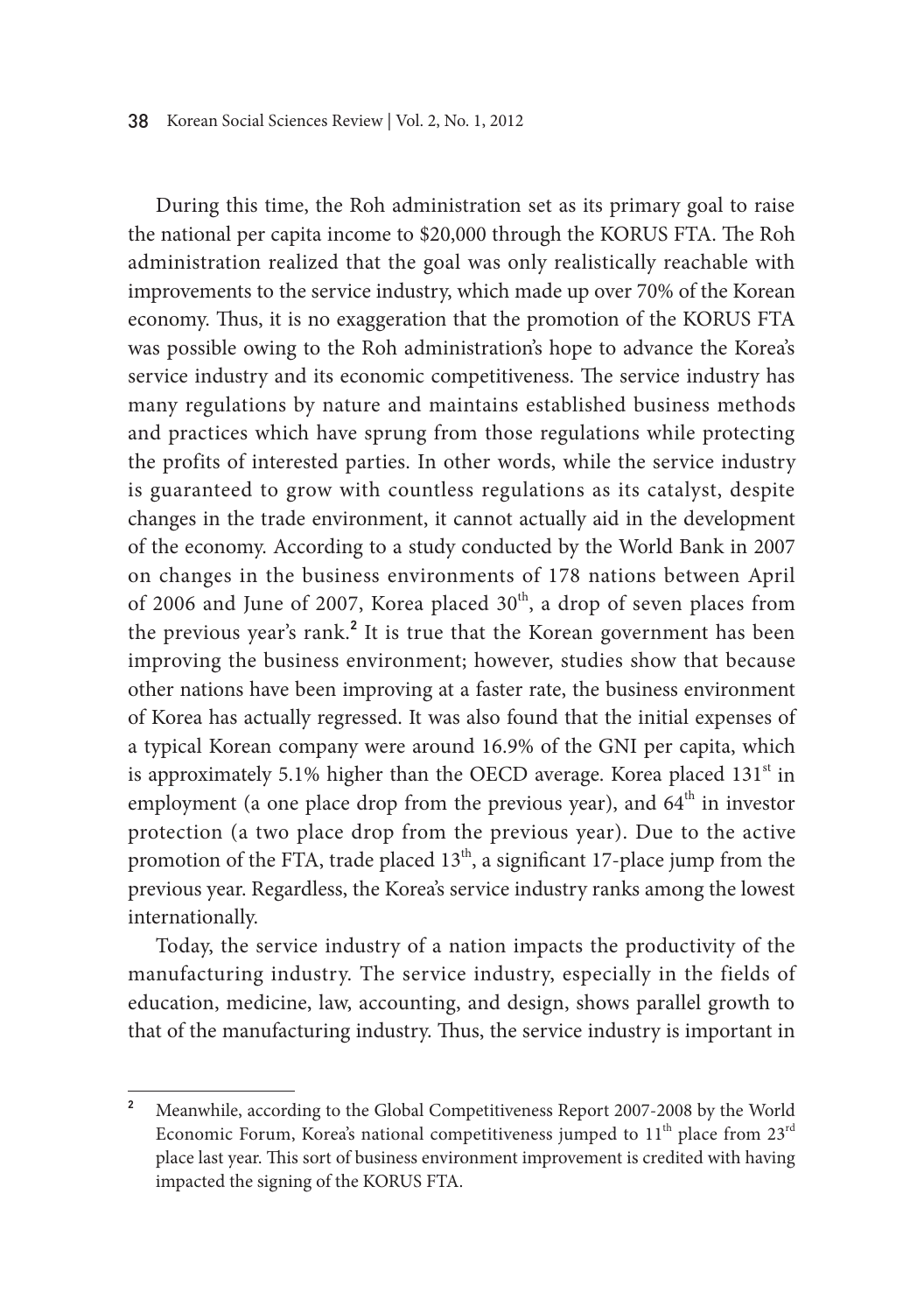During this time, the Roh administration set as its primary goal to raise the national per capita income to $20,000 through the KORUS FTA. The Roh administration realized that the goal was only realistically reachable with improvements to the service industry, which made up over 70% of the Korean economy. Thus, it is no exaggeration that the promotion of the KORUS FTA was possible owing to the Roh administration's hope to advance the Korea's service industry and its economic competitiveness. The service industry has many regulations by nature and maintains established business methods and practices which have sprung from those regulations while protecting the profits of interested parties. In other words, while the service industry is guaranteed to grow with countless regulations as its catalyst, despite changes in the trade environment, it cannot actually aid in the development of the economy. According to a study conducted by the World Bank in 2007 on changes in the business environments of 178 nations between April of 2006 and June of 2007, Korea placed 30th, a drop of seven places from the previous year's rank.[2] It is true that the Korean government has been improving the business environment; however, studies show that because other nations have been improving at a faster rate, the business environment of Korea has actually regressed. It was also found that the initial expenses of a typical Korean company were around 16.9% of the GNI per capita, which is approximately 5.1% higher than the OECD average. Korea placed 131st in employment (a one place drop from the previous year), and 64th in investor protection (a two place drop from the previous year). Due to the active promotion of the FTA, trade placed 13th, a significant 17-place jump from the previous year. Regardless, the Korea's service industry ranks among the lowest internationally.

Today, the service industry of a nation impacts the productivity of the manufacturing industry. The service industry, especially in the fields of education, medicine, law, accounting, and design, shows parallel growth to that of the manufacturing industry. Thus, the service industry is important in

---

[2] Meanwhile, according to the Global Competitiveness Report 2007-2008 by the World Economic Forum, Korea's national competitiveness jumped to 11th place from 23rd place last year. This sort of business environment improvement is credited with having impacted the signing of the KORUS FTA.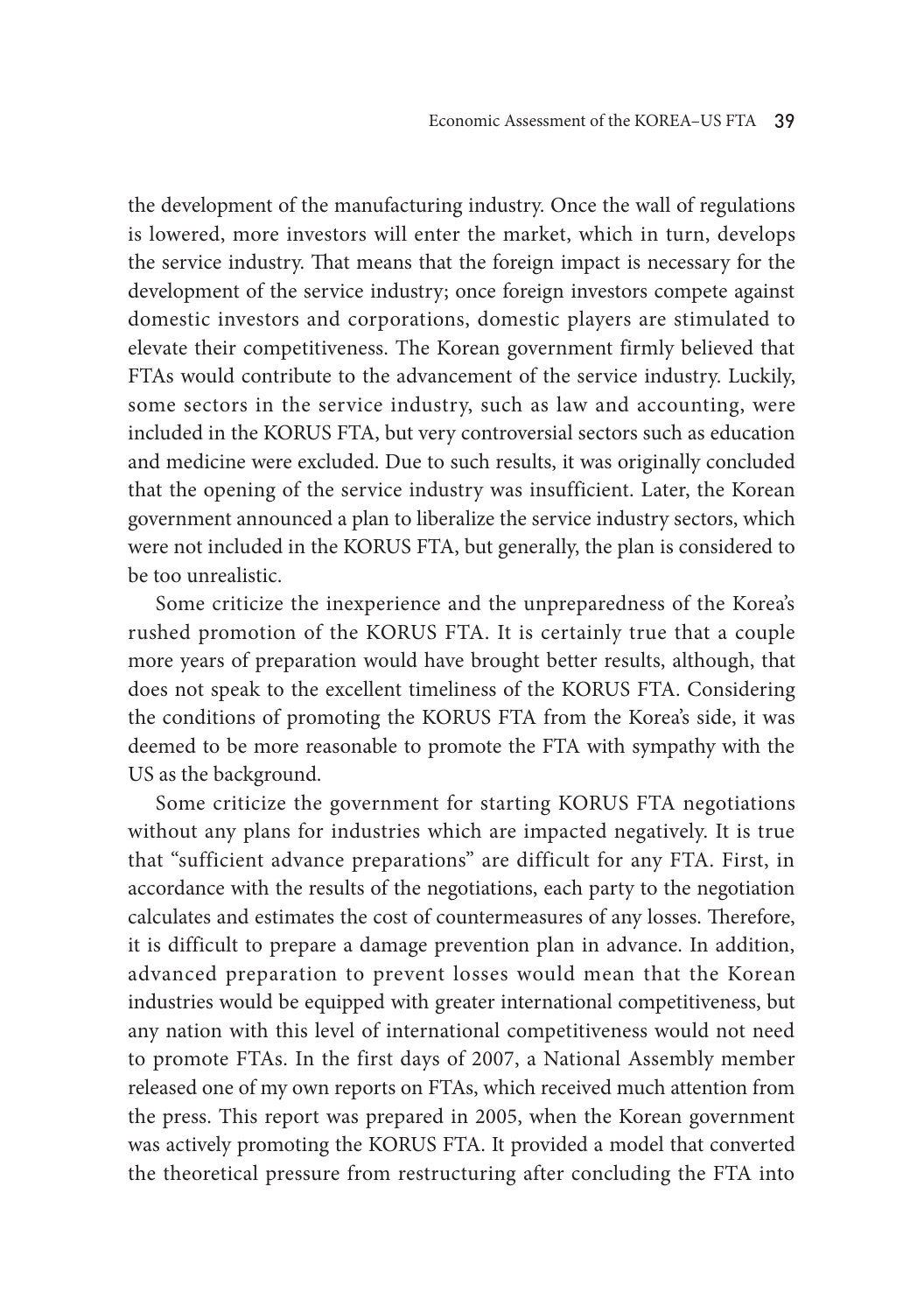the development of the manufacturing industry. Once the wall of regulations is lowered, more investors will enter the market, which in turn, develops the service industry. That means that the foreign impact is necessary for the development of the service industry; once foreign investors compete against domestic investors and corporations, domestic players are stimulated to elevate their competitiveness. The Korean government firmly believed that FTAs would contribute to the advancement of the service industry. Luckily, some sectors in the service industry, such as law and accounting, were included in the KORUS FTA, but very controversial sectors such as education and medicine were excluded. Due to such results, it was originally concluded that the opening of the service industry was insufficient. Later, the Korean government announced a plan to liberalize the service industry sectors, which were not included in the KORUS FTA, but generally, the plan is considered to be too unrealistic.

Some criticize the inexperience and the unpreparedness of the Korea's rushed promotion of the KORUS FTA. It is certainly true that a couple more years of preparation would have brought better results, although, that does not speak to the excellent timeliness of the KORUS FTA. Considering the conditions of promoting the KORUS FTA from the Korea's side, it was deemed to be more reasonable to promote the FTA with sympathy with the US as the background.

Some criticize the government for starting KORUS FTA negotiations without any plans for industries which are impacted negatively. It is true that "sufficient advance preparations" are difficult for any FTA. First, in accordance with the results of the negotiations, each party to the negotiation calculates and estimates the cost of countermeasures of any losses. Therefore, it is difficult to prepare a damage prevention plan in advance. In addition, advanced preparation to prevent losses would mean that the Korean industries would be equipped with greater international competitiveness, but any nation with this level of international competitiveness would not need to promote FTAs. In the first days of 2007, a National Assembly member released one of my own reports on FTAs, which received much attention from the press. This report was prepared in 2005, when the Korean government was actively promoting the KORUS FTA. It provided a model that converted the theoretical pressure from restructuring after concluding the FTA into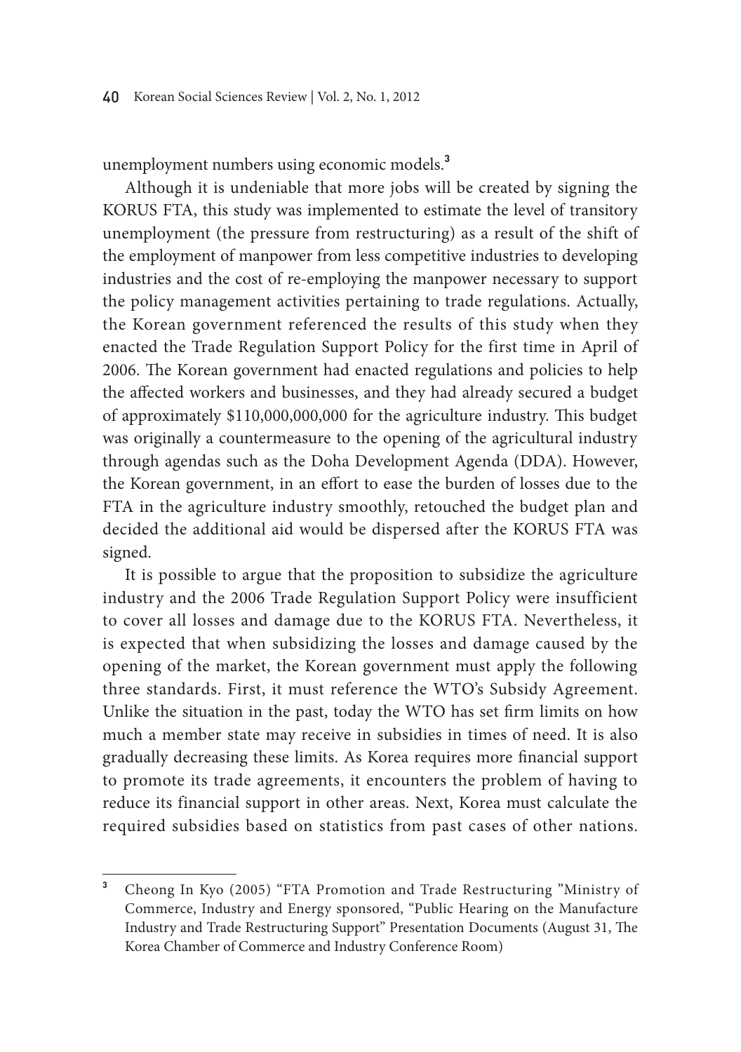unemployment numbers using economic models.[3]

Although it is undeniable that more jobs will be created by signing the KORUS FTA, this study was implemented to estimate the level of transitory unemployment (the pressure from restructuring) as a result of the shift of the employment of manpower from less competitive industries to developing industries and the cost of re-employing the manpower necessary to support the policy management activities pertaining to trade regulations. Actually, the Korean government referenced the results of this study when they enacted the Trade Regulation Support Policy for the first time in April of 2006. The Korean government had enacted regulations and policies to help the affected workers and businesses, and they had already secured a budget of approximately $110,000,000,000 for the agriculture industry. This budget was originally a countermeasure to the opening of the agricultural industry through agendas such as the Doha Development Agenda (DDA). However, the Korean government, in an effort to ease the burden of losses due to the FTA in the agriculture industry smoothly, retouched the budget plan and decided the additional aid would be dispersed after the KORUS FTA was signed.

It is possible to argue that the proposition to subsidize the agriculture industry and the 2006 Trade Regulation Support Policy were insufficient to cover all losses and damage due to the KORUS FTA. Nevertheless, it is expected that when subsidizing the losses and damage caused by the opening of the market, the Korean government must apply the following three standards. First, it must reference the WTO's Subsidy Agreement. Unlike the situation in the past, today the WTO has set firm limits on how much a member state may receive in subsidies in times of need. It is also gradually decreasing these limits. As Korea requires more financial support to promote its trade agreements, it encounters the problem of having to reduce its financial support in other areas. Next, Korea must calculate the required subsidies based on statistics from past cases of other nations.

---

[3] Cheong In Kyo (2005) "FTA Promotion and Trade Restructuring "Ministry of Commerce, Industry and Energy sponsored, "Public Hearing on the Manufacture Industry and Trade Restructuring Support" Presentation Documents (August 31, The Korea Chamber of Commerce and Industry Conference Room)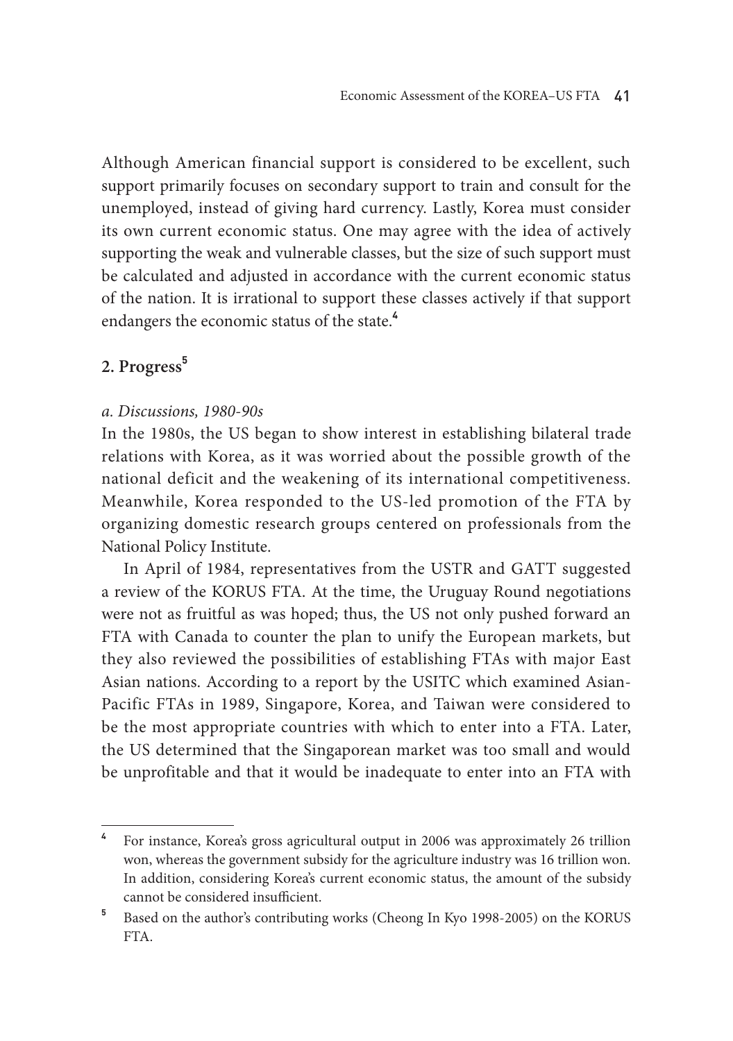Although American financial support is considered to be excellent, such support primarily focuses on secondary support to train and consult for the unemployed, instead of giving hard currency. Lastly, Korea must consider its own current economic status. One may agree with the idea of actively supporting the weak and vulnerable classes, but the size of such support must be calculated and adjusted in accordance with the current economic status of the nation. It is irrational to support these classes actively if that support endangers the economic status of the state.[4]

## 2. Progress[5]

*a. Discussions, 1980-90s*

In the 1980s, the US began to show interest in establishing bilateral trade relations with Korea, as it was worried about the possible growth of the national deficit and the weakening of its international competitiveness. Meanwhile, Korea responded to the US-led promotion of the FTA by organizing domestic research groups centered on professionals from the National Policy Institute.

In April of 1984, representatives from the USTR and GATT suggested a review of the KORUS FTA. At the time, the Uruguay Round negotiations were not as fruitful as was hoped; thus, the US not only pushed forward an FTA with Canada to counter the plan to unify the European markets, but they also reviewed the possibilities of establishing FTAs with major East Asian nations. According to a report by the USITC which examined Asian-Pacific FTAs in 1989, Singapore, Korea, and Taiwan were considered to be the most appropriate countries with which to enter into a FTA. Later, the US determined that the Singaporean market was too small and would be unprofitable and that it would be inadequate to enter into an FTA with

---

[4] For instance, Korea's gross agricultural output in 2006 was approximately 26 trillion won, whereas the government subsidy for the agriculture industry was 16 trillion won. In addition, considering Korea's current economic status, the amount of the subsidy cannot be considered insufficient.

[5] Based on the author's contributing works (Cheong In Kyo 1998-2005) on the KORUS FTA.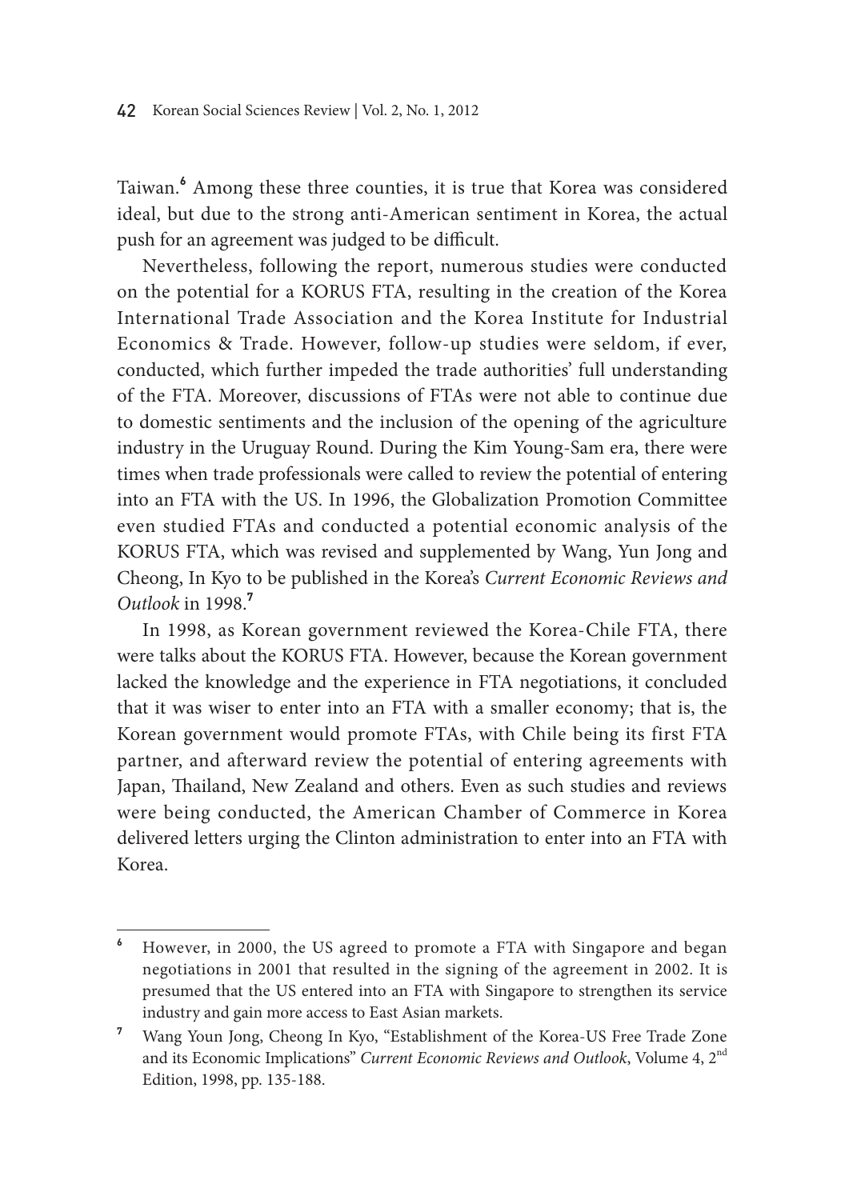Taiwan.[6] Among these three counties, it is true that Korea was considered ideal, but due to the strong anti-American sentiment in Korea, the actual push for an agreement was judged to be difficult.

Nevertheless, following the report, numerous studies were conducted on the potential for a KORUS FTA, resulting in the creation of the Korea International Trade Association and the Korea Institute for Industrial Economics & Trade. However, follow-up studies were seldom, if ever, conducted, which further impeded the trade authorities' full understanding of the FTA. Moreover, discussions of FTAs were not able to continue due to domestic sentiments and the inclusion of the opening of the agriculture industry in the Uruguay Round. During the Kim Young-Sam era, there were times when trade professionals were called to review the potential of entering into an FTA with the US. In 1996, the Globalization Promotion Committee even studied FTAs and conducted a potential economic analysis of the KORUS FTA, which was revised and supplemented by Wang, Yun Jong and Cheong, In Kyo to be published in the Korea's *Current Economic Reviews and Outlook* in 1998.[7]

In 1998, as Korean government reviewed the Korea-Chile FTA, there were talks about the KORUS FTA. However, because the Korean government lacked the knowledge and the experience in FTA negotiations, it concluded that it was wiser to enter into an FTA with a smaller economy; that is, the Korean government would promote FTAs, with Chile being its first FTA partner, and afterward review the potential of entering agreements with Japan, Thailand, New Zealand and others. Even as such studies and reviews were being conducted, the American Chamber of Commerce in Korea delivered letters urging the Clinton administration to enter into an FTA with Korea.

---

[6] However, in 2000, the US agreed to promote a FTA with Singapore and began negotiations in 2001 that resulted in the signing of the agreement in 2002. It is presumed that the US entered into an FTA with Singapore to strengthen its service industry and gain more access to East Asian markets.

[7] Wang Youn Jong, Cheong In Kyo, "Establishment of the Korea-US Free Trade Zone and its Economic Implications" *Current Economic Reviews and Outlook*, Volume 4, 2nd Edition, 1998, pp. 135-188.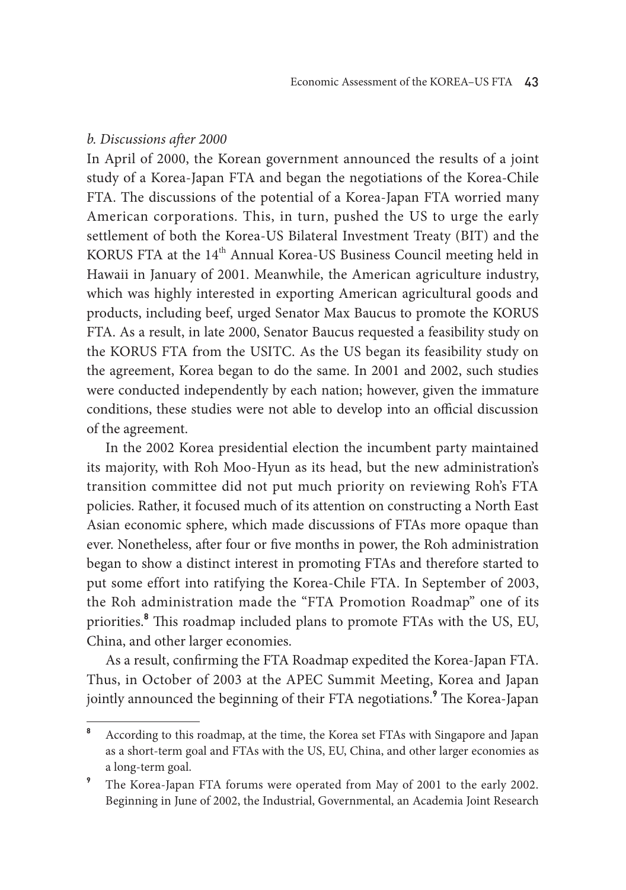*b. Discussions after 2000*

In April of 2000, the Korean government announced the results of a joint study of a Korea-Japan FTA and began the negotiations of the Korea-Chile FTA. The discussions of the potential of a Korea-Japan FTA worried many American corporations. This, in turn, pushed the US to urge the early settlement of both the Korea-US Bilateral Investment Treaty (BIT) and the KORUS FTA at the 14th Annual Korea-US Business Council meeting held in Hawaii in January of 2001. Meanwhile, the American agriculture industry, which was highly interested in exporting American agricultural goods and products, including beef, urged Senator Max Baucus to promote the KORUS FTA. As a result, in late 2000, Senator Baucus requested a feasibility study on the KORUS FTA from the USITC. As the US began its feasibility study on the agreement, Korea began to do the same. In 2001 and 2002, such studies were conducted independently by each nation; however, given the immature conditions, these studies were not able to develop into an official discussion of the agreement.

In the 2002 Korea presidential election the incumbent party maintained its majority, with Roh Moo-Hyun as its head, but the new administration's transition committee did not put much priority on reviewing Roh's FTA policies. Rather, it focused much of its attention on constructing a North East Asian economic sphere, which made discussions of FTAs more opaque than ever. Nonetheless, after four or five months in power, the Roh administration began to show a distinct interest in promoting FTAs and therefore started to put some effort into ratifying the Korea-Chile FTA. In September of 2003, the Roh administration made the "FTA Promotion Roadmap" one of its priorities.[8] This roadmap included plans to promote FTAs with the US, EU, China, and other larger economies.

As a result, confirming the FTA Roadmap expedited the Korea-Japan FTA. Thus, in October of 2003 at the APEC Summit Meeting, Korea and Japan jointly announced the beginning of their FTA negotiations.[9] The Korea-Japan

---

[8] According to this roadmap, at the time, the Korea set FTAs with Singapore and Japan as a short-term goal and FTAs with the US, EU, China, and other larger economies as a long-term goal.

[9] The Korea-Japan FTA forums were operated from May of 2001 to the early 2002. Beginning in June of 2002, the Industrial, Governmental, an Academia Joint Research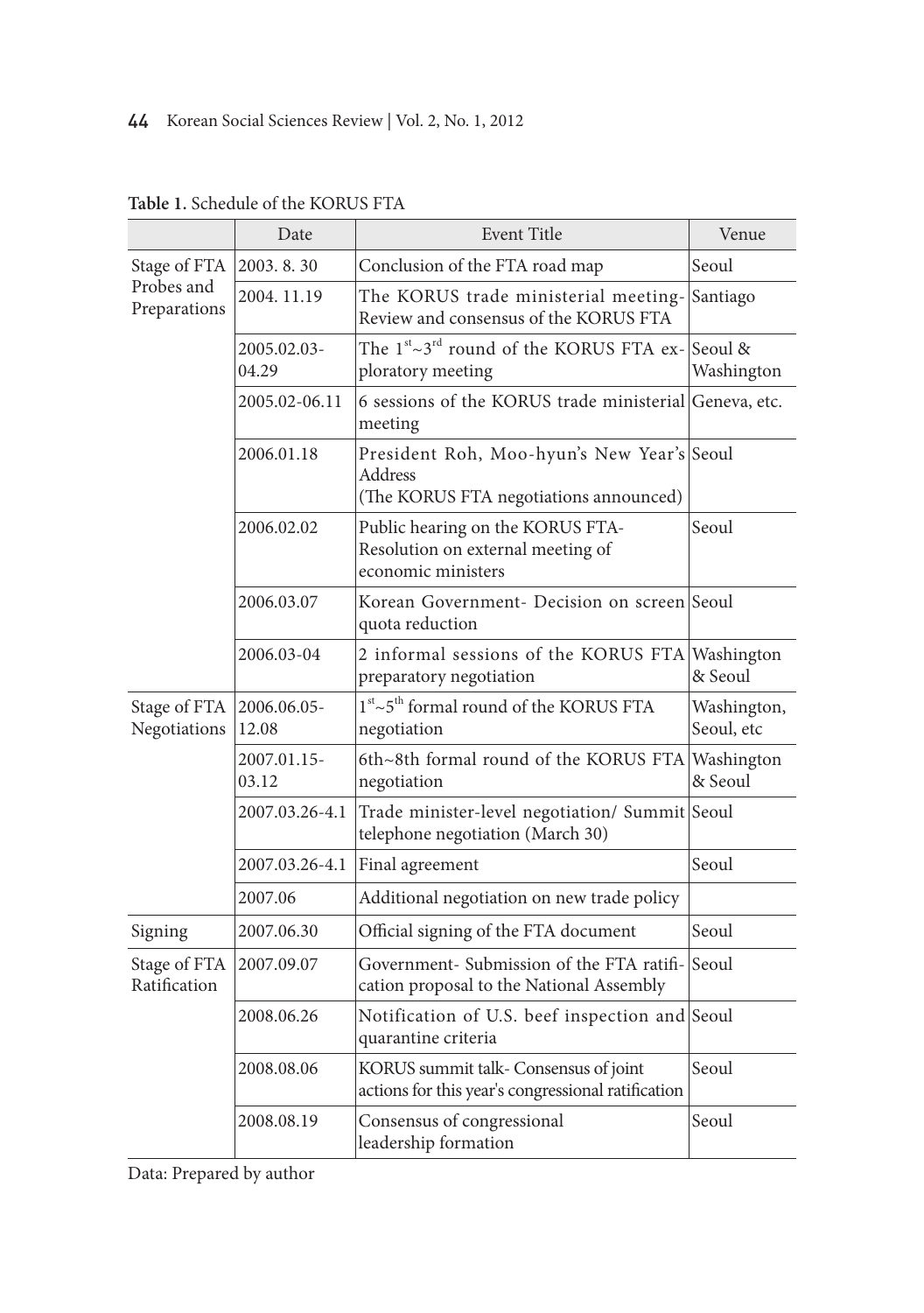**Table 1.** Schedule of the KORUS FTA

| | Date | Event Title | Venue |
|---|---|---|---|
| Stage of FTA Probes and Preparations | 2003. 8. 30 | Conclusion of the FTA road map | Seoul |
| | 2004. 11.19 | The KORUS trade ministerial meeting- Review and consensus of the KORUS FTA | Santiago |
| | 2005.02.03-04.29 | The 1st~3rd round of the KORUS FTA exploratory meeting | Seoul & Washington |
| | 2005.02-06.11 | 6 sessions of the KORUS trade ministerial meeting | Geneva, etc. |
| | 2006.01.18 | President Roh, Moo-hyun's New Year's Address (The KORUS FTA negotiations announced) | Seoul |
| | 2006.02.02 | Public hearing on the KORUS FTA- Resolution on external meeting of economic ministers | Seoul |
| | 2006.03.07 | Korean Government- Decision on screen quota reduction | Seoul |
| | 2006.03-04 | 2 informal sessions of the KORUS FTA preparatory negotiation | Washington & Seoul |
| Stage of FTA Negotiations | 2006.06.05-12.08 | 1st~5th formal round of the KORUS FTA negotiation | Washington, Seoul, etc |
| | 2007.01.15-03.12 | 6th~8th formal round of the KORUS FTA negotiation | Washington & Seoul |
| | 2007.03.26-4.1 | Trade minister-level negotiation/ Summit telephone negotiation (March 30) | Seoul |
| | 2007.03.26-4.1 | Final agreement | Seoul |
| | 2007.06 | Additional negotiation on new trade policy | |
| Signing | 2007.06.30 | Official signing of the FTA document | Seoul |
| Stage of FTA Ratification | 2007.09.07 | Government- Submission of the FTA ratification proposal to the National Assembly | Seoul |
| | 2008.06.26 | Notification of U.S. beef inspection and quarantine criteria | Seoul |
| | 2008.08.06 | KORUS summit talk- Consensus of joint actions for this year's congressional ratification | Seoul |
| | 2008.08.19 | Consensus of congressional leadership formation | Seoul |

Data: Prepared by author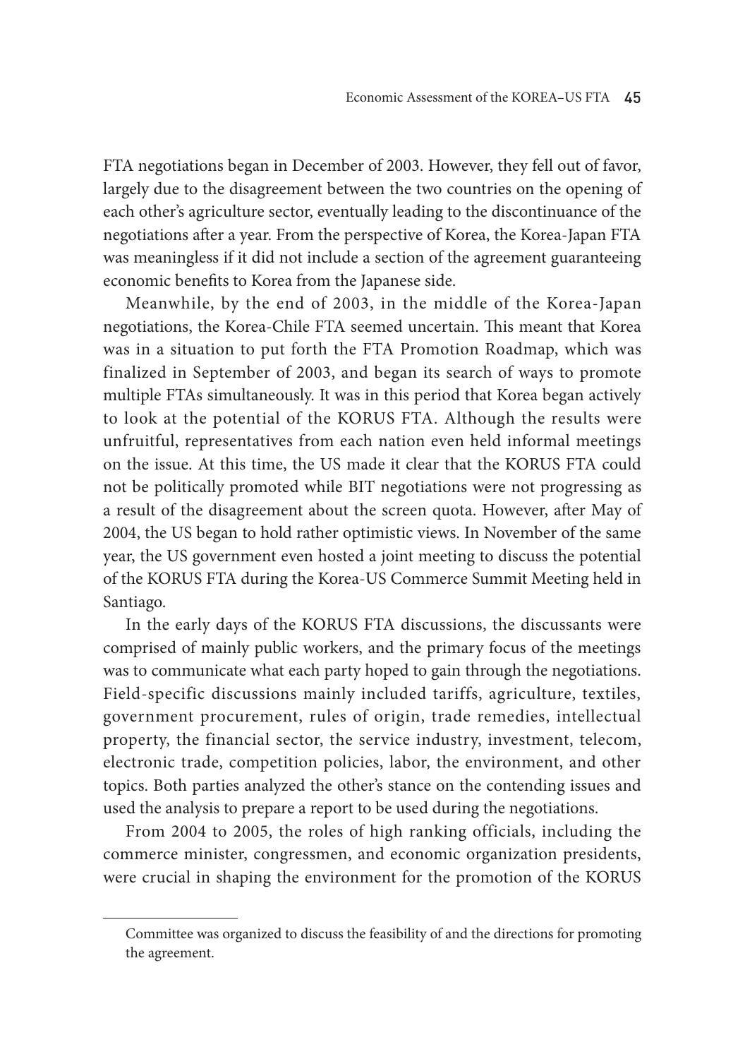FTA negotiations began in December of 2003. However, they fell out of favor, largely due to the disagreement between the two countries on the opening of each other's agriculture sector, eventually leading to the discontinuance of the negotiations after a year. From the perspective of Korea, the Korea-Japan FTA was meaningless if it did not include a section of the agreement guaranteeing economic benefits to Korea from the Japanese side.

Meanwhile, by the end of 2003, in the middle of the Korea-Japan negotiations, the Korea-Chile FTA seemed uncertain. This meant that Korea was in a situation to put forth the FTA Promotion Roadmap, which was finalized in September of 2003, and began its search of ways to promote multiple FTAs simultaneously. It was in this period that Korea began actively to look at the potential of the KORUS FTA. Although the results were unfruitful, representatives from each nation even held informal meetings on the issue. At this time, the US made it clear that the KORUS FTA could not be politically promoted while BIT negotiations were not progressing as a result of the disagreement about the screen quota. However, after May of 2004, the US began to hold rather optimistic views. In November of the same year, the US government even hosted a joint meeting to discuss the potential of the KORUS FTA during the Korea-US Commerce Summit Meeting held in Santiago.

In the early days of the KORUS FTA discussions, the discussants were comprised of mainly public workers, and the primary focus of the meetings was to communicate what each party hoped to gain through the negotiations. Field-specific discussions mainly included tariffs, agriculture, textiles, government procurement, rules of origin, trade remedies, intellectual property, the financial sector, the service industry, investment, telecom, electronic trade, competition policies, labor, the environment, and other topics. Both parties analyzed the other's stance on the contending issues and used the analysis to prepare a report to be used during the negotiations.

From 2004 to 2005, the roles of high ranking officials, including the commerce minister, congressmen, and economic organization presidents, were crucial in shaping the environment for the promotion of the KORUS

---

Committee was organized to discuss the feasibility of and the directions for promoting the agreement.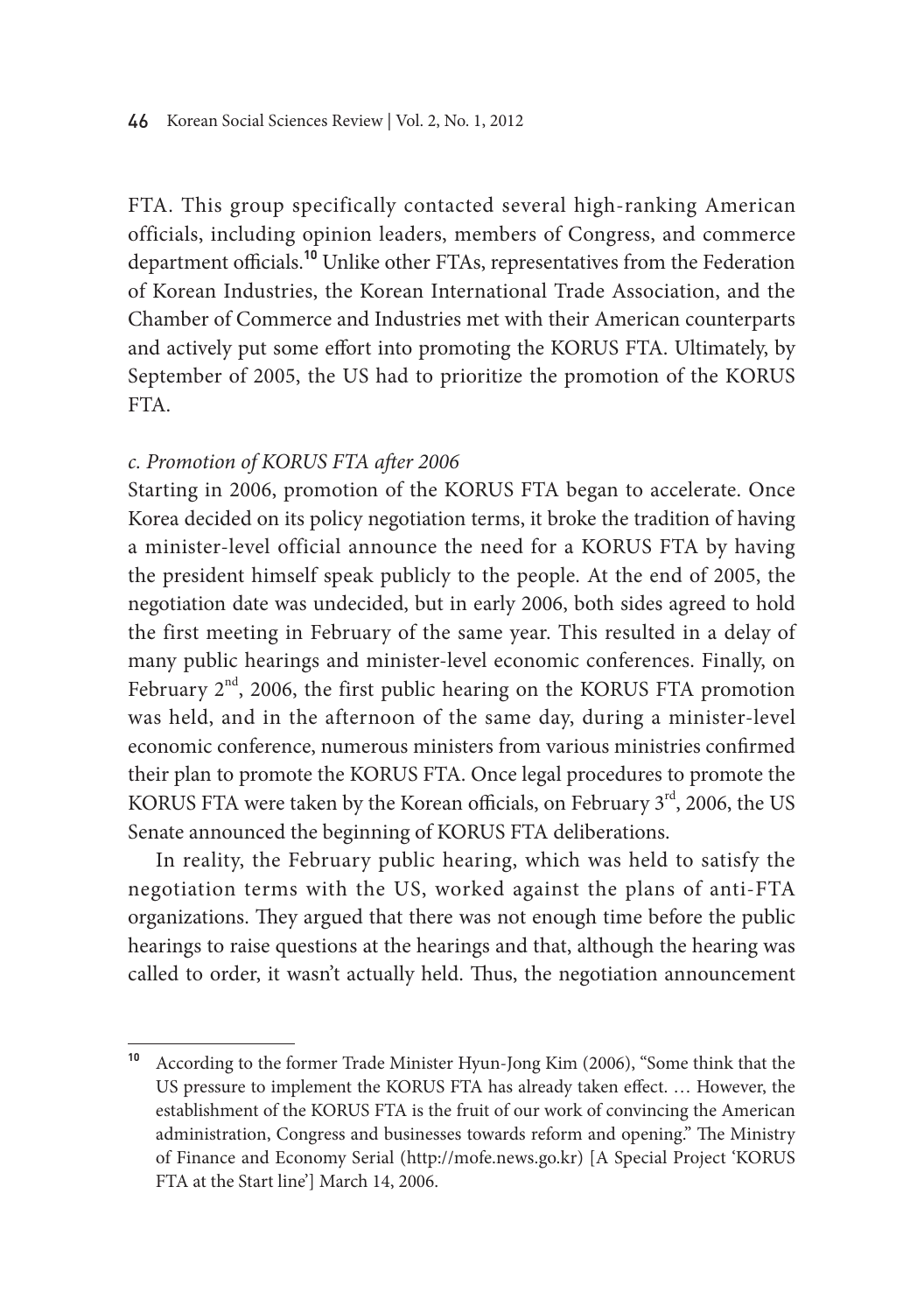FTA. This group specifically contacted several high-ranking American officials, including opinion leaders, members of Congress, and commerce department officials.[10] Unlike other FTAs, representatives from the Federation of Korean Industries, the Korean International Trade Association, and the Chamber of Commerce and Industries met with their American counterparts and actively put some effort into promoting the KORUS FTA. Ultimately, by September of 2005, the US had to prioritize the promotion of the KORUS FTA.

*c. Promotion of KORUS FTA after 2006*

Starting in 2006, promotion of the KORUS FTA began to accelerate. Once Korea decided on its policy negotiation terms, it broke the tradition of having a minister-level official announce the need for a KORUS FTA by having the president himself speak publicly to the people. At the end of 2005, the negotiation date was undecided, but in early 2006, both sides agreed to hold the first meeting in February of the same year. This resulted in a delay of many public hearings and minister-level economic conferences. Finally, on February 2nd, 2006, the first public hearing on the KORUS FTA promotion was held, and in the afternoon of the same day, during a minister-level economic conference, numerous ministers from various ministries confirmed their plan to promote the KORUS FTA. Once legal procedures to promote the KORUS FTA were taken by the Korean officials, on February 3rd, 2006, the US Senate announced the beginning of KORUS FTA deliberations.

In reality, the February public hearing, which was held to satisfy the negotiation terms with the US, worked against the plans of anti-FTA organizations. They argued that there was not enough time before the public hearings to raise questions at the hearings and that, although the hearing was called to order, it wasn't actually held. Thus, the negotiation announcement

[10] According to the former Trade Minister Hyun-Jong Kim (2006), "Some think that the US pressure to implement the KORUS FTA has already taken effect. … However, the establishment of the KORUS FTA is the fruit of our work of convincing the American administration, Congress and businesses towards reform and opening." The Ministry of Finance and Economy Serial (http://mofe.news.go.kr) [A Special Project 'KORUS FTA at the Start line'] March 14, 2006.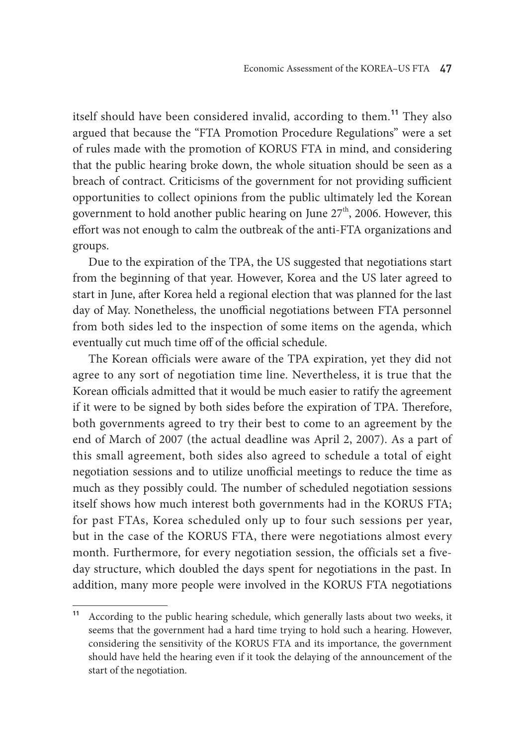itself should have been considered invalid, according to them.[11] They also argued that because the "FTA Promotion Procedure Regulations" were a set of rules made with the promotion of KORUS FTA in mind, and considering that the public hearing broke down, the whole situation should be seen as a breach of contract. Criticisms of the government for not providing sufficient opportunities to collect opinions from the public ultimately led the Korean government to hold another public hearing on June 27th, 2006. However, this effort was not enough to calm the outbreak of the anti-FTA organizations and groups.

Due to the expiration of the TPA, the US suggested that negotiations start from the beginning of that year. However, Korea and the US later agreed to start in June, after Korea held a regional election that was planned for the last day of May. Nonetheless, the unofficial negotiations between FTA personnel from both sides led to the inspection of some items on the agenda, which eventually cut much time off of the official schedule.

The Korean officials were aware of the TPA expiration, yet they did not agree to any sort of negotiation time line. Nevertheless, it is true that the Korean officials admitted that it would be much easier to ratify the agreement if it were to be signed by both sides before the expiration of TPA. Therefore, both governments agreed to try their best to come to an agreement by the end of March of 2007 (the actual deadline was April 2, 2007). As a part of this small agreement, both sides also agreed to schedule a total of eight negotiation sessions and to utilize unofficial meetings to reduce the time as much as they possibly could. The number of scheduled negotiation sessions itself shows how much interest both governments had in the KORUS FTA; for past FTAs, Korea scheduled only up to four such sessions per year, but in the case of the KORUS FTA, there were negotiations almost every month. Furthermore, for every negotiation session, the officials set a five-day structure, which doubled the days spent for negotiations in the past. In addition, many more people were involved in the KORUS FTA negotiations

---

[11] According to the public hearing schedule, which generally lasts about two weeks, it seems that the government had a hard time trying to hold such a hearing. However, considering the sensitivity of the KORUS FTA and its importance, the government should have held the hearing even if it took the delaying of the announcement of the start of the negotiation.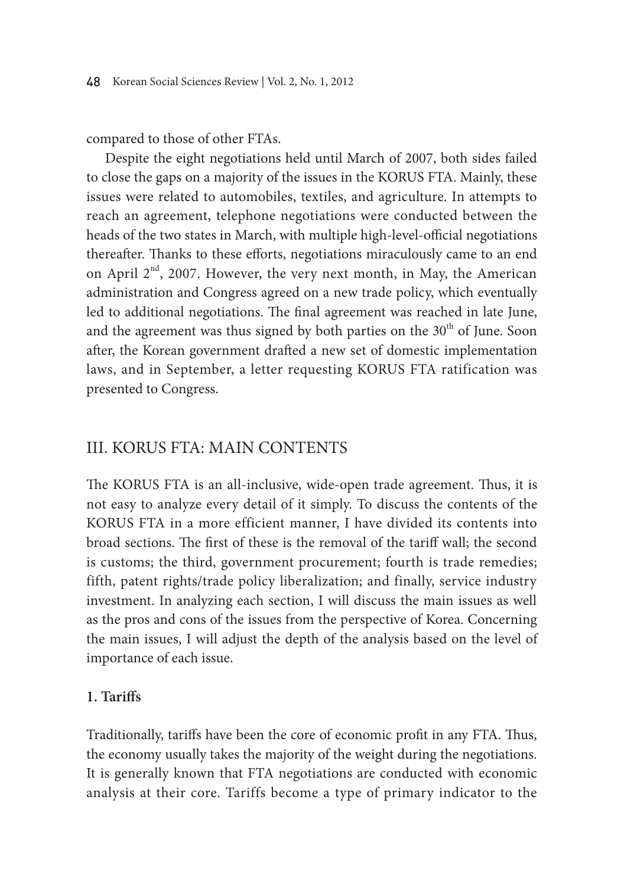compared to those of other FTAs.

Despite the eight negotiations held until March of 2007, both sides failed to close the gaps on a majority of the issues in the KORUS FTA. Mainly, these issues were related to automobiles, textiles, and agriculture. In attempts to reach an agreement, telephone negotiations were conducted between the heads of the two states in March, with multiple high-level-official negotiations thereafter. Thanks to these efforts, negotiations miraculously came to an end on April 2nd, 2007. However, the very next month, in May, the American administration and Congress agreed on a new trade policy, which eventually led to additional negotiations. The final agreement was reached in late June, and the agreement was thus signed by both parties on the 30th of June. Soon after, the Korean government drafted a new set of domestic implementation laws, and in September, a letter requesting KORUS FTA ratification was presented to Congress.

## III. KORUS FTA: MAIN CONTENTS

The KORUS FTA is an all-inclusive, wide-open trade agreement. Thus, it is not easy to analyze every detail of it simply. To discuss the contents of the KORUS FTA in a more efficient manner, I have divided its contents into broad sections. The first of these is the removal of the tariff wall; the second is customs; the third, government procurement; fourth is trade remedies; fifth, patent rights/trade policy liberalization; and finally, service industry investment. In analyzing each section, I will discuss the main issues as well as the pros and cons of the issues from the perspective of Korea. Concerning the main issues, I will adjust the depth of the analysis based on the level of importance of each issue.

### 1. Tariffs

Traditionally, tariffs have been the core of economic profit in any FTA. Thus, the economy usually takes the majority of the weight during the negotiations. It is generally known that FTA negotiations are conducted with economic analysis at their core. Tariffs become a type of primary indicator to the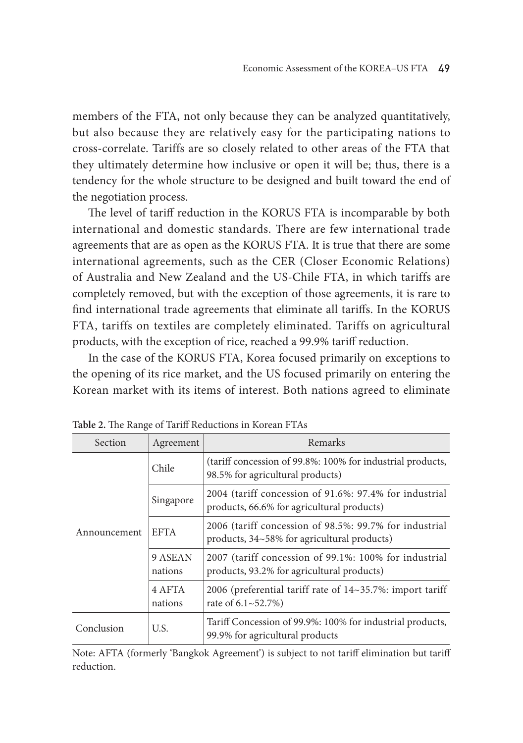members of the FTA, not only because they can be analyzed quantitatively, but also because they are relatively easy for the participating nations to cross-correlate. Tariffs are so closely related to other areas of the FTA that they ultimately determine how inclusive or open it will be; thus, there is a tendency for the whole structure to be designed and built toward the end of the negotiation process.

The level of tariff reduction in the KORUS FTA is incomparable by both international and domestic standards. There are few international trade agreements that are as open as the KORUS FTA. It is true that there are some international agreements, such as the CER (Closer Economic Relations) of Australia and New Zealand and the US-Chile FTA, in which tariffs are completely removed, but with the exception of those agreements, it is rare to find international trade agreements that eliminate all tariffs. In the KORUS FTA, tariffs on textiles are completely eliminated. Tariffs on agricultural products, with the exception of rice, reached a 99.9% tariff reduction.

In the case of the KORUS FTA, Korea focused primarily on exceptions to the opening of its rice market, and the US focused primarily on entering the Korean market with its items of interest. Both nations agreed to eliminate

**Table 2.** The Range of Tariff Reductions in Korean FTAs

| Section | Agreement | Remarks |
|---|---|---|
| Announcement | Chile | (tariff concession of 99.8%: 100% for industrial products, 98.5% for agricultural products) |
| | Singapore | 2004 (tariff concession of 91.6%: 97.4% for industrial products, 66.6% for agricultural products) |
| | EFTA | 2006 (tariff concession of 98.5%: 99.7% for industrial products, 34~58% for agricultural products) |
| | 9 ASEAN nations | 2007 (tariff concession of 99.1%: 100% for industrial products, 93.2% for agricultural products) |
| | 4 AFTA nations | 2006 (preferential tariff rate of 14~35.7%: import tariff rate of 6.1~52.7%) |
| Conclusion | U.S. | Tariff Concession of 99.9%: 100% for industrial products, 99.9% for agricultural products |

Note: AFTA (formerly 'Bangkok Agreement') is subject to not tariff elimination but tariff reduction.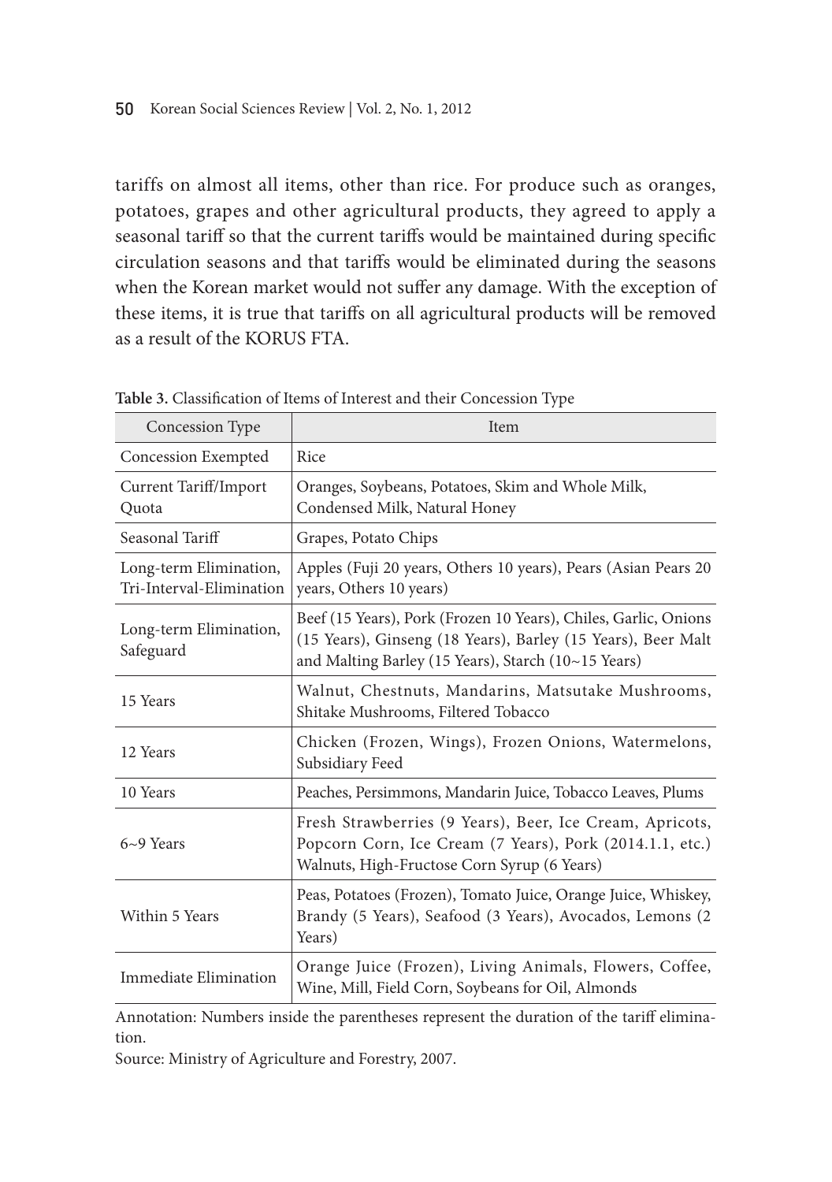tariffs on almost all items, other than rice. For produce such as oranges, potatoes, grapes and other agricultural products, they agreed to apply a seasonal tariff so that the current tariffs would be maintained during specific circulation seasons and that tariffs would be eliminated during the seasons when the Korean market would not suffer any damage. With the exception of these items, it is true that tariffs on all agricultural products will be removed as a result of the KORUS FTA.

**Table 3.** Classification of Items of Interest and their Concession Type

| Concession Type | Item |
|---|---|
| Concession Exempted | Rice |
| Current Tariff/Import Quota | Oranges, Soybeans, Potatoes, Skim and Whole Milk, Condensed Milk, Natural Honey |
| Seasonal Tariff | Grapes, Potato Chips |
| Long-term Elimination, Tri-Interval-Elimination | Apples (Fuji 20 years, Others 10 years), Pears (Asian Pears 20 years, Others 10 years) |
| Long-term Elimination, Safeguard | Beef (15 Years), Pork (Frozen 10 Years), Chiles, Garlic, Onions (15 Years), Ginseng (18 Years), Barley (15 Years), Beer Malt and Malting Barley (15 Years), Starch (10~15 Years) |
| 15 Years | Walnut, Chestnuts, Mandarins, Matsutake Mushrooms, Shitake Mushrooms, Filtered Tobacco |
| 12 Years | Chicken (Frozen, Wings), Frozen Onions, Watermelons, Subsidiary Feed |
| 10 Years | Peaches, Persimmons, Mandarin Juice, Tobacco Leaves, Plums |
| 6~9 Years | Fresh Strawberries (9 Years), Beer, Ice Cream, Apricots, Popcorn Corn, Ice Cream (7 Years), Pork (2014.1.1, etc.) Walnuts, High-Fructose Corn Syrup (6 Years) |
| Within 5 Years | Peas, Potatoes (Frozen), Tomato Juice, Orange Juice, Whiskey, Brandy (5 Years), Seafood (3 Years), Avocados, Lemons (2 Years) |
| Immediate Elimination | Orange Juice (Frozen), Living Animals, Flowers, Coffee, Wine, Mill, Field Corn, Soybeans for Oil, Almonds |

Annotation: Numbers inside the parentheses represent the duration of the tariff elimination.

Source: Ministry of Agriculture and Forestry, 2007.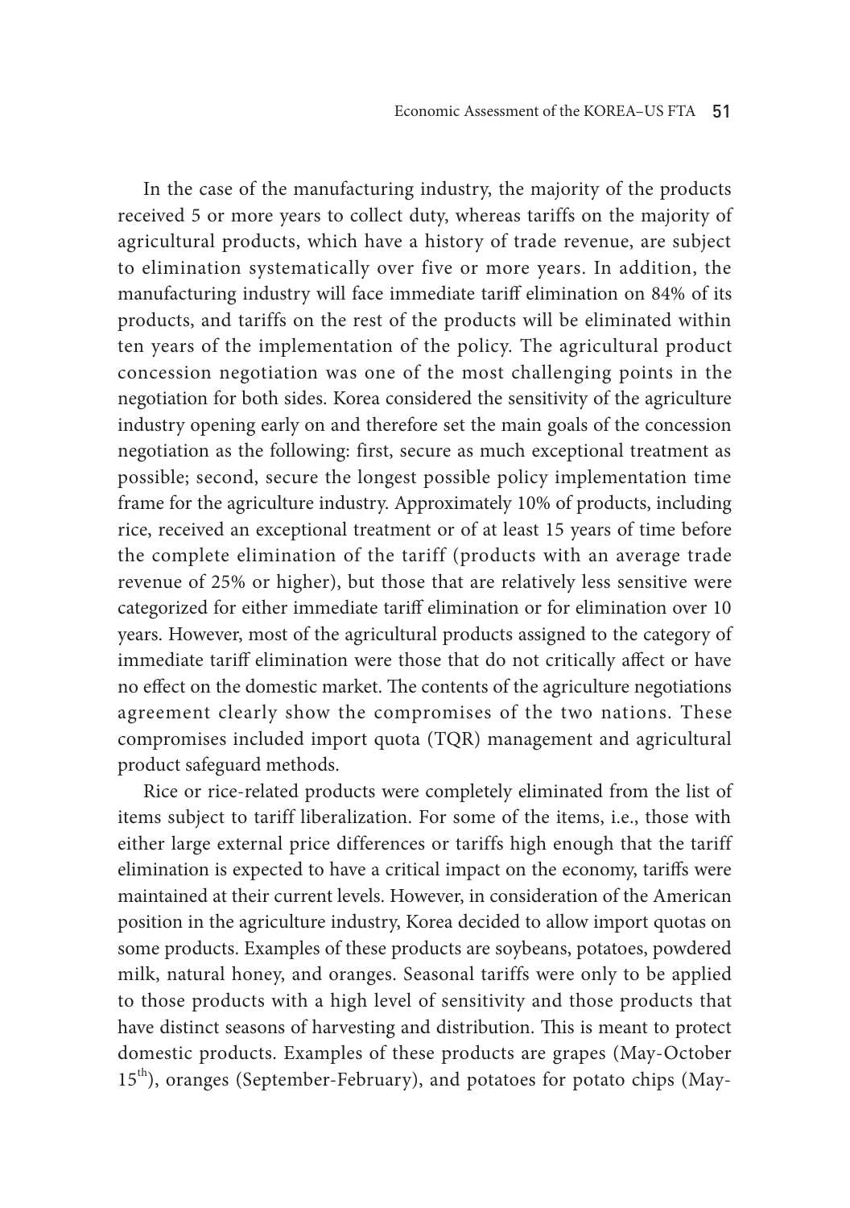In the case of the manufacturing industry, the majority of the products received 5 or more years to collect duty, whereas tariffs on the majority of agricultural products, which have a history of trade revenue, are subject to elimination systematically over five or more years. In addition, the manufacturing industry will face immediate tariff elimination on 84% of its products, and tariffs on the rest of the products will be eliminated within ten years of the implementation of the policy. The agricultural product concession negotiation was one of the most challenging points in the negotiation for both sides. Korea considered the sensitivity of the agriculture industry opening early on and therefore set the main goals of the concession negotiation as the following: first, secure as much exceptional treatment as possible; second, secure the longest possible policy implementation time frame for the agriculture industry. Approximately 10% of products, including rice, received an exceptional treatment or of at least 15 years of time before the complete elimination of the tariff (products with an average trade revenue of 25% or higher), but those that are relatively less sensitive were categorized for either immediate tariff elimination or for elimination over 10 years. However, most of the agricultural products assigned to the category of immediate tariff elimination were those that do not critically affect or have no effect on the domestic market. The contents of the agriculture negotiations agreement clearly show the compromises of the two nations. These compromises included import quota (TQR) management and agricultural product safeguard methods.

Rice or rice-related products were completely eliminated from the list of items subject to tariff liberalization. For some of the items, i.e., those with either large external price differences or tariffs high enough that the tariff elimination is expected to have a critical impact on the economy, tariffs were maintained at their current levels. However, in consideration of the American position in the agriculture industry, Korea decided to allow import quotas on some products. Examples of these products are soybeans, potatoes, powdered milk, natural honey, and oranges. Seasonal tariffs were only to be applied to those products with a high level of sensitivity and those products that have distinct seasons of harvesting and distribution. This is meant to protect domestic products. Examples of these products are grapes (May-October 15th), oranges (September-February), and potatoes for potato chips (May-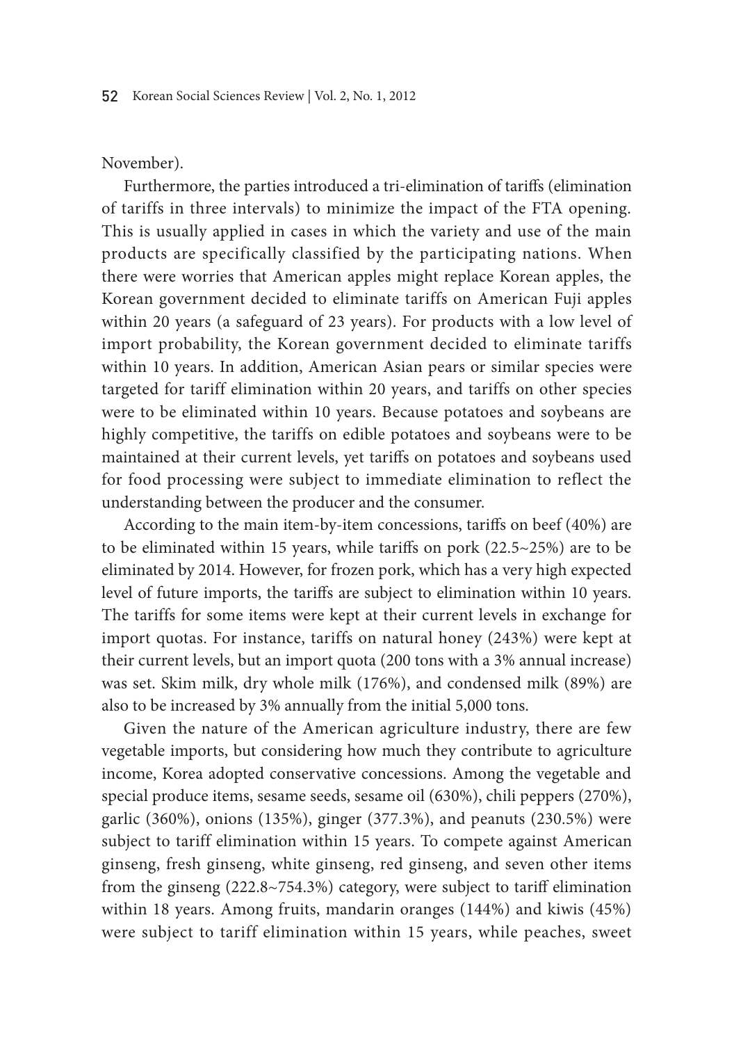November).

Furthermore, the parties introduced a tri-elimination of tariffs (elimination of tariffs in three intervals) to minimize the impact of the FTA opening. This is usually applied in cases in which the variety and use of the main products are specifically classified by the participating nations. When there were worries that American apples might replace Korean apples, the Korean government decided to eliminate tariffs on American Fuji apples within 20 years (a safeguard of 23 years). For products with a low level of import probability, the Korean government decided to eliminate tariffs within 10 years. In addition, American Asian pears or similar species were targeted for tariff elimination within 20 years, and tariffs on other species were to be eliminated within 10 years. Because potatoes and soybeans are highly competitive, the tariffs on edible potatoes and soybeans were to be maintained at their current levels, yet tariffs on potatoes and soybeans used for food processing were subject to immediate elimination to reflect the understanding between the producer and the consumer.

According to the main item-by-item concessions, tariffs on beef (40%) are to be eliminated within 15 years, while tariffs on pork (22.5~25%) are to be eliminated by 2014. However, for frozen pork, which has a very high expected level of future imports, the tariffs are subject to elimination within 10 years. The tariffs for some items were kept at their current levels in exchange for import quotas. For instance, tariffs on natural honey (243%) were kept at their current levels, but an import quota (200 tons with a 3% annual increase) was set. Skim milk, dry whole milk (176%), and condensed milk (89%) are also to be increased by 3% annually from the initial 5,000 tons.

Given the nature of the American agriculture industry, there are few vegetable imports, but considering how much they contribute to agriculture income, Korea adopted conservative concessions. Among the vegetable and special produce items, sesame seeds, sesame oil (630%), chili peppers (270%), garlic (360%), onions (135%), ginger (377.3%), and peanuts (230.5%) were subject to tariff elimination within 15 years. To compete against American ginseng, fresh ginseng, white ginseng, red ginseng, and seven other items from the ginseng (222.8~754.3%) category, were subject to tariff elimination within 18 years. Among fruits, mandarin oranges (144%) and kiwis (45%) were subject to tariff elimination within 15 years, while peaches, sweet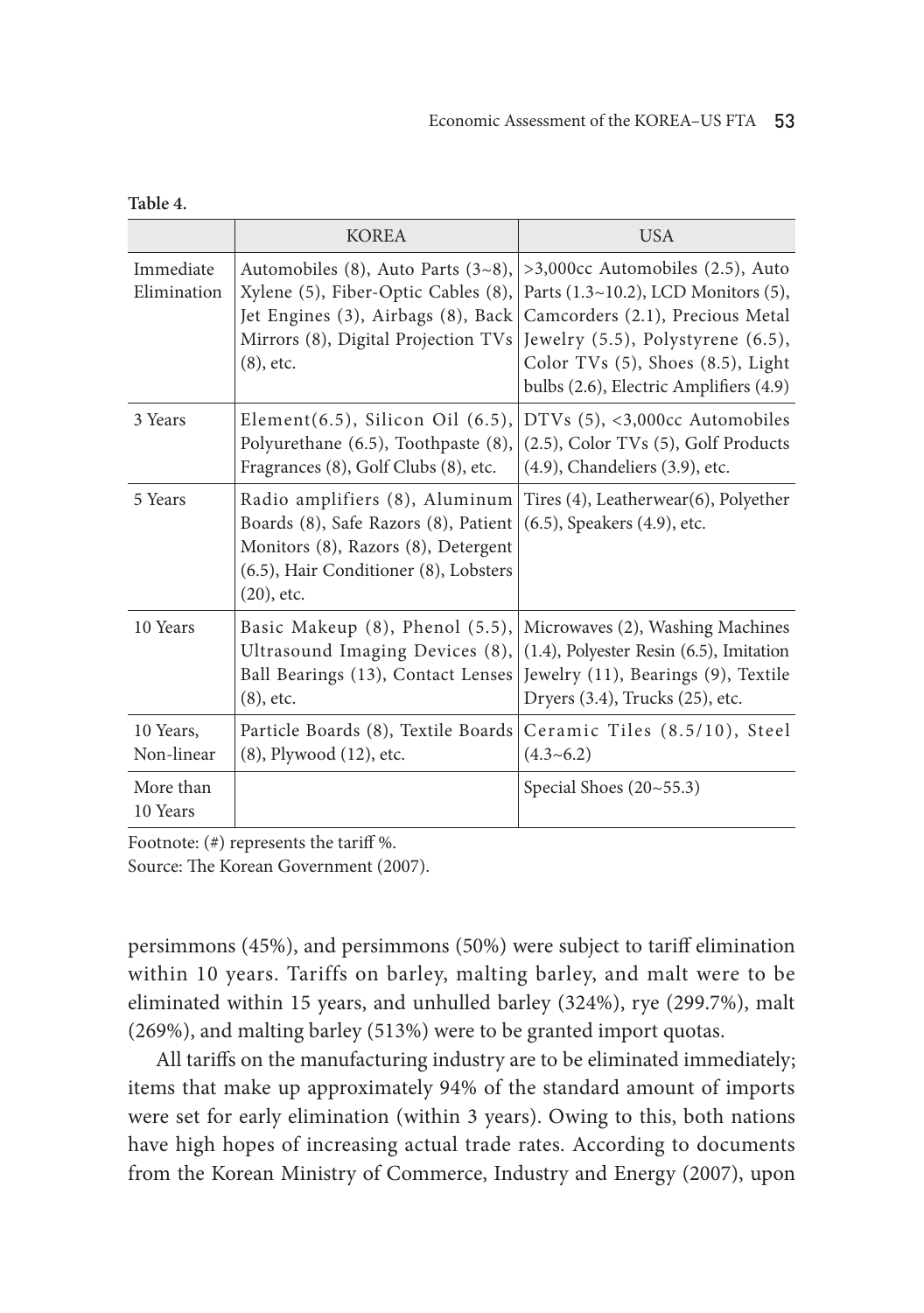**Table 4.**

| | KOREA | USA |
|---|---|---|
| Immediate Elimination | Automobiles (8), Auto Parts (3~8), Xylene (5), Fiber-Optic Cables (8), Jet Engines (3), Airbags (8), Back Mirrors (8), Digital Projection TVs (8), etc. | >3,000cc Automobiles (2.5), Auto Parts (1.3~10.2), LCD Monitors (5), Camcorders (2.1), Precious Metal Jewelry (5.5), Polystyrene (6.5), Color TVs (5), Shoes (8.5), Light bulbs (2.6), Electric Amplifiers (4.9) |
| 3 Years | Element(6.5), Silicon Oil (6.5), Polyurethane (6.5), Toothpaste (8), Fragrances (8), Golf Clubs (8), etc. | DTVs (5), <3,000cc Automobiles (2.5), Color TVs (5), Golf Products (4.9), Chandeliers (3.9), etc. |
| 5 Years | Radio amplifiers (8), Aluminum Boards (8), Safe Razors (8), Patient Monitors (8), Razors (8), Detergent (6.5), Hair Conditioner (8), Lobsters (20), etc. | Tires (4), Leatherwear(6), Polyether (6.5), Speakers (4.9), etc. |
| 10 Years | Basic Makeup (8), Phenol (5.5), Ultrasound Imaging Devices (8), Ball Bearings (13), Contact Lenses (8), etc. | Microwaves (2), Washing Machines (1.4), Polyester Resin (6.5), Imitation Jewelry (11), Bearings (9), Textile Dryers (3.4), Trucks (25), etc. |
| 10 Years, Non-linear | Particle Boards (8), Textile Boards (8), Plywood (12), etc. | Ceramic Tiles (8.5/10), Steel (4.3~6.2) |
| More than 10 Years | | Special Shoes (20~55.3) |

Footnote: (#) represents the tariff %.

Source: The Korean Government (2007).

persimmons (45%), and persimmons (50%) were subject to tariff elimination within 10 years. Tariffs on barley, malting barley, and malt were to be eliminated within 15 years, and unhulled barley (324%), rye (299.7%), malt (269%), and malting barley (513%) were to be granted import quotas.

All tariffs on the manufacturing industry are to be eliminated immediately; items that make up approximately 94% of the standard amount of imports were set for early elimination (within 3 years). Owing to this, both nations have high hopes of increasing actual trade rates. According to documents from the Korean Ministry of Commerce, Industry and Energy (2007), upon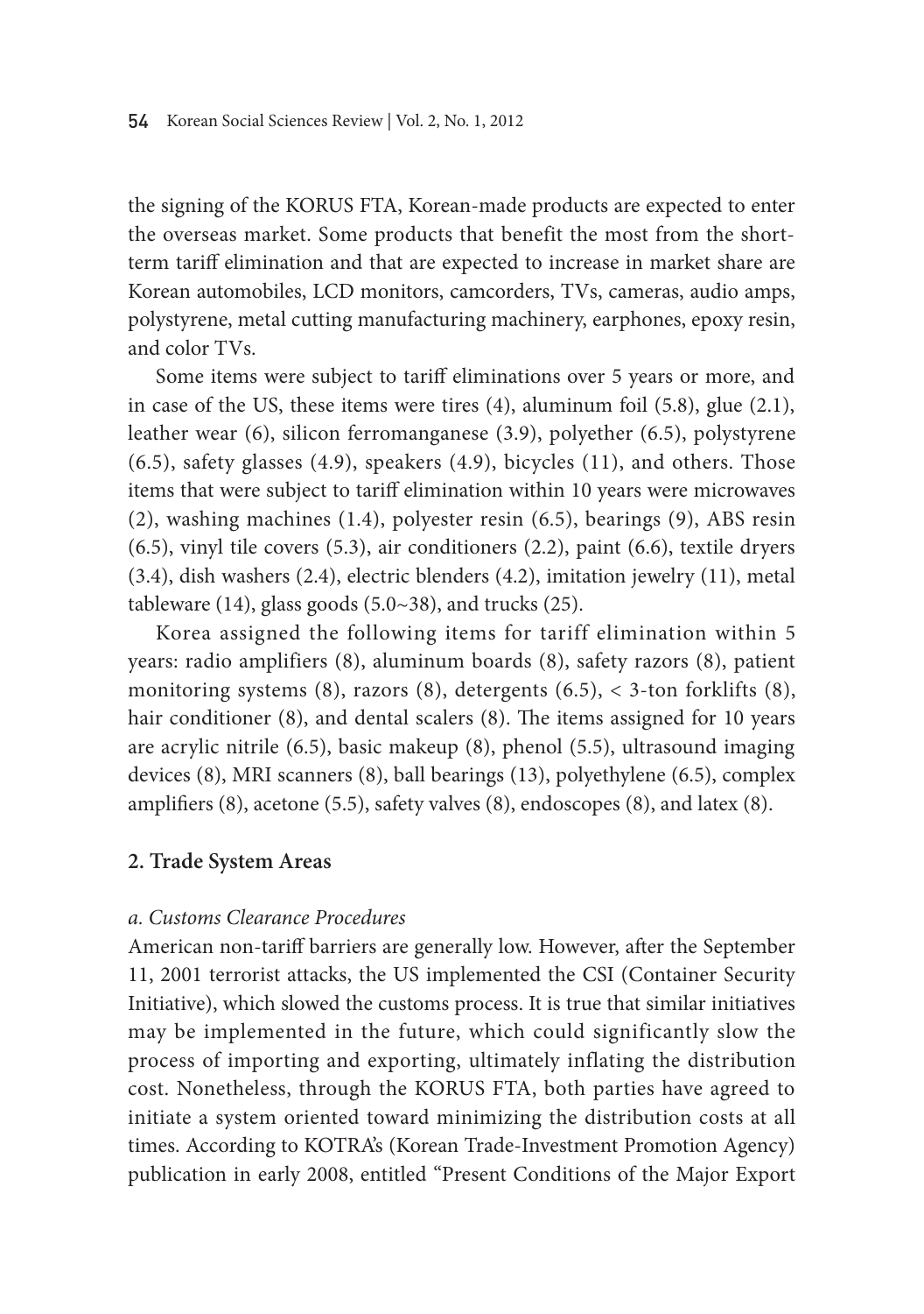the signing of the KORUS FTA, Korean-made products are expected to enter the overseas market. Some products that benefit the most from the short-term tariff elimination and that are expected to increase in market share are Korean automobiles, LCD monitors, camcorders, TVs, cameras, audio amps, polystyrene, metal cutting manufacturing machinery, earphones, epoxy resin, and color TVs.

Some items were subject to tariff eliminations over 5 years or more, and in case of the US, these items were tires (4), aluminum foil (5.8), glue (2.1), leather wear (6), silicon ferromanganese (3.9), polyether (6.5), polystyrene (6.5), safety glasses (4.9), speakers (4.9), bicycles (11), and others. Those items that were subject to tariff elimination within 10 years were microwaves (2), washing machines (1.4), polyester resin (6.5), bearings (9), ABS resin (6.5), vinyl tile covers (5.3), air conditioners (2.2), paint (6.6), textile dryers (3.4), dish washers (2.4), electric blenders (4.2), imitation jewelry (11), metal tableware (14), glass goods (5.0~38), and trucks (25).

Korea assigned the following items for tariff elimination within 5 years: radio amplifiers (8), aluminum boards (8), safety razors (8), patient monitoring systems (8), razors (8), detergents (6.5), < 3-ton forklifts (8), hair conditioner (8), and dental scalers (8). The items assigned for 10 years are acrylic nitrile (6.5), basic makeup (8), phenol (5.5), ultrasound imaging devices (8), MRI scanners (8), ball bearings (13), polyethylene (6.5), complex amplifiers (8), acetone (5.5), safety valves (8), endoscopes (8), and latex (8).

## 2. Trade System Areas

### *a. Customs Clearance Procedures*

American non-tariff barriers are generally low. However, after the September 11, 2001 terrorist attacks, the US implemented the CSI (Container Security Initiative), which slowed the customs process. It is true that similar initiatives may be implemented in the future, which could significantly slow the process of importing and exporting, ultimately inflating the distribution cost. Nonetheless, through the KORUS FTA, both parties have agreed to initiate a system oriented toward minimizing the distribution costs at all times. According to KOTRA's (Korean Trade-Investment Promotion Agency) publication in early 2008, entitled "Present Conditions of the Major Export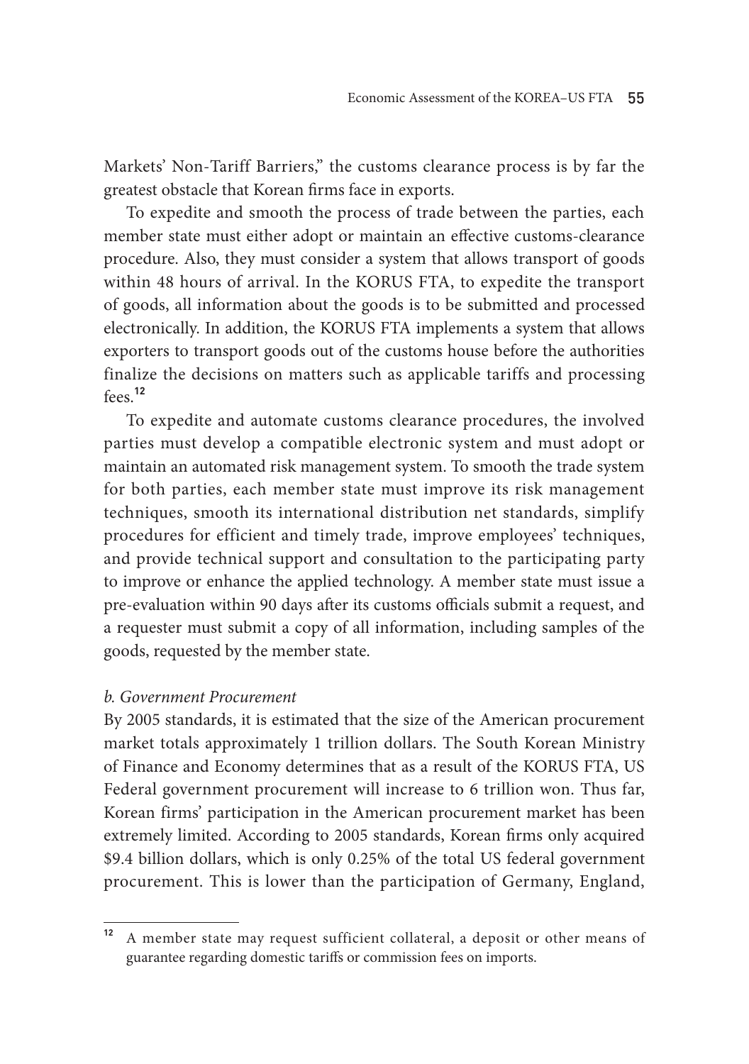Markets' Non-Tariff Barriers," the customs clearance process is by far the greatest obstacle that Korean firms face in exports.

To expedite and smooth the process of trade between the parties, each member state must either adopt or maintain an effective customs-clearance procedure. Also, they must consider a system that allows transport of goods within 48 hours of arrival. In the KORUS FTA, to expedite the transport of goods, all information about the goods is to be submitted and processed electronically. In addition, the KORUS FTA implements a system that allows exporters to transport goods out of the customs house before the authorities finalize the decisions on matters such as applicable tariffs and processing fees.[12]

To expedite and automate customs clearance procedures, the involved parties must develop a compatible electronic system and must adopt or maintain an automated risk management system. To smooth the trade system for both parties, each member state must improve its risk management techniques, smooth its international distribution net standards, simplify procedures for efficient and timely trade, improve employees' techniques, and provide technical support and consultation to the participating party to improve or enhance the applied technology. A member state must issue a pre-evaluation within 90 days after its customs officials submit a request, and a requester must submit a copy of all information, including samples of the goods, requested by the member state.

*b. Government Procurement*

By 2005 standards, it is estimated that the size of the American procurement market totals approximately 1 trillion dollars. The South Korean Ministry of Finance and Economy determines that as a result of the KORUS FTA, US Federal government procurement will increase to 6 trillion won. Thus far, Korean firms' participation in the American procurement market has been extremely limited. According to 2005 standards, Korean firms only acquired \$9.4 billion dollars, which is only 0.25% of the total US federal government procurement. This is lower than the participation of Germany, England,

---

[12] A member state may request sufficient collateral, a deposit or other means of guarantee regarding domestic tariffs or commission fees on imports.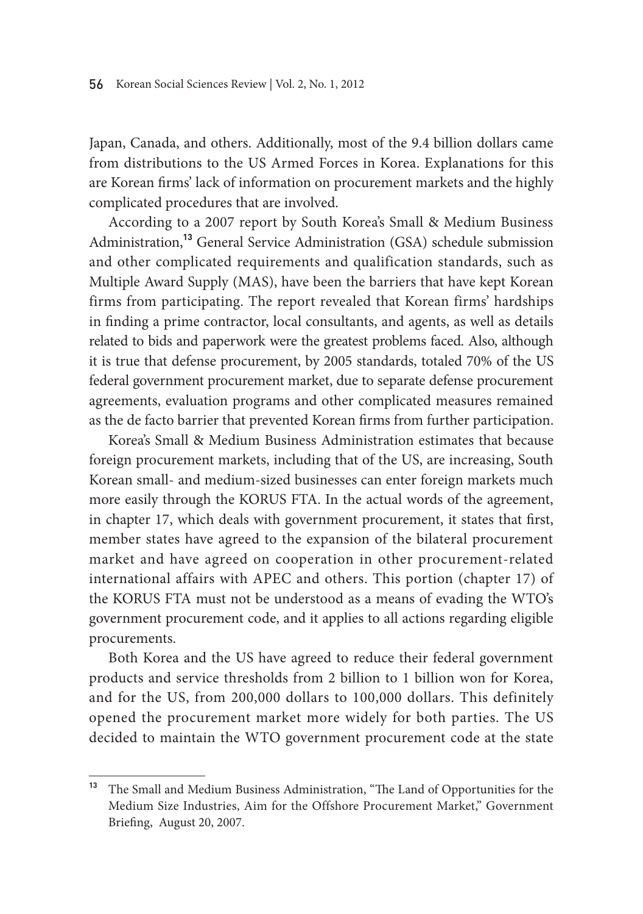Japan, Canada, and others. Additionally, most of the 9.4 billion dollars came from distributions to the US Armed Forces in Korea. Explanations for this are Korean firms' lack of information on procurement markets and the highly complicated procedures that are involved.

According to a 2007 report by South Korea's Small & Medium Business Administration,[13] General Service Administration (GSA) schedule submission and other complicated requirements and qualification standards, such as Multiple Award Supply (MAS), have been the barriers that have kept Korean firms from participating. The report revealed that Korean firms' hardships in finding a prime contractor, local consultants, and agents, as well as details related to bids and paperwork were the greatest problems faced. Also, although it is true that defense procurement, by 2005 standards, totaled 70% of the US federal government procurement market, due to separate defense procurement agreements, evaluation programs and other complicated measures remained as the de facto barrier that prevented Korean firms from further participation.

Korea's Small & Medium Business Administration estimates that because foreign procurement markets, including that of the US, are increasing, South Korean small- and medium-sized businesses can enter foreign markets much more easily through the KORUS FTA. In the actual words of the agreement, in chapter 17, which deals with government procurement, it states that first, member states have agreed to the expansion of the bilateral procurement market and have agreed on cooperation in other procurement-related international affairs with APEC and others. This portion (chapter 17) of the KORUS FTA must not be understood as a means of evading the WTO's government procurement code, and it applies to all actions regarding eligible procurements.

Both Korea and the US have agreed to reduce their federal government products and service thresholds from 2 billion to 1 billion won for Korea, and for the US, from 200,000 dollars to 100,000 dollars. This definitely opened the procurement market more widely for both parties. The US decided to maintain the WTO government procurement code at the state

---

[13] The Small and Medium Business Administration, "The Land of Opportunities for the Medium Size Industries, Aim for the Offshore Procurement Market," Government Briefing, August 20, 2007.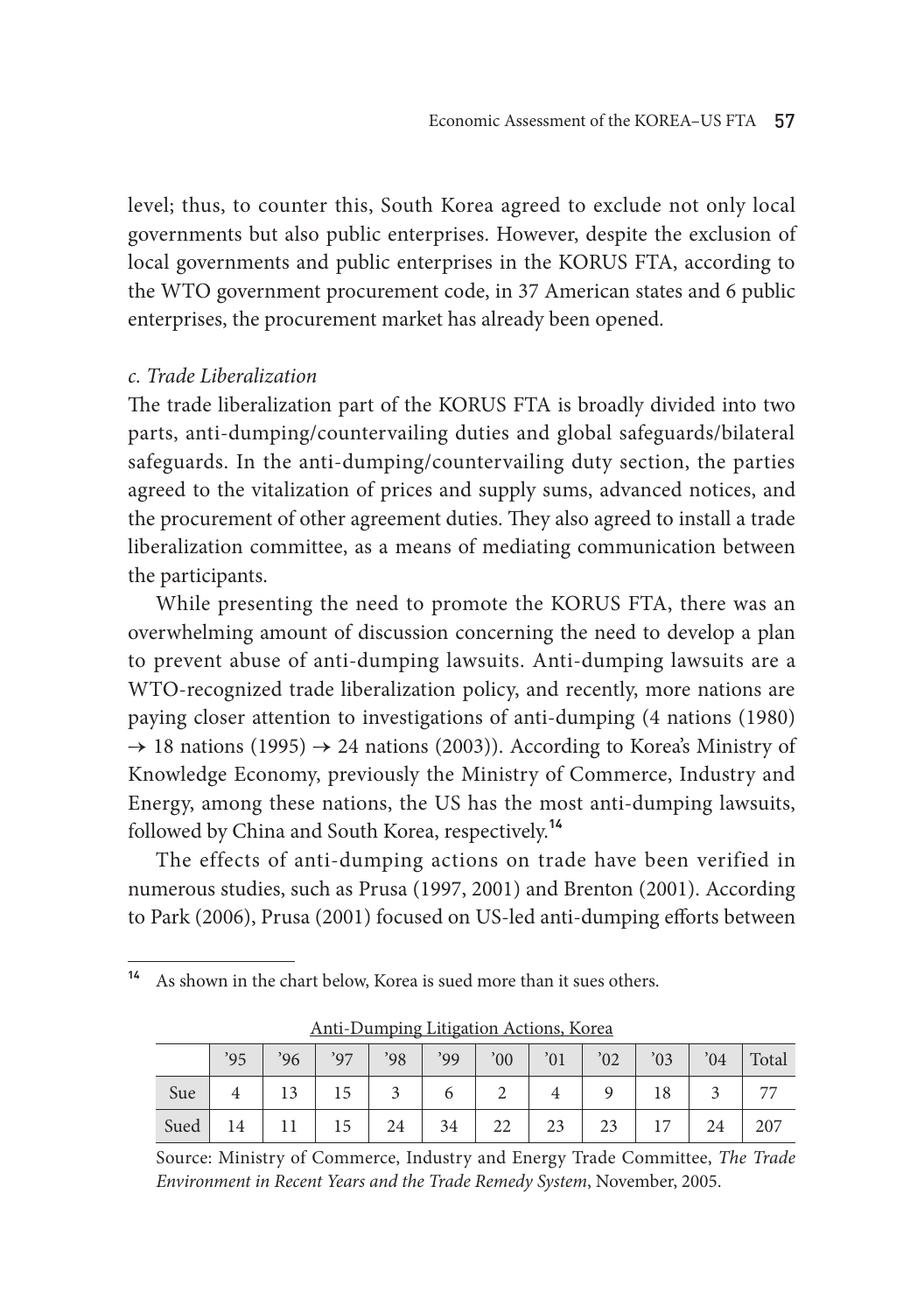level; thus, to counter this, South Korea agreed to exclude not only local governments but also public enterprises. However, despite the exclusion of local governments and public enterprises in the KORUS FTA, according to the WTO government procurement code, in 37 American states and 6 public enterprises, the procurement market has already been opened.

### *c. Trade Liberalization*

The trade liberalization part of the KORUS FTA is broadly divided into two parts, anti-dumping/countervailing duties and global safeguards/bilateral safeguards. In the anti-dumping/countervailing duty section, the parties agreed to the vitalization of prices and supply sums, advanced notices, and the procurement of other agreement duties. They also agreed to install a trade liberalization committee, as a means of mediating communication between the participants.

While presenting the need to promote the KORUS FTA, there was an overwhelming amount of discussion concerning the need to develop a plan to prevent abuse of anti-dumping lawsuits. Anti-dumping lawsuits are a WTO-recognized trade liberalization policy, and recently, more nations are paying closer attention to investigations of anti-dumping (4 nations (1980) → 18 nations (1995) → 24 nations (2003)). According to Korea's Ministry of Knowledge Economy, previously the Ministry of Commerce, Industry and Energy, among these nations, the US has the most anti-dumping lawsuits, followed by China and South Korea, respectively.[14]

The effects of anti-dumping actions on trade have been verified in numerous studies, such as Prusa (1997, 2001) and Brenton (2001). According to Park (2006), Prusa (2001) focused on US-led anti-dumping efforts between

---

[14] As shown in the chart below, Korea is sued more than it sues others.

Anti-Dumping Litigation Actions, Korea

| | '95 | '96 | '97 | '98 | '99 | '00 | '01 | '02 | '03 | '04 | Total |
|---|---|---|---|---|---|---|---|---|---|---|---|
| Sue | 4 | 13 | 15 | 3 | 6 | 2 | 4 | 9 | 18 | 3 | 77 |
| Sued | 14 | 11 | 15 | 24 | 34 | 22 | 23 | 23 | 17 | 24 | 207 |

Source: Ministry of Commerce, Industry and Energy Trade Committee, *The Trade Environment in Recent Years and the Trade Remedy System*, November, 2005.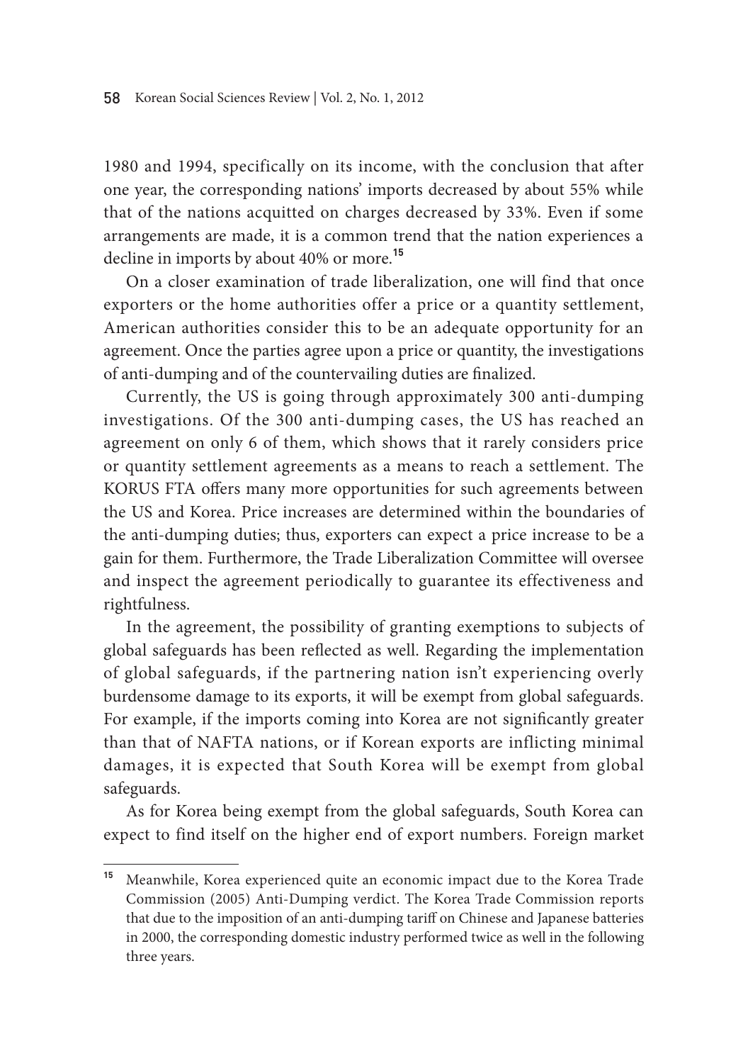1980 and 1994, specifically on its income, with the conclusion that after one year, the corresponding nations' imports decreased by about 55% while that of the nations acquitted on charges decreased by 33%. Even if some arrangements are made, it is a common trend that the nation experiences a decline in imports by about 40% or more.[15]

On a closer examination of trade liberalization, one will find that once exporters or the home authorities offer a price or a quantity settlement, American authorities consider this to be an adequate opportunity for an agreement. Once the parties agree upon a price or quantity, the investigations of anti-dumping and of the countervailing duties are finalized.

Currently, the US is going through approximately 300 anti-dumping investigations. Of the 300 anti-dumping cases, the US has reached an agreement on only 6 of them, which shows that it rarely considers price or quantity settlement agreements as a means to reach a settlement. The KORUS FTA offers many more opportunities for such agreements between the US and Korea. Price increases are determined within the boundaries of the anti-dumping duties; thus, exporters can expect a price increase to be a gain for them. Furthermore, the Trade Liberalization Committee will oversee and inspect the agreement periodically to guarantee its effectiveness and rightfulness.

In the agreement, the possibility of granting exemptions to subjects of global safeguards has been reflected as well. Regarding the implementation of global safeguards, if the partnering nation isn't experiencing overly burdensome damage to its exports, it will be exempt from global safeguards. For example, if the imports coming into Korea are not significantly greater than that of NAFTA nations, or if Korean exports are inflicting minimal damages, it is expected that South Korea will be exempt from global safeguards.

As for Korea being exempt from the global safeguards, South Korea can expect to find itself on the higher end of export numbers. Foreign market

[15] Meanwhile, Korea experienced quite an economic impact due to the Korea Trade Commission (2005) Anti-Dumping verdict. The Korea Trade Commission reports that due to the imposition of an anti-dumping tariff on Chinese and Japanese batteries in 2000, the corresponding domestic industry performed twice as well in the following three years.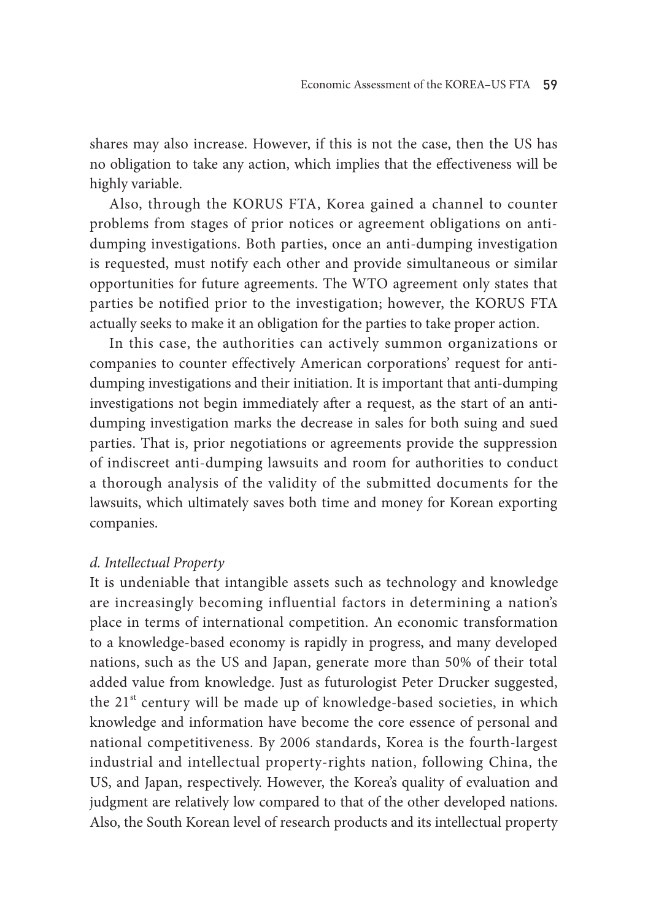shares may also increase. However, if this is not the case, then the US has no obligation to take any action, which implies that the effectiveness will be highly variable.

Also, through the KORUS FTA, Korea gained a channel to counter problems from stages of prior notices or agreement obligations on anti-dumping investigations. Both parties, once an anti-dumping investigation is requested, must notify each other and provide simultaneous or similar opportunities for future agreements. The WTO agreement only states that parties be notified prior to the investigation; however, the KORUS FTA actually seeks to make it an obligation for the parties to take proper action.

In this case, the authorities can actively summon organizations or companies to counter effectively American corporations' request for anti-dumping investigations and their initiation. It is important that anti-dumping investigations not begin immediately after a request, as the start of an anti-dumping investigation marks the decrease in sales for both suing and sued parties. That is, prior negotiations or agreements provide the suppression of indiscreet anti-dumping lawsuits and room for authorities to conduct a thorough analysis of the validity of the submitted documents for the lawsuits, which ultimately saves both time and money for Korean exporting companies.

*d. Intellectual Property*

It is undeniable that intangible assets such as technology and knowledge are increasingly becoming influential factors in determining a nation's place in terms of international competition. An economic transformation to a knowledge-based economy is rapidly in progress, and many developed nations, such as the US and Japan, generate more than 50% of their total added value from knowledge. Just as futurologist Peter Drucker suggested, the 21st century will be made up of knowledge-based societies, in which knowledge and information have become the core essence of personal and national competitiveness. By 2006 standards, Korea is the fourth-largest industrial and intellectual property-rights nation, following China, the US, and Japan, respectively. However, the Korea's quality of evaluation and judgment are relatively low compared to that of the other developed nations. Also, the South Korean level of research products and its intellectual property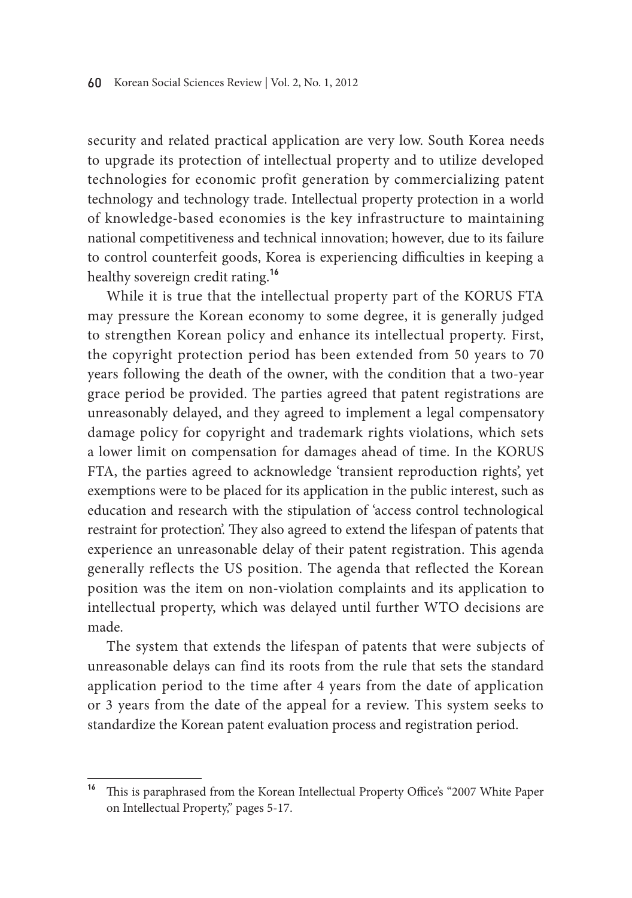security and related practical application are very low. South Korea needs to upgrade its protection of intellectual property and to utilize developed technologies for economic profit generation by commercializing patent technology and technology trade. Intellectual property protection in a world of knowledge-based economies is the key infrastructure to maintaining national competitiveness and technical innovation; however, due to its failure to control counterfeit goods, Korea is experiencing difficulties in keeping a healthy sovereign credit rating.[16]

While it is true that the intellectual property part of the KORUS FTA may pressure the Korean economy to some degree, it is generally judged to strengthen Korean policy and enhance its intellectual property. First, the copyright protection period has been extended from 50 years to 70 years following the death of the owner, with the condition that a two-year grace period be provided. The parties agreed that patent registrations are unreasonably delayed, and they agreed to implement a legal compensatory damage policy for copyright and trademark rights violations, which sets a lower limit on compensation for damages ahead of time. In the KORUS FTA, the parties agreed to acknowledge 'transient reproduction rights', yet exemptions were to be placed for its application in the public interest, such as education and research with the stipulation of 'access control technological restraint for protection'. They also agreed to extend the lifespan of patents that experience an unreasonable delay of their patent registration. This agenda generally reflects the US position. The agenda that reflected the Korean position was the item on non-violation complaints and its application to intellectual property, which was delayed until further WTO decisions are made.

The system that extends the lifespan of patents that were subjects of unreasonable delays can find its roots from the rule that sets the standard application period to the time after 4 years from the date of application or 3 years from the date of the appeal for a review. This system seeks to standardize the Korean patent evaluation process and registration period.

---

[16] This is paraphrased from the Korean Intellectual Property Office's "2007 White Paper on Intellectual Property," pages 5-17.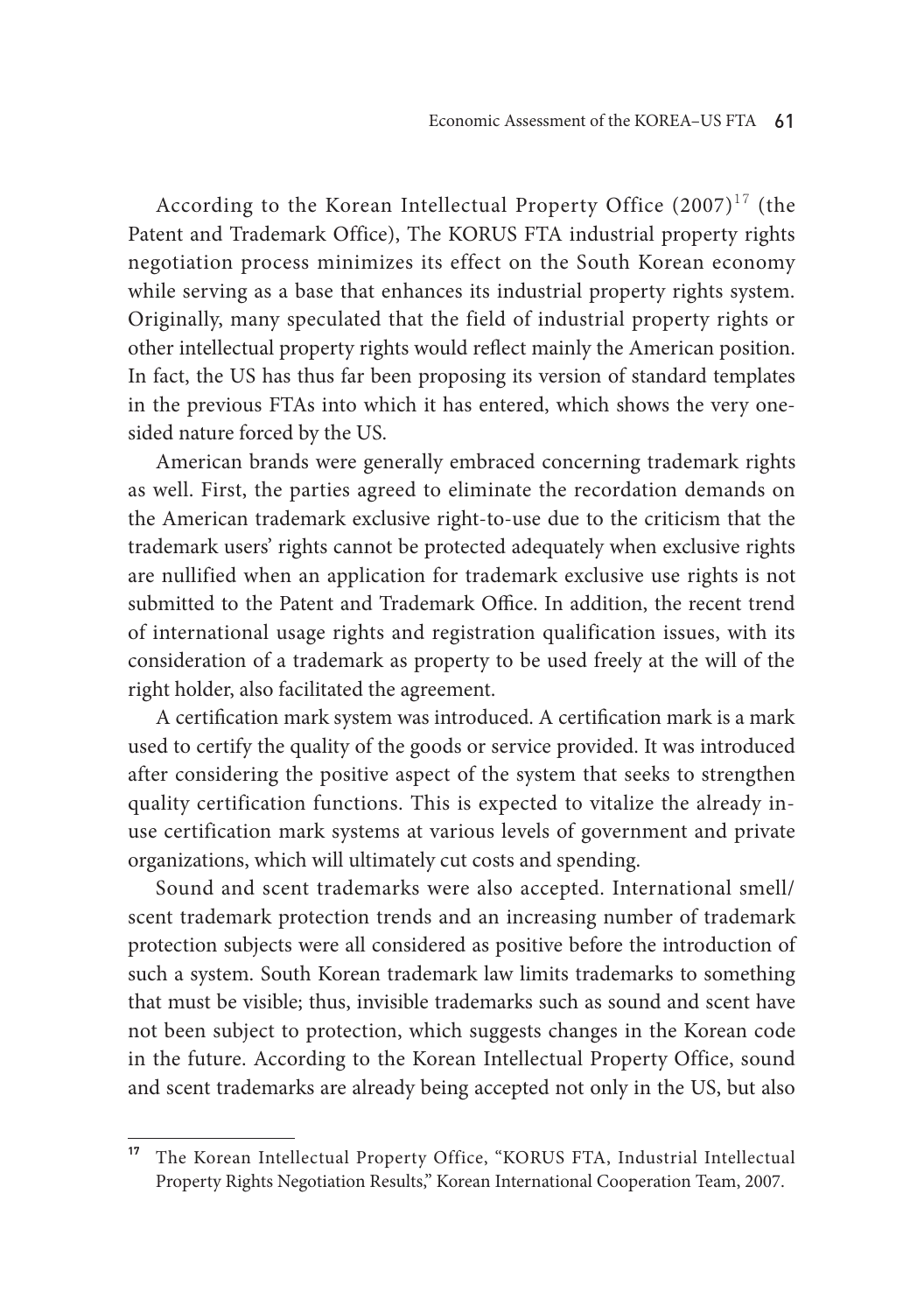According to the Korean Intellectual Property Office (2007)[17] (the Patent and Trademark Office), The KORUS FTA industrial property rights negotiation process minimizes its effect on the South Korean economy while serving as a base that enhances its industrial property rights system. Originally, many speculated that the field of industrial property rights or other intellectual property rights would reflect mainly the American position. In fact, the US has thus far been proposing its version of standard templates in the previous FTAs into which it has entered, which shows the very one-sided nature forced by the US.

American brands were generally embraced concerning trademark rights as well. First, the parties agreed to eliminate the recordation demands on the American trademark exclusive right-to-use due to the criticism that the trademark users' rights cannot be protected adequately when exclusive rights are nullified when an application for trademark exclusive use rights is not submitted to the Patent and Trademark Office. In addition, the recent trend of international usage rights and registration qualification issues, with its consideration of a trademark as property to be used freely at the will of the right holder, also facilitated the agreement.

A certification mark system was introduced. A certification mark is a mark used to certify the quality of the goods or service provided. It was introduced after considering the positive aspect of the system that seeks to strengthen quality certification functions. This is expected to vitalize the already in-use certification mark systems at various levels of government and private organizations, which will ultimately cut costs and spending.

Sound and scent trademarks were also accepted. International smell/scent trademark protection trends and an increasing number of trademark protection subjects were all considered as positive before the introduction of such a system. South Korean trademark law limits trademarks to something that must be visible; thus, invisible trademarks such as sound and scent have not been subject to protection, which suggests changes in the Korean code in the future. According to the Korean Intellectual Property Office, sound and scent trademarks are already being accepted not only in the US, but also

---

[17] The Korean Intellectual Property Office, "KORUS FTA, Industrial Intellectual Property Rights Negotiation Results," Korean International Cooperation Team, 2007.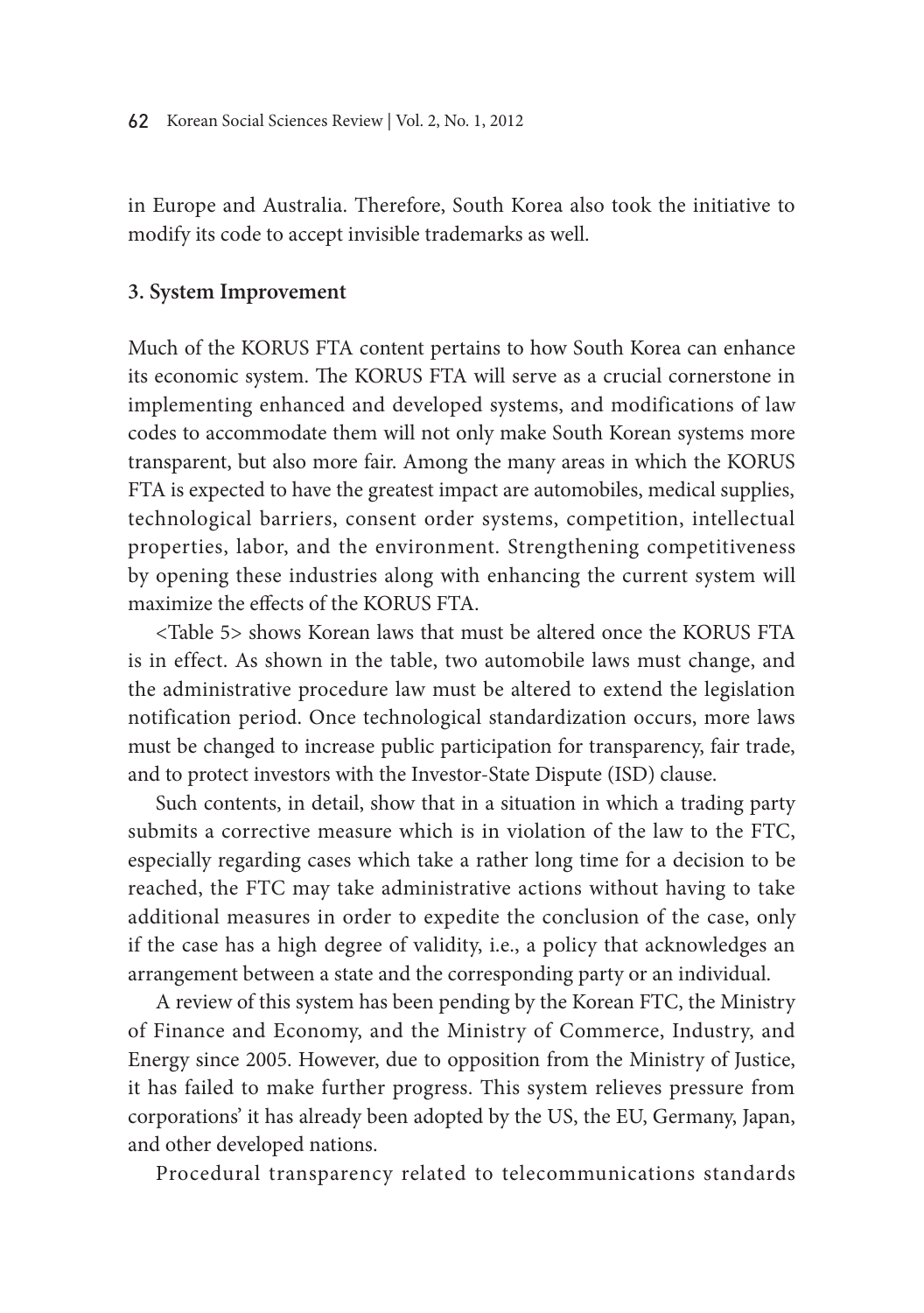in Europe and Australia. Therefore, South Korea also took the initiative to modify its code to accept invisible trademarks as well.

### 3. System Improvement

Much of the KORUS FTA content pertains to how South Korea can enhance its economic system. The KORUS FTA will serve as a crucial cornerstone in implementing enhanced and developed systems, and modifications of law codes to accommodate them will not only make South Korean systems more transparent, but also more fair. Among the many areas in which the KORUS FTA is expected to have the greatest impact are automobiles, medical supplies, technological barriers, consent order systems, competition, intellectual properties, labor, and the environment. Strengthening competitiveness by opening these industries along with enhancing the current system will maximize the effects of the KORUS FTA.

<Table 5> shows Korean laws that must be altered once the KORUS FTA is in effect. As shown in the table, two automobile laws must change, and the administrative procedure law must be altered to extend the legislation notification period. Once technological standardization occurs, more laws must be changed to increase public participation for transparency, fair trade, and to protect investors with the Investor-State Dispute (ISD) clause.

Such contents, in detail, show that in a situation in which a trading party submits a corrective measure which is in violation of the law to the FTC, especially regarding cases which take a rather long time for a decision to be reached, the FTC may take administrative actions without having to take additional measures in order to expedite the conclusion of the case, only if the case has a high degree of validity, i.e., a policy that acknowledges an arrangement between a state and the corresponding party or an individual.

A review of this system has been pending by the Korean FTC, the Ministry of Finance and Economy, and the Ministry of Commerce, Industry, and Energy since 2005. However, due to opposition from the Ministry of Justice, it has failed to make further progress. This system relieves pressure from corporations' it has already been adopted by the US, the EU, Germany, Japan, and other developed nations.

Procedural transparency related to telecommunications standards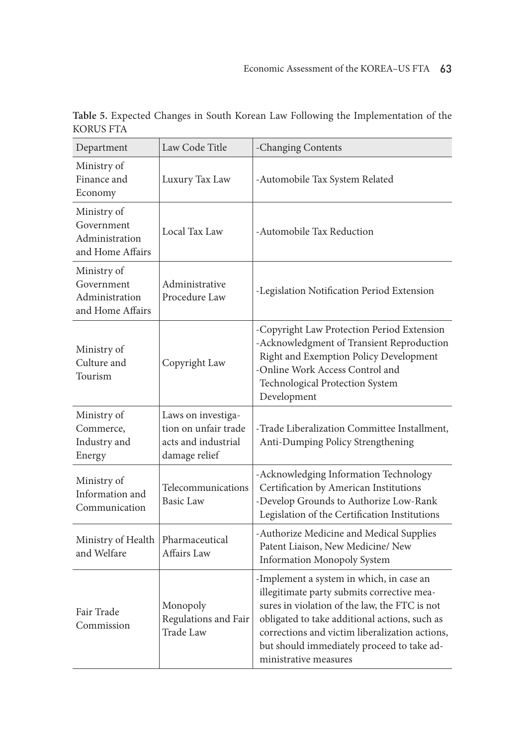**Table 5.** Expected Changes in South Korean Law Following the Implementation of the KORUS FTA

| Department | Law Code Title | -Changing Contents |
|---|---|---|
| Ministry of Finance and Economy | Luxury Tax Law | -Automobile Tax System Related |
| Ministry of Government Administration and Home Affairs | Local Tax Law | -Automobile Tax Reduction |
| Ministry of Government Administration and Home Affairs | Administrative Procedure Law | -Legislation Notification Period Extension |
| Ministry of Culture and Tourism | Copyright Law | -Copyright Law Protection Period Extension<br>-Acknowledgment of Transient Reproduction Right and Exemption Policy Development<br>-Online Work Access Control and Technological Protection System Development |
| Ministry of Commerce, Industry and Energy | Laws on investigation on unfair trade acts and industrial damage relief | -Trade Liberalization Committee Installment, Anti-Dumping Policy Strengthening |
| Ministry of Information and Communication | Telecommunications Basic Law | -Acknowledging Information Technology Certification by American Institutions<br>-Develop Grounds to Authorize Low-Rank Legislation of the Certification Institutions |
| Ministry of Health and Welfare | Pharmaceutical Affairs Law | -Authorize Medicine and Medical Supplies Patent Liaison, New Medicine/ New Information Monopoly System |
| Fair Trade Commission | Monopoly Regulations and Fair Trade Law | -Implement a system in which, in case an illegitimate party submits corrective measures in violation of the law, the FTC is not obligated to take additional actions, such as corrections and victim liberalization actions, but should immediately proceed to take administrative measures |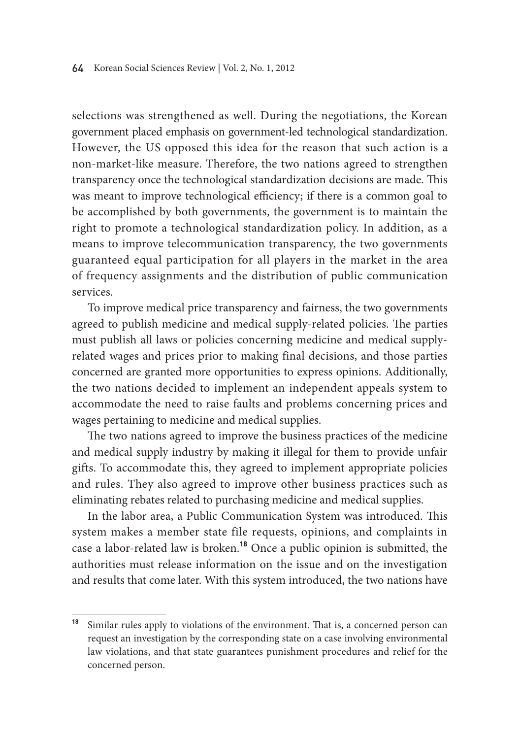selections was strengthened as well. During the negotiations, the Korean government placed emphasis on government-led technological standardization. However, the US opposed this idea for the reason that such action is a non-market-like measure. Therefore, the two nations agreed to strengthen transparency once the technological standardization decisions are made. This was meant to improve technological efficiency; if there is a common goal to be accomplished by both governments, the government is to maintain the right to promote a technological standardization policy. In addition, as a means to improve telecommunication transparency, the two governments guaranteed equal participation for all players in the market in the area of frequency assignments and the distribution of public communication services.

To improve medical price transparency and fairness, the two governments agreed to publish medicine and medical supply-related policies. The parties must publish all laws or policies concerning medicine and medical supply-related wages and prices prior to making final decisions, and those parties concerned are granted more opportunities to express opinions. Additionally, the two nations decided to implement an independent appeals system to accommodate the need to raise faults and problems concerning prices and wages pertaining to medicine and medical supplies.

The two nations agreed to improve the business practices of the medicine and medical supply industry by making it illegal for them to provide unfair gifts. To accommodate this, they agreed to implement appropriate policies and rules. They also agreed to improve other business practices such as eliminating rebates related to purchasing medicine and medical supplies.

In the labor area, a Public Communication System was introduced. This system makes a member state file requests, opinions, and complaints in case a labor-related law is broken.[18] Once a public opinion is submitted, the authorities must release information on the issue and on the investigation and results that come later. With this system introduced, the two nations have

[18] Similar rules apply to violations of the environment. That is, a concerned person can request an investigation by the corresponding state on a case involving environmental law violations, and that state guarantees punishment procedures and relief for the concerned person.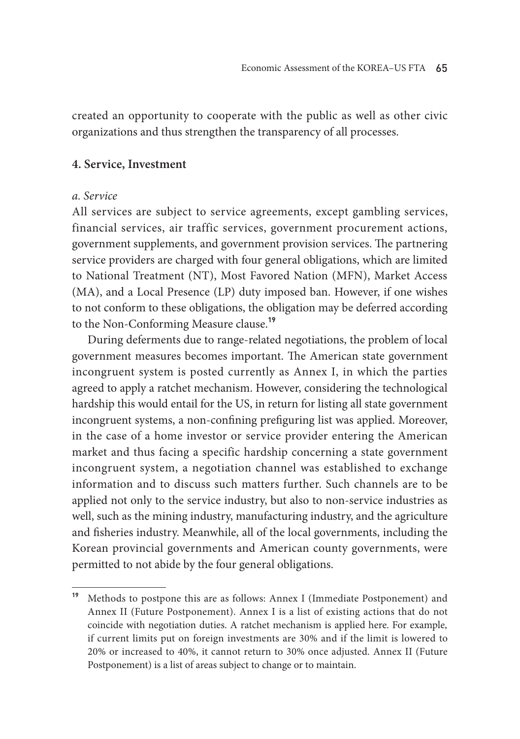created an opportunity to cooperate with the public as well as other civic organizations and thus strengthen the transparency of all processes.

### 4. Service, Investment

*a. Service*

All services are subject to service agreements, except gambling services, financial services, air traffic services, government procurement actions, government supplements, and government provision services. The partnering service providers are charged with four general obligations, which are limited to National Treatment (NT), Most Favored Nation (MFN), Market Access (MA), and a Local Presence (LP) duty imposed ban. However, if one wishes to not conform to these obligations, the obligation may be deferred according to the Non-Conforming Measure clause.[19]

During deferments due to range-related negotiations, the problem of local government measures becomes important. The American state government incongruent system is posted currently as Annex I, in which the parties agreed to apply a ratchet mechanism. However, considering the technological hardship this would entail for the US, in return for listing all state government incongruent systems, a non-confining prefiguring list was applied. Moreover, in the case of a home investor or service provider entering the American market and thus facing a specific hardship concerning a state government incongruent system, a negotiation channel was established to exchange information and to discuss such matters further. Such channels are to be applied not only to the service industry, but also to non-service industries as well, such as the mining industry, manufacturing industry, and the agriculture and fisheries industry. Meanwhile, all of the local governments, including the Korean provincial governments and American county governments, were permitted to not abide by the four general obligations.

---

[19] Methods to postpone this are as follows: Annex I (Immediate Postponement) and Annex II (Future Postponement). Annex I is a list of existing actions that do not coincide with negotiation duties. A ratchet mechanism is applied here. For example, if current limits put on foreign investments are 30% and if the limit is lowered to 20% or increased to 40%, it cannot return to 30% once adjusted. Annex II (Future Postponement) is a list of areas subject to change or to maintain.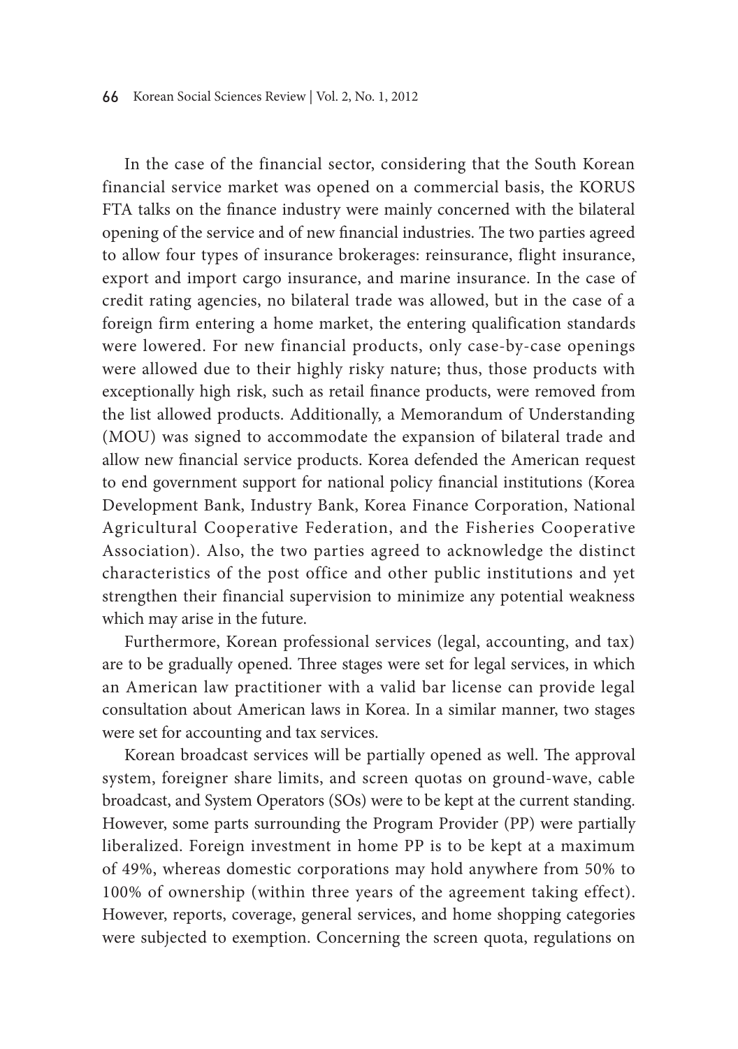In the case of the financial sector, considering that the South Korean financial service market was opened on a commercial basis, the KORUS FTA talks on the finance industry were mainly concerned with the bilateral opening of the service and of new financial industries. The two parties agreed to allow four types of insurance brokerages: reinsurance, flight insurance, export and import cargo insurance, and marine insurance. In the case of credit rating agencies, no bilateral trade was allowed, but in the case of a foreign firm entering a home market, the entering qualification standards were lowered. For new financial products, only case-by-case openings were allowed due to their highly risky nature; thus, those products with exceptionally high risk, such as retail finance products, were removed from the list allowed products. Additionally, a Memorandum of Understanding (MOU) was signed to accommodate the expansion of bilateral trade and allow new financial service products. Korea defended the American request to end government support for national policy financial institutions (Korea Development Bank, Industry Bank, Korea Finance Corporation, National Agricultural Cooperative Federation, and the Fisheries Cooperative Association). Also, the two parties agreed to acknowledge the distinct characteristics of the post office and other public institutions and yet strengthen their financial supervision to minimize any potential weakness which may arise in the future.

Furthermore, Korean professional services (legal, accounting, and tax) are to be gradually opened. Three stages were set for legal services, in which an American law practitioner with a valid bar license can provide legal consultation about American laws in Korea. In a similar manner, two stages were set for accounting and tax services.

Korean broadcast services will be partially opened as well. The approval system, foreigner share limits, and screen quotas on ground-wave, cable broadcast, and System Operators (SOs) were to be kept at the current standing. However, some parts surrounding the Program Provider (PP) were partially liberalized. Foreign investment in home PP is to be kept at a maximum of 49%, whereas domestic corporations may hold anywhere from 50% to 100% of ownership (within three years of the agreement taking effect). However, reports, coverage, general services, and home shopping categories were subjected to exemption. Concerning the screen quota, regulations on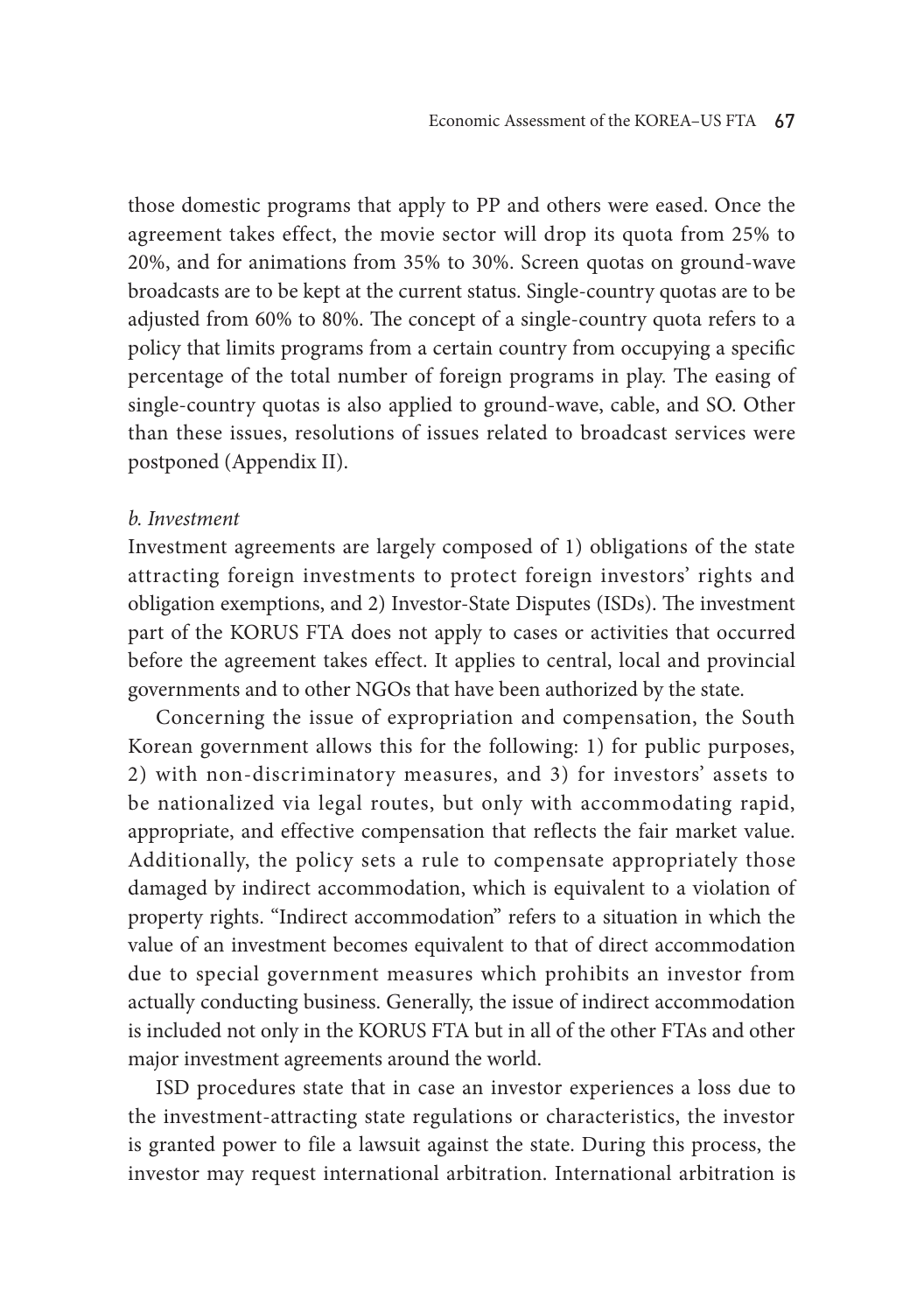those domestic programs that apply to PP and others were eased. Once the agreement takes effect, the movie sector will drop its quota from 25% to 20%, and for animations from 35% to 30%. Screen quotas on ground-wave broadcasts are to be kept at the current status. Single-country quotas are to be adjusted from 60% to 80%. The concept of a single-country quota refers to a policy that limits programs from a certain country from occupying a specific percentage of the total number of foreign programs in play. The easing of single-country quotas is also applied to ground-wave, cable, and SO. Other than these issues, resolutions of issues related to broadcast services were postponed (Appendix II).

*b. Investment*

Investment agreements are largely composed of 1) obligations of the state attracting foreign investments to protect foreign investors' rights and obligation exemptions, and 2) Investor-State Disputes (ISDs). The investment part of the KORUS FTA does not apply to cases or activities that occurred before the agreement takes effect. It applies to central, local and provincial governments and to other NGOs that have been authorized by the state.

Concerning the issue of expropriation and compensation, the South Korean government allows this for the following: 1) for public purposes, 2) with non-discriminatory measures, and 3) for investors' assets to be nationalized via legal routes, but only with accommodating rapid, appropriate, and effective compensation that reflects the fair market value. Additionally, the policy sets a rule to compensate appropriately those damaged by indirect accommodation, which is equivalent to a violation of property rights. "Indirect accommodation" refers to a situation in which the value of an investment becomes equivalent to that of direct accommodation due to special government measures which prohibits an investor from actually conducting business. Generally, the issue of indirect accommodation is included not only in the KORUS FTA but in all of the other FTAs and other major investment agreements around the world.

ISD procedures state that in case an investor experiences a loss due to the investment-attracting state regulations or characteristics, the investor is granted power to file a lawsuit against the state. During this process, the investor may request international arbitration. International arbitration is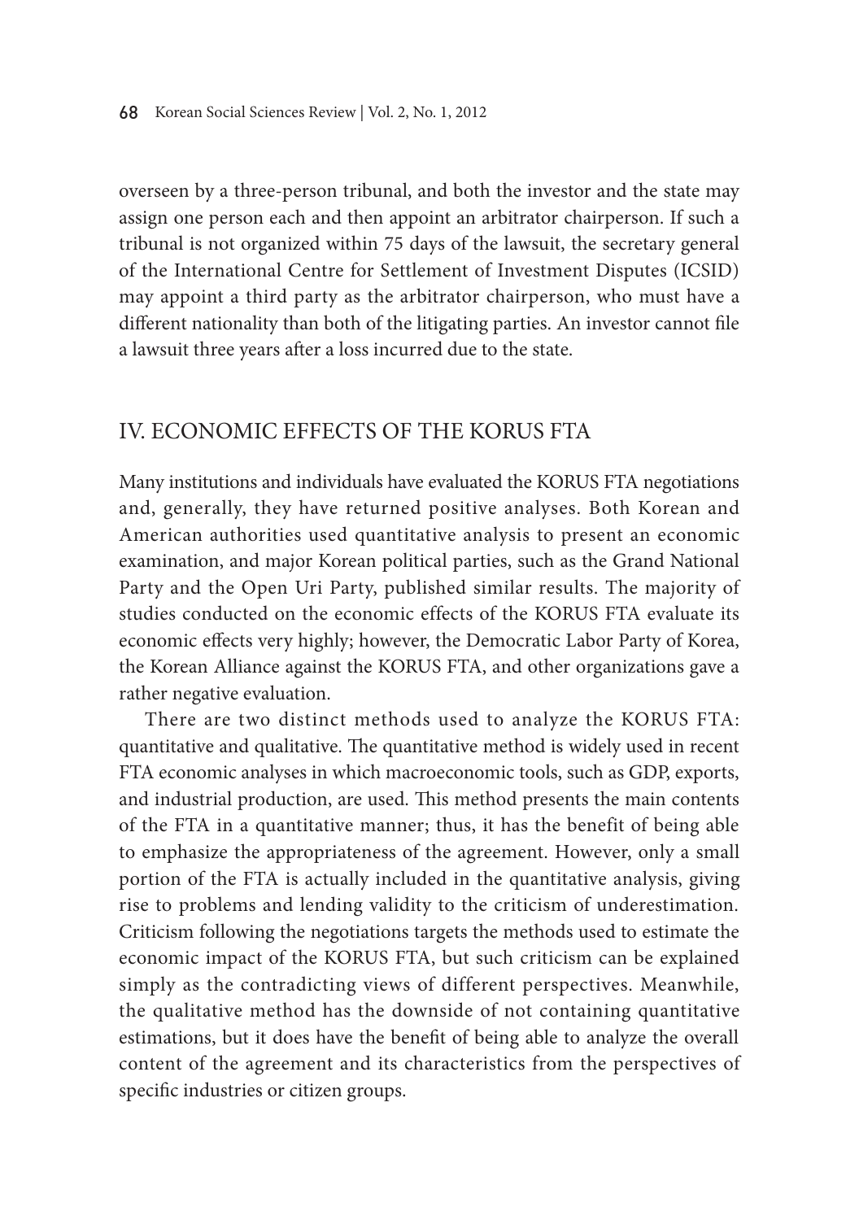overseen by a three-person tribunal, and both the investor and the state may assign one person each and then appoint an arbitrator chairperson. If such a tribunal is not organized within 75 days of the lawsuit, the secretary general of the International Centre for Settlement of Investment Disputes (ICSID) may appoint a third party as the arbitrator chairperson, who must have a different nationality than both of the litigating parties. An investor cannot file a lawsuit three years after a loss incurred due to the state.

## IV. ECONOMIC EFFECTS OF THE KORUS FTA

Many institutions and individuals have evaluated the KORUS FTA negotiations and, generally, they have returned positive analyses. Both Korean and American authorities used quantitative analysis to present an economic examination, and major Korean political parties, such as the Grand National Party and the Open Uri Party, published similar results. The majority of studies conducted on the economic effects of the KORUS FTA evaluate its economic effects very highly; however, the Democratic Labor Party of Korea, the Korean Alliance against the KORUS FTA, and other organizations gave a rather negative evaluation.

There are two distinct methods used to analyze the KORUS FTA: quantitative and qualitative. The quantitative method is widely used in recent FTA economic analyses in which macroeconomic tools, such as GDP, exports, and industrial production, are used. This method presents the main contents of the FTA in a quantitative manner; thus, it has the benefit of being able to emphasize the appropriateness of the agreement. However, only a small portion of the FTA is actually included in the quantitative analysis, giving rise to problems and lending validity to the criticism of underestimation. Criticism following the negotiations targets the methods used to estimate the economic impact of the KORUS FTA, but such criticism can be explained simply as the contradicting views of different perspectives. Meanwhile, the qualitative method has the downside of not containing quantitative estimations, but it does have the benefit of being able to analyze the overall content of the agreement and its characteristics from the perspectives of specific industries or citizen groups.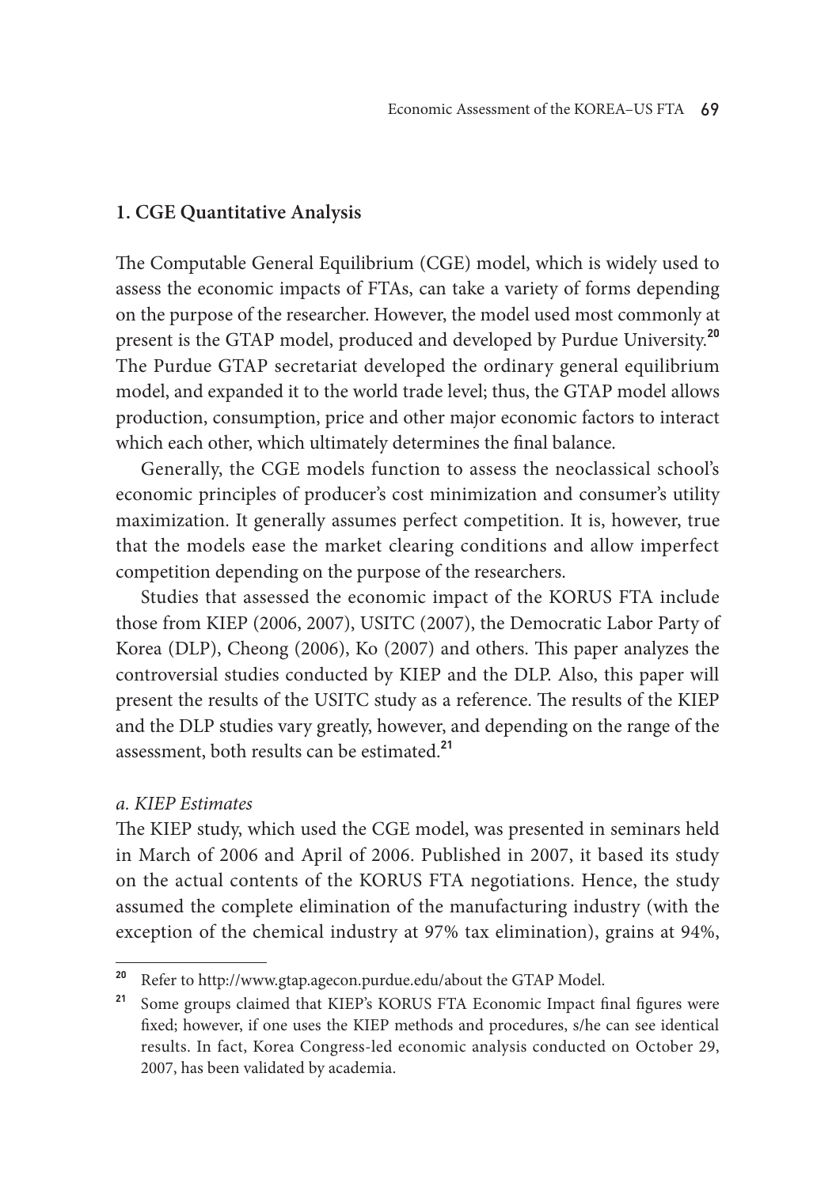## 1. CGE Quantitative Analysis

The Computable General Equilibrium (CGE) model, which is widely used to assess the economic impacts of FTAs, can take a variety of forms depending on the purpose of the researcher. However, the model used most commonly at present is the GTAP model, produced and developed by Purdue University.[20] The Purdue GTAP secretariat developed the ordinary general equilibrium model, and expanded it to the world trade level; thus, the GTAP model allows production, consumption, price and other major economic factors to interact which each other, which ultimately determines the final balance.

Generally, the CGE models function to assess the neoclassical school's economic principles of producer's cost minimization and consumer's utility maximization. It generally assumes perfect competition. It is, however, true that the models ease the market clearing conditions and allow imperfect competition depending on the purpose of the researchers.

Studies that assessed the economic impact of the KORUS FTA include those from KIEP (2006, 2007), USITC (2007), the Democratic Labor Party of Korea (DLP), Cheong (2006), Ko (2007) and others. This paper analyzes the controversial studies conducted by KIEP and the DLP. Also, this paper will present the results of the USITC study as a reference. The results of the KIEP and the DLP studies vary greatly, however, and depending on the range of the assessment, both results can be estimated.[21]

### *a. KIEP Estimates*

The KIEP study, which used the CGE model, was presented in seminars held in March of 2006 and April of 2006. Published in 2007, it based its study on the actual contents of the KORUS FTA negotiations. Hence, the study assumed the complete elimination of the manufacturing industry (with the exception of the chemical industry at 97% tax elimination), grains at 94%,

---

[20] Refer to http://www.gtap.agecon.purdue.edu/about the GTAP Model.

[21] Some groups claimed that KIEP's KORUS FTA Economic Impact final figures were fixed; however, if one uses the KIEP methods and procedures, s/he can see identical results. In fact, Korea Congress-led economic analysis conducted on October 29, 2007, has been validated by academia.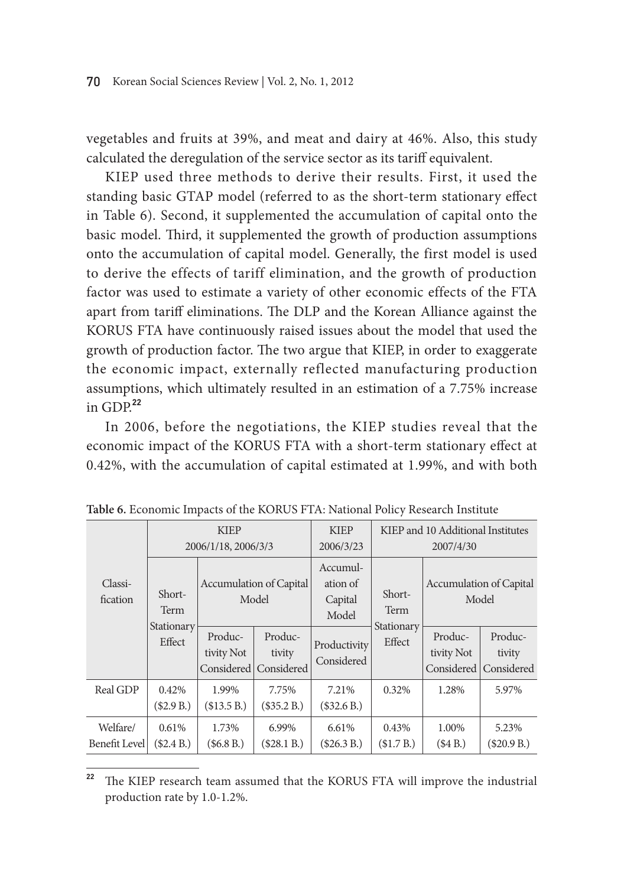vegetables and fruits at 39%, and meat and dairy at 46%. Also, this study calculated the deregulation of the service sector as its tariff equivalent.

KIEP used three methods to derive their results. First, it used the standing basic GTAP model (referred to as the short-term stationary effect in Table 6). Second, it supplemented the accumulation of capital onto the basic model. Third, it supplemented the growth of production assumptions onto the accumulation of capital model. Generally, the first model is used to derive the effects of tariff elimination, and the growth of production factor was used to estimate a variety of other economic effects of the FTA apart from tariff eliminations. The DLP and the Korean Alliance against the KORUS FTA have continuously raised issues about the model that used the growth of production factor. The two argue that KIEP, in order to exaggerate the economic impact, externally reflected manufacturing production assumptions, which ultimately resulted in an estimation of a 7.75% increase in GDP.[22]

In 2006, before the negotiations, the KIEP studies reveal that the economic impact of the KORUS FTA with a short-term stationary effect at 0.42%, with the accumulation of capital estimated at 1.99%, and with both

**Table 6.** Economic Impacts of the KORUS FTA: National Policy Research Institute

| Classification | KIEP 2006/1/18, 2006/3/3 | | | KIEP 2006/3/23 | KIEP and 10 Additional Institutes 2007/4/30 | | |
|---|---|---|---|---|---|---|---|
| | Short-Term Stationary Effect | Accumulation of Capital Model | | Accumulation of Capital Model | Short-Term Stationary Effect | Accumulation of Capital Model | |
| | | Productivity Not Considered | Productivity Considered | Productivity Considered | | Productivity Not Considered | Productivity Considered |
| Real GDP | 0.42% ($2.9 B.) | 1.99% ($13.5 B.) | 7.75% ($35.2 B.) | 7.21% ($32.6 B.) | 0.32% | 1.28% | 5.97% |
| Welfare/ Benefit Level | 0.61% ($2.4 B.) | 1.73% ($6.8 B.) | 6.99% ($28.1 B.) | 6.61% ($26.3 B.) | 0.43% ($1.7 B.) | 1.00% ($4 B.) | 5.23% ($20.9 B.) |

[22] The KIEP research team assumed that the KORUS FTA will improve the industrial production rate by 1.0-1.2%.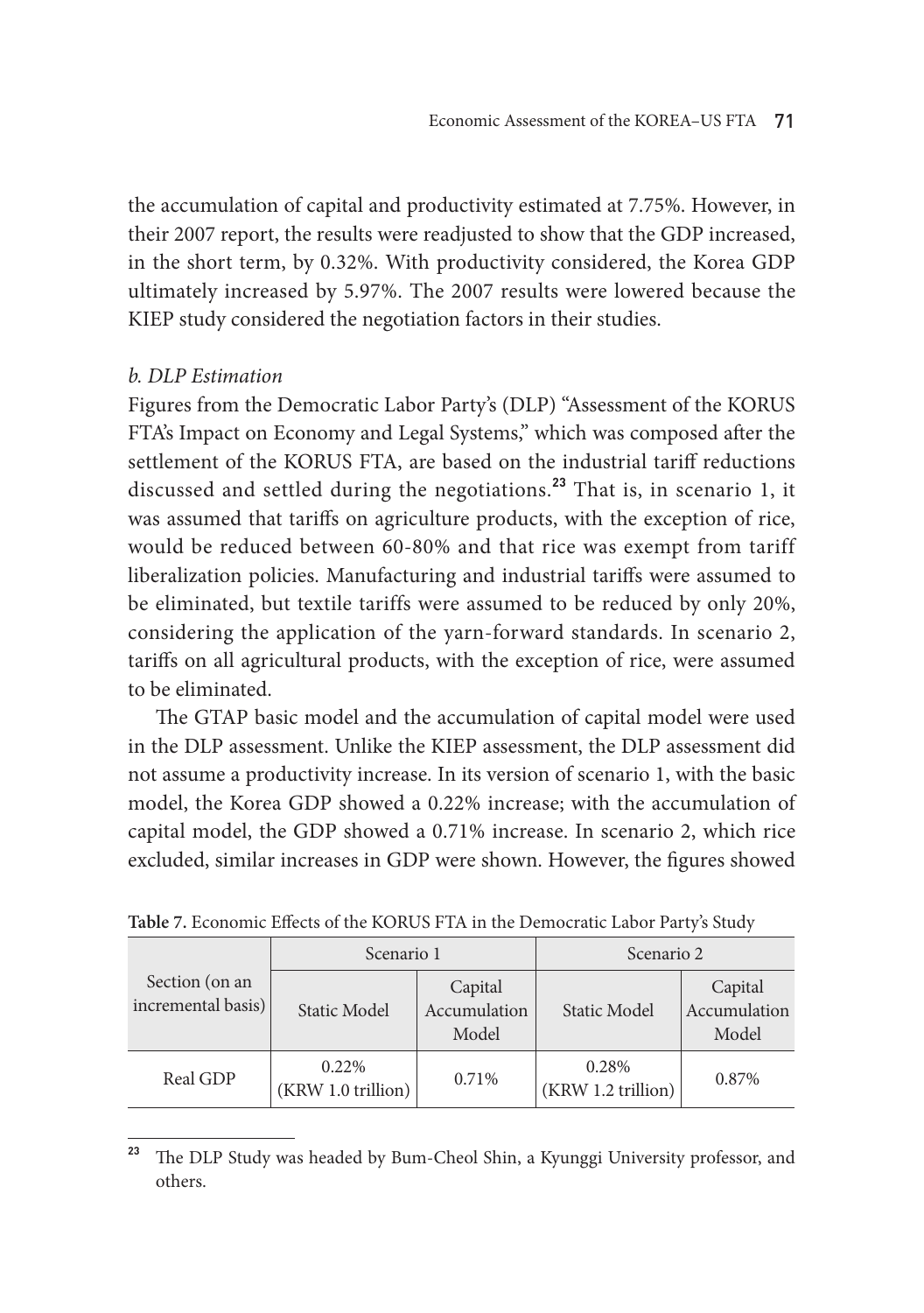the accumulation of capital and productivity estimated at 7.75%. However, in their 2007 report, the results were readjusted to show that the GDP increased, in the short term, by 0.32%. With productivity considered, the Korea GDP ultimately increased by 5.97%. The 2007 results were lowered because the KIEP study considered the negotiation factors in their studies.

*b. DLP Estimation*

Figures from the Democratic Labor Party's (DLP) "Assessment of the KORUS FTA's Impact on Economy and Legal Systems," which was composed after the settlement of the KORUS FTA, are based on the industrial tariff reductions discussed and settled during the negotiations.[23] That is, in scenario 1, it was assumed that tariffs on agriculture products, with the exception of rice, would be reduced between 60-80% and that rice was exempt from tariff liberalization policies. Manufacturing and industrial tariffs were assumed to be eliminated, but textile tariffs were assumed to be reduced by only 20%, considering the application of the yarn-forward standards. In scenario 2, tariffs on all agricultural products, with the exception of rice, were assumed to be eliminated.

The GTAP basic model and the accumulation of capital model were used in the DLP assessment. Unlike the KIEP assessment, the DLP assessment did not assume a productivity increase. In its version of scenario 1, with the basic model, the Korea GDP showed a 0.22% increase; with the accumulation of capital model, the GDP showed a 0.71% increase. In scenario 2, which rice excluded, similar increases in GDP were shown. However, the figures showed

**Table 7.** Economic Effects of the KORUS FTA in the Democratic Labor Party's Study

| Section (on an incremental basis) | Scenario 1 | | Scenario 2 | |
|---|---|---|---|---|
| | Static Model | Capital Accumulation Model | Static Model | Capital Accumulation Model |
| Real GDP | 0.22% (KRW 1.0 trillion) | 0.71% | 0.28% (KRW 1.2 trillion) | 0.87% |

[23] The DLP Study was headed by Bum-Cheol Shin, a Kyunggi University professor, and others.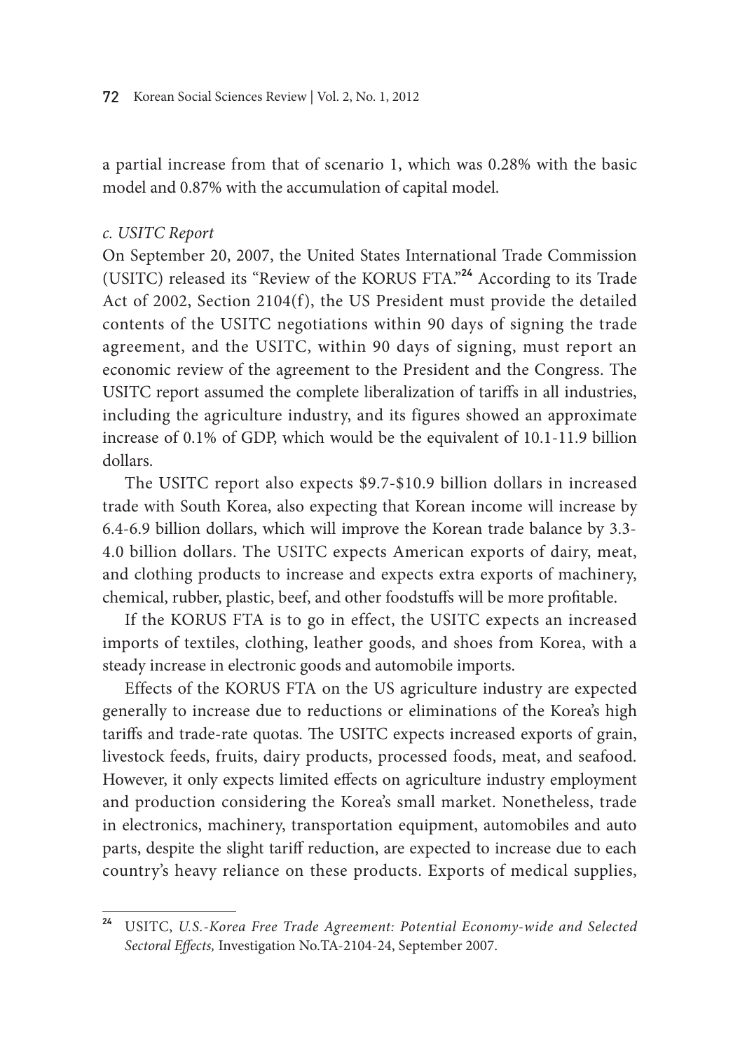a partial increase from that of scenario 1, which was 0.28% with the basic model and 0.87% with the accumulation of capital model.

*c. USITC Report*

On September 20, 2007, the United States International Trade Commission (USITC) released its "Review of the KORUS FTA."[24] According to its Trade Act of 2002, Section 2104(f), the US President must provide the detailed contents of the USITC negotiations within 90 days of signing the trade agreement, and the USITC, within 90 days of signing, must report an economic review of the agreement to the President and the Congress. The USITC report assumed the complete liberalization of tariffs in all industries, including the agriculture industry, and its figures showed an approximate increase of 0.1% of GDP, which would be the equivalent of 10.1-11.9 billion dollars.

The USITC report also expects $9.7-$10.9 billion dollars in increased trade with South Korea, also expecting that Korean income will increase by 6.4-6.9 billion dollars, which will improve the Korean trade balance by 3.3-4.0 billion dollars. The USITC expects American exports of dairy, meat, and clothing products to increase and expects extra exports of machinery, chemical, rubber, plastic, beef, and other foodstuffs will be more profitable.

If the KORUS FTA is to go in effect, the USITC expects an increased imports of textiles, clothing, leather goods, and shoes from Korea, with a steady increase in electronic goods and automobile imports.

Effects of the KORUS FTA on the US agriculture industry are expected generally to increase due to reductions or eliminations of the Korea's high tariffs and trade-rate quotas. The USITC expects increased exports of grain, livestock feeds, fruits, dairy products, processed foods, meat, and seafood. However, it only expects limited effects on agriculture industry employment and production considering the Korea's small market. Nonetheless, trade in electronics, machinery, transportation equipment, automobiles and auto parts, despite the slight tariff reduction, are expected to increase due to each country's heavy reliance on these products. Exports of medical supplies,

---

[24] USITC, *U.S.-Korea Free Trade Agreement: Potential Economy-wide and Selected Sectoral Effects,* Investigation No.TA-2104-24, September 2007.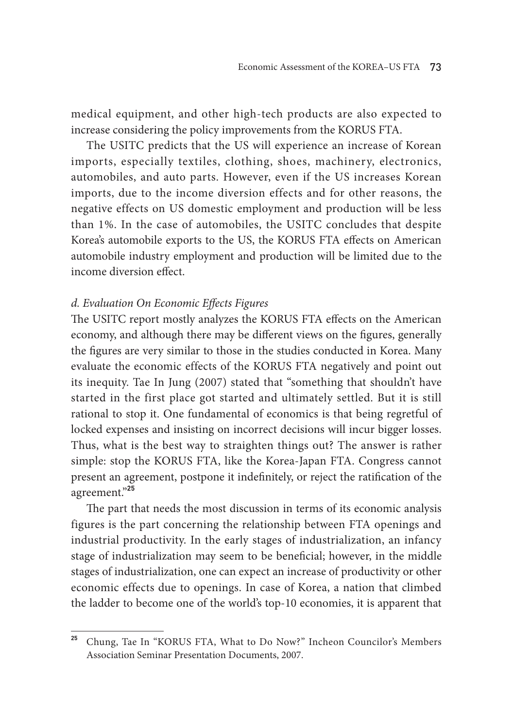medical equipment, and other high-tech products are also expected to increase considering the policy improvements from the KORUS FTA.

The USITC predicts that the US will experience an increase of Korean imports, especially textiles, clothing, shoes, machinery, electronics, automobiles, and auto parts. However, even if the US increases Korean imports, due to the income diversion effects and for other reasons, the negative effects on US domestic employment and production will be less than 1%. In the case of automobiles, the USITC concludes that despite Korea's automobile exports to the US, the KORUS FTA effects on American automobile industry employment and production will be limited due to the income diversion effect.

#### *d. Evaluation On Economic Effects Figures*

The USITC report mostly analyzes the KORUS FTA effects on the American economy, and although there may be different views on the figures, generally the figures are very similar to those in the studies conducted in Korea. Many evaluate the economic effects of the KORUS FTA negatively and point out its inequity. Tae In Jung (2007) stated that "something that shouldn't have started in the first place got started and ultimately settled. But it is still rational to stop it. One fundamental of economics is that being regretful of locked expenses and insisting on incorrect decisions will incur bigger losses. Thus, what is the best way to straighten things out? The answer is rather simple: stop the KORUS FTA, like the Korea-Japan FTA. Congress cannot present an agreement, postpone it indefinitely, or reject the ratification of the agreement."[25]

The part that needs the most discussion in terms of its economic analysis figures is the part concerning the relationship between FTA openings and industrial productivity. In the early stages of industrialization, an infancy stage of industrialization may seem to be beneficial; however, in the middle stages of industrialization, one can expect an increase of productivity or other economic effects due to openings. In case of Korea, a nation that climbed the ladder to become one of the world's top-10 economies, it is apparent that

---

[25] Chung, Tae In "KORUS FTA, What to Do Now?" Incheon Councilor's Members Association Seminar Presentation Documents, 2007.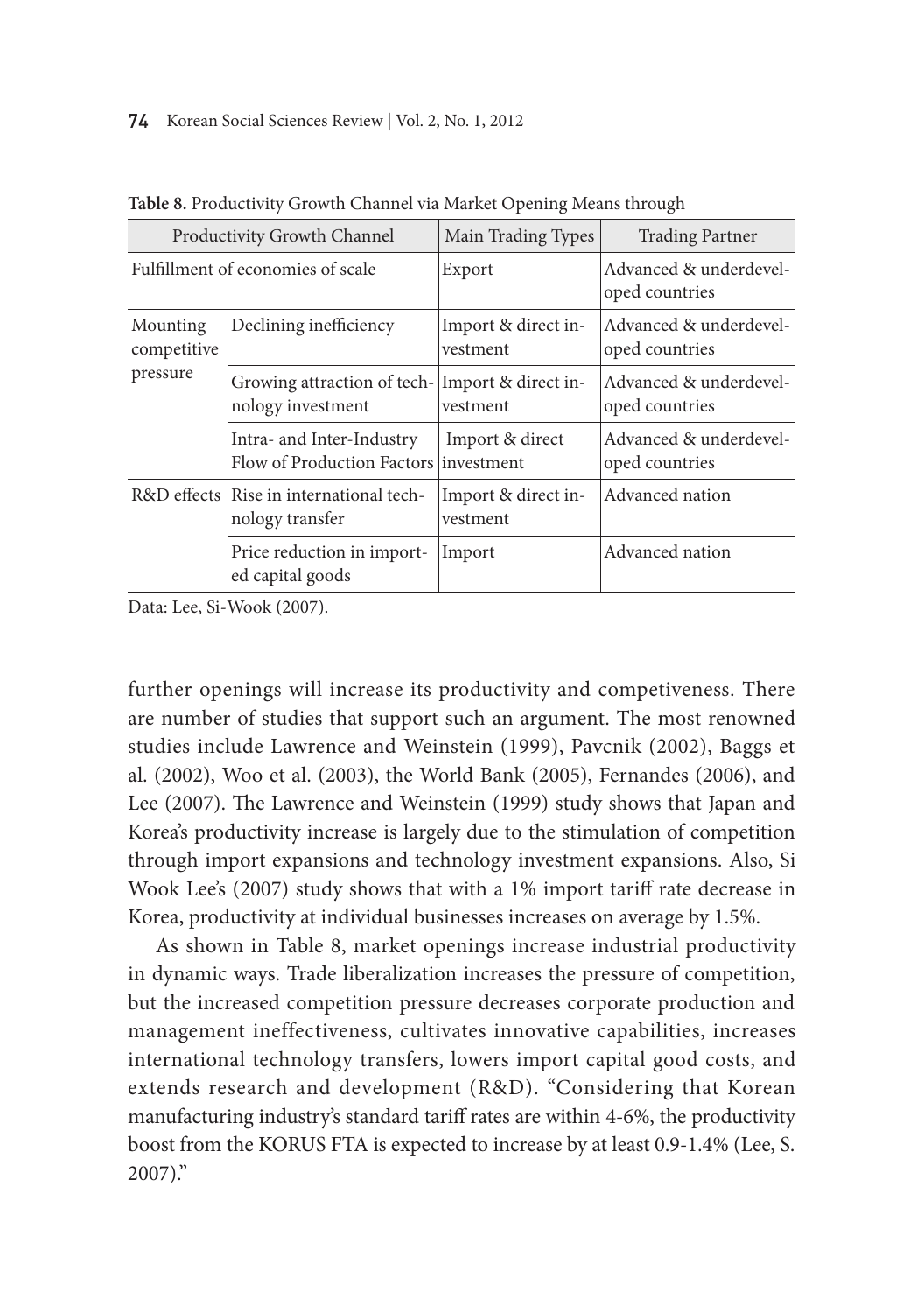**Table 8.** Productivity Growth Channel via Market Opening Means through

| Productivity Growth Channel | | Main Trading Types | Trading Partner |
|---|---|---|---|
| Fulfillment of economies of scale | | Export | Advanced & underdeveloped countries |
| Mounting competitive pressure | Declining inefficiency | Import & direct investment | Advanced & underdeveloped countries |
| | Growing attraction of technology investment | Import & direct investment | Advanced & underdeveloped countries |
| | Intra- and Inter-Industry Flow of Production Factors | Import & direct investment | Advanced & underdeveloped countries |
| R&D effects | Rise in international technology transfer | Import & direct investment | Advanced nation |
| | Price reduction in imported capital goods | Import | Advanced nation |

Data: Lee, Si-Wook (2007).

further openings will increase its productivity and competiveness. There are number of studies that support such an argument. The most renowned studies include Lawrence and Weinstein (1999), Pavcnik (2002), Baggs et al. (2002), Woo et al. (2003), the World Bank (2005), Fernandes (2006), and Lee (2007). The Lawrence and Weinstein (1999) study shows that Japan and Korea's productivity increase is largely due to the stimulation of competition through import expansions and technology investment expansions. Also, Si Wook Lee's (2007) study shows that with a 1% import tariff rate decrease in Korea, productivity at individual businesses increases on average by 1.5%.

As shown in Table 8, market openings increase industrial productivity in dynamic ways. Trade liberalization increases the pressure of competition, but the increased competition pressure decreases corporate production and management ineffectiveness, cultivates innovative capabilities, increases international technology transfers, lowers import capital good costs, and extends research and development (R&D). "Considering that Korean manufacturing industry's standard tariff rates are within 4-6%, the productivity boost from the KORUS FTA is expected to increase by at least 0.9-1.4% (Lee, S. 2007)."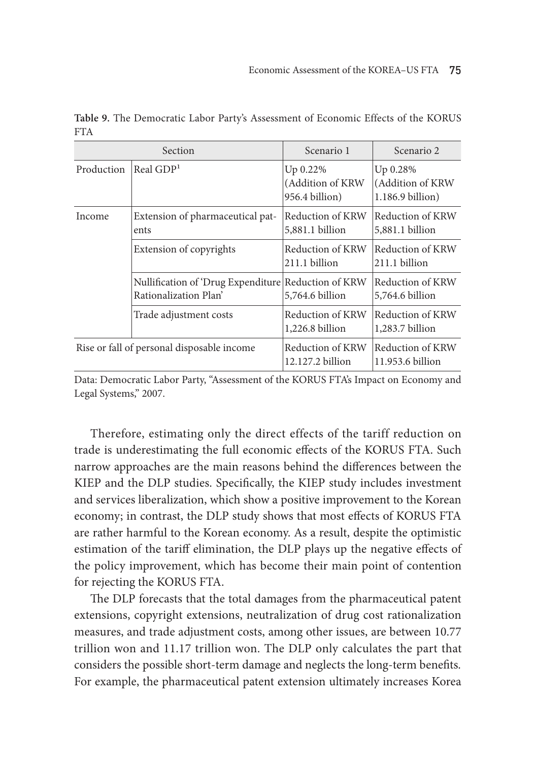**Table 9.** The Democratic Labor Party's Assessment of Economic Effects of the KORUS FTA

| Section | | Scenario 1 | Scenario 2 |
|---|---|---|---|
| Production | Real GDP[1] | Up 0.22% (Addition of KRW 956.4 billion) | Up 0.28% (Addition of KRW 1.186.9 billion) |
| Income | Extension of pharmaceutical patents | Reduction of KRW 5,881.1 billion | Reduction of KRW 5,881.1 billion |
| | Extension of copyrights | Reduction of KRW 211.1 billion | Reduction of KRW 211.1 billion |
| | Nullification of 'Drug Expenditure Rationalization Plan' | Reduction of KRW 5,764.6 billion | Reduction of KRW 5,764.6 billion |
| | Trade adjustment costs | Reduction of KRW 1,226.8 billion | Reduction of KRW 1,283.7 billion |
| Rise or fall of personal disposable income | | Reduction of KRW 12.127.2 billion | Reduction of KRW 11.953.6 billion |

Data: Democratic Labor Party, "Assessment of the KORUS FTA's Impact on Economy and Legal Systems," 2007.

Therefore, estimating only the direct effects of the tariff reduction on trade is underestimating the full economic effects of the KORUS FTA. Such narrow approaches are the main reasons behind the differences between the KIEP and the DLP studies. Specifically, the KIEP study includes investment and services liberalization, which show a positive improvement to the Korean economy; in contrast, the DLP study shows that most effects of KORUS FTA are rather harmful to the Korean economy. As a result, despite the optimistic estimation of the tariff elimination, the DLP plays up the negative effects of the policy improvement, which has become their main point of contention for rejecting the KORUS FTA.

The DLP forecasts that the total damages from the pharmaceutical patent extensions, copyright extensions, neutralization of drug cost rationalization measures, and trade adjustment costs, among other issues, are between 10.77 trillion won and 11.17 trillion won. The DLP only calculates the part that considers the possible short-term damage and neglects the long-term benefits. For example, the pharmaceutical patent extension ultimately increases Korea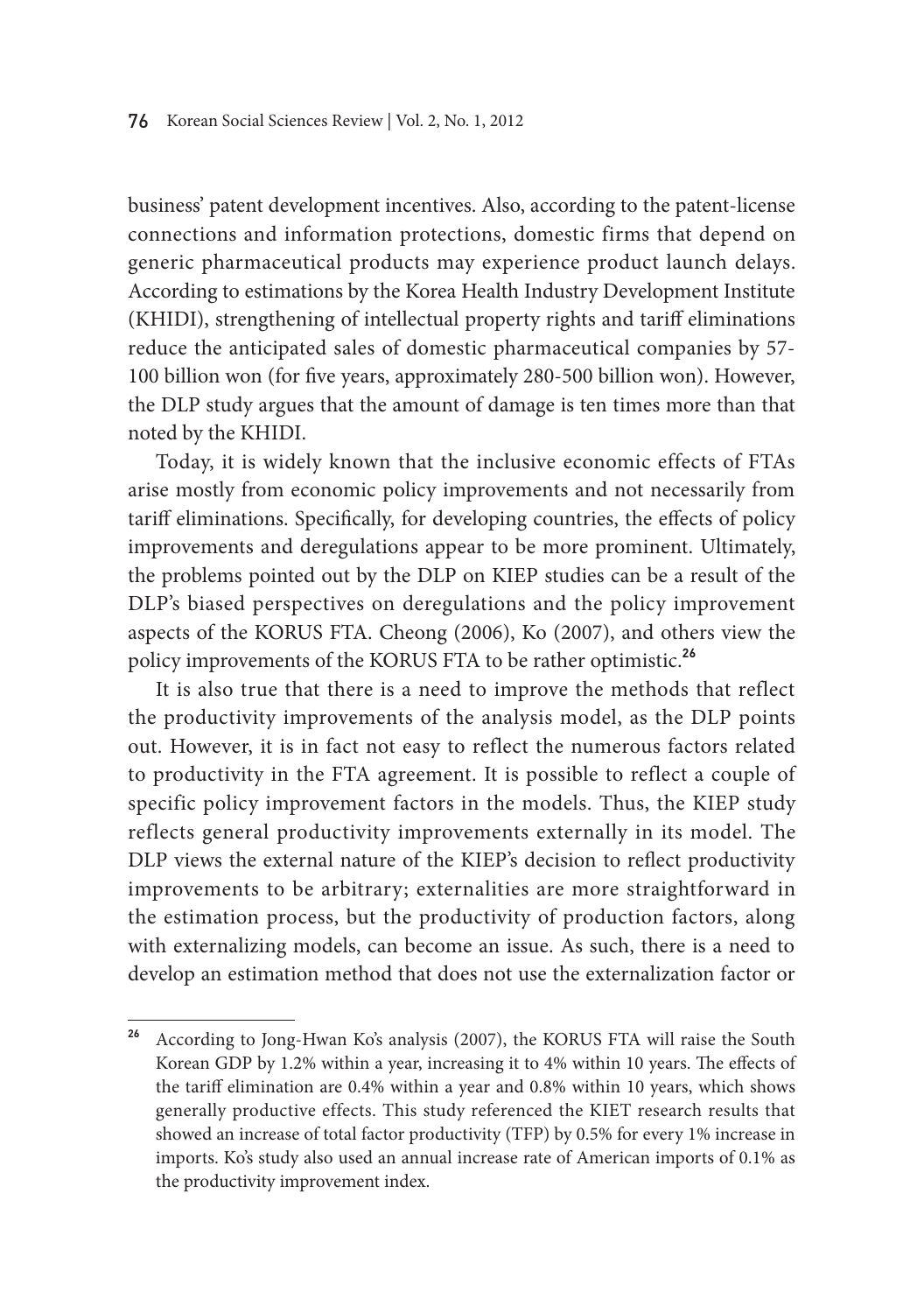business' patent development incentives. Also, according to the patent-license connections and information protections, domestic firms that depend on generic pharmaceutical products may experience product launch delays. According to estimations by the Korea Health Industry Development Institute (KHIDI), strengthening of intellectual property rights and tariff eliminations reduce the anticipated sales of domestic pharmaceutical companies by 57-100 billion won (for five years, approximately 280-500 billion won). However, the DLP study argues that the amount of damage is ten times more than that noted by the KHIDI.

Today, it is widely known that the inclusive economic effects of FTAs arise mostly from economic policy improvements and not necessarily from tariff eliminations. Specifically, for developing countries, the effects of policy improvements and deregulations appear to be more prominent. Ultimately, the problems pointed out by the DLP on KIEP studies can be a result of the DLP's biased perspectives on deregulations and the policy improvement aspects of the KORUS FTA. Cheong (2006), Ko (2007), and others view the policy improvements of the KORUS FTA to be rather optimistic.[26]

It is also true that there is a need to improve the methods that reflect the productivity improvements of the analysis model, as the DLP points out. However, it is in fact not easy to reflect the numerous factors related to productivity in the FTA agreement. It is possible to reflect a couple of specific policy improvement factors in the models. Thus, the KIEP study reflects general productivity improvements externally in its model. The DLP views the external nature of the KIEP's decision to reflect productivity improvements to be arbitrary; externalities are more straightforward in the estimation process, but the productivity of production factors, along with externalizing models, can become an issue. As such, there is a need to develop an estimation method that does not use the externalization factor or

---

[26] According to Jong-Hwan Ko's analysis (2007), the KORUS FTA will raise the South Korean GDP by 1.2% within a year, increasing it to 4% within 10 years. The effects of the tariff elimination are 0.4% within a year and 0.8% within 10 years, which shows generally productive effects. This study referenced the KIET research results that showed an increase of total factor productivity (TFP) by 0.5% for every 1% increase in imports. Ko's study also used an annual increase rate of American imports of 0.1% as the productivity improvement index.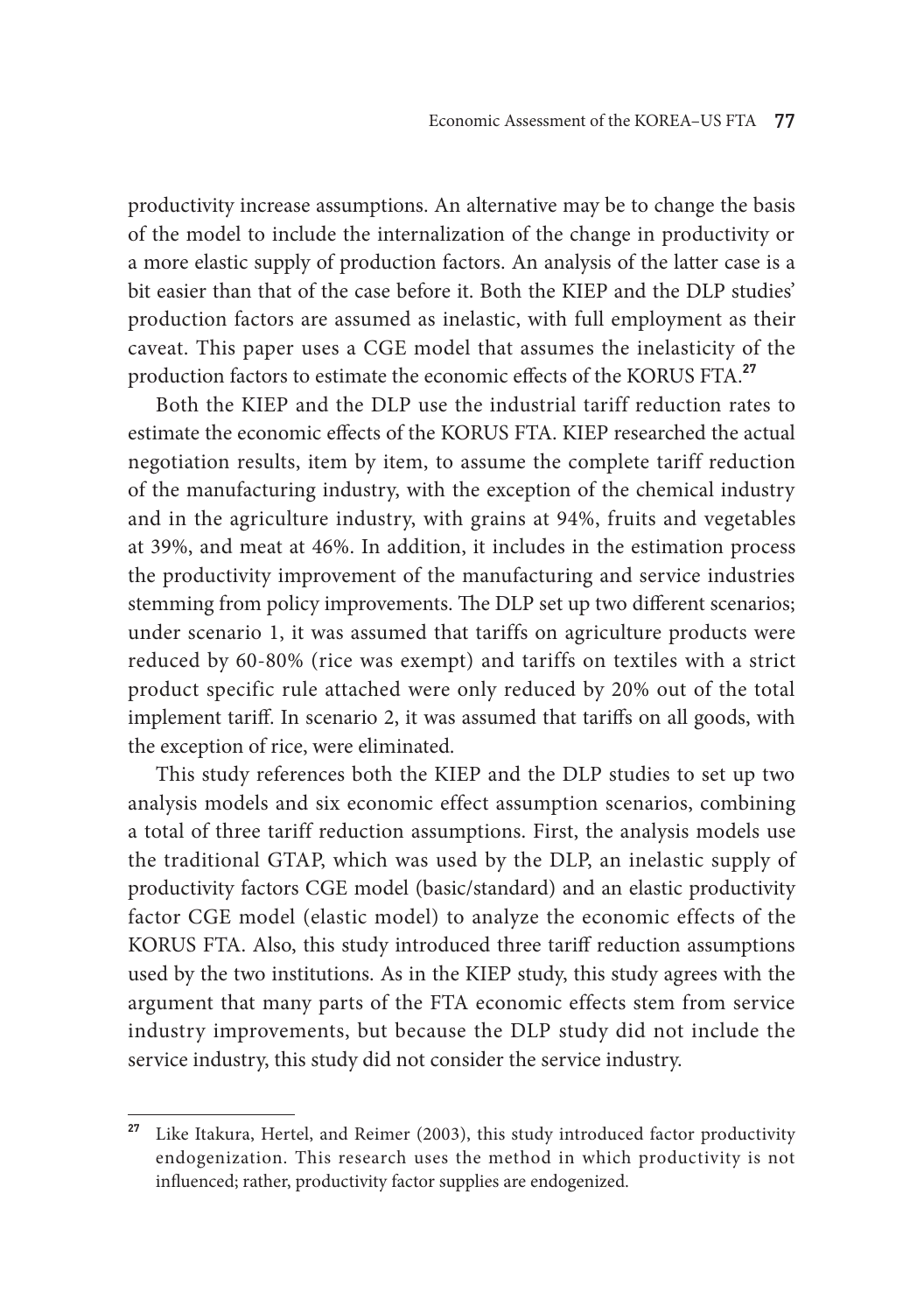productivity increase assumptions. An alternative may be to change the basis of the model to include the internalization of the change in productivity or a more elastic supply of production factors. An analysis of the latter case is a bit easier than that of the case before it. Both the KIEP and the DLP studies' production factors are assumed as inelastic, with full employment as their caveat. This paper uses a CGE model that assumes the inelasticity of the production factors to estimate the economic effects of the KORUS FTA.[27]

Both the KIEP and the DLP use the industrial tariff reduction rates to estimate the economic effects of the KORUS FTA. KIEP researched the actual negotiation results, item by item, to assume the complete tariff reduction of the manufacturing industry, with the exception of the chemical industry and in the agriculture industry, with grains at 94%, fruits and vegetables at 39%, and meat at 46%. In addition, it includes in the estimation process the productivity improvement of the manufacturing and service industries stemming from policy improvements. The DLP set up two different scenarios; under scenario 1, it was assumed that tariffs on agriculture products were reduced by 60-80% (rice was exempt) and tariffs on textiles with a strict product specific rule attached were only reduced by 20% out of the total implement tariff. In scenario 2, it was assumed that tariffs on all goods, with the exception of rice, were eliminated.

This study references both the KIEP and the DLP studies to set up two analysis models and six economic effect assumption scenarios, combining a total of three tariff reduction assumptions. First, the analysis models use the traditional GTAP, which was used by the DLP, an inelastic supply of productivity factors CGE model (basic/standard) and an elastic productivity factor CGE model (elastic model) to analyze the economic effects of the KORUS FTA. Also, this study introduced three tariff reduction assumptions used by the two institutions. As in the KIEP study, this study agrees with the argument that many parts of the FTA economic effects stem from service industry improvements, but because the DLP study did not include the service industry, this study did not consider the service industry.

---

[27] Like Itakura, Hertel, and Reimer (2003), this study introduced factor productivity endogenization. This research uses the method in which productivity is not influenced; rather, productivity factor supplies are endogenized.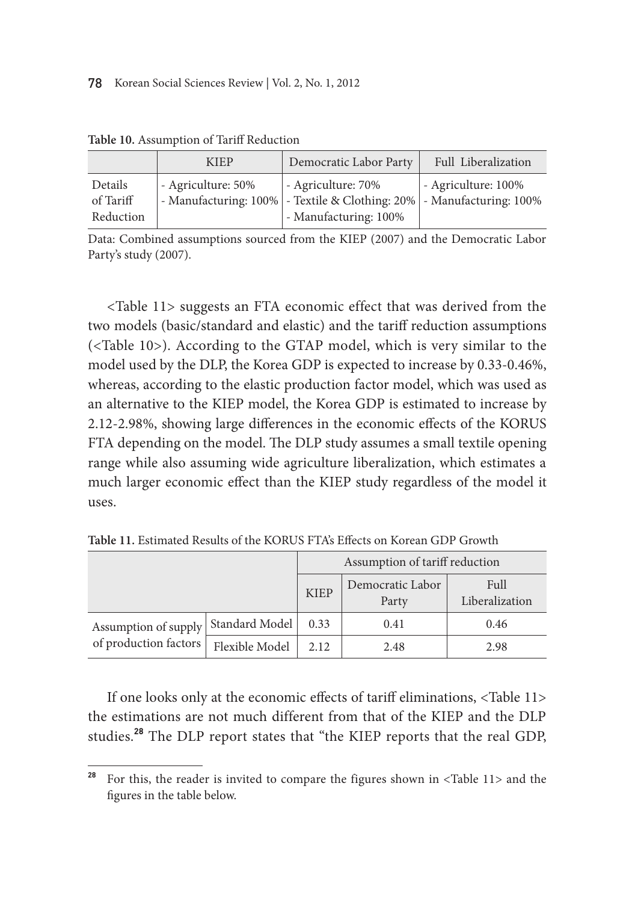**Table 10.** Assumption of Tariff Reduction

| | KIEP | Democratic Labor Party | Full Liberalization |
|---|---|---|---|
| Details of Tariff Reduction | - Agriculture: 50%<br>- Manufacturing: 100% | - Agriculture: 70%<br>- Textile & Clothing: 20%<br>- Manufacturing: 100% | - Agriculture: 100%<br>- Manufacturing: 100% |

Data: Combined assumptions sourced from the KIEP (2007) and the Democratic Labor Party's study (2007).

<Table 11> suggests an FTA economic effect that was derived from the two models (basic/standard and elastic) and the tariff reduction assumptions (<Table 10>). According to the GTAP model, which is very similar to the model used by the DLP, the Korea GDP is expected to increase by 0.33-0.46%, whereas, according to the elastic production factor model, which was used as an alternative to the KIEP model, the Korea GDP is estimated to increase by 2.12-2.98%, showing large differences in the economic effects of the KORUS FTA depending on the model. The DLP study assumes a small textile opening range while also assuming wide agriculture liberalization, which estimates a much larger economic effect than the KIEP study regardless of the model it uses.

**Table 11.** Estimated Results of the KORUS FTA's Effects on Korean GDP Growth

| | | Assumption of tariff reduction | | |
|---|---|---|---|---|
| | | KIEP | Democratic Labor Party | Full Liberalization |
| Assumption of supply of production factors | Standard Model | 0.33 | 0.41 | 0.46 |
| | Flexible Model | 2.12 | 2.48 | 2.98 |

If one looks only at the economic effects of tariff eliminations, <Table 11> the estimations are not much different from that of the KIEP and the DLP studies.[28] The DLP report states that "the KIEP reports that the real GDP,

[28] For this, the reader is invited to compare the figures shown in <Table 11> and the figures in the table below.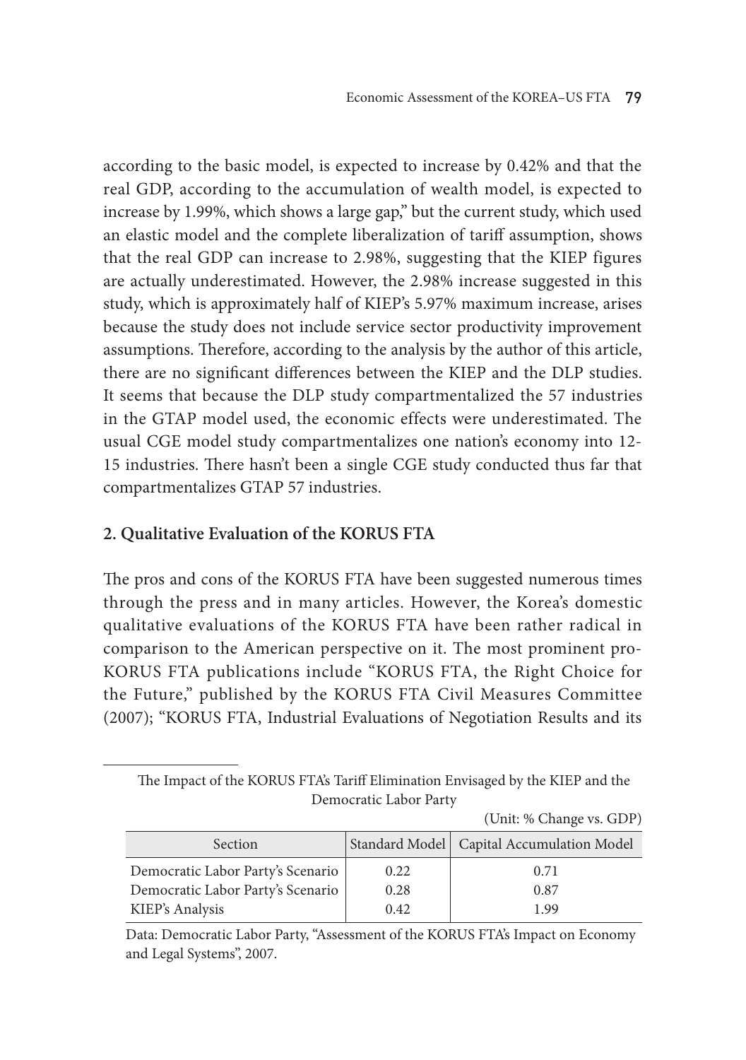according to the basic model, is expected to increase by 0.42% and that the real GDP, according to the accumulation of wealth model, is expected to increase by 1.99%, which shows a large gap," but the current study, which used an elastic model and the complete liberalization of tariff assumption, shows that the real GDP can increase to 2.98%, suggesting that the KIEP figures are actually underestimated. However, the 2.98% increase suggested in this study, which is approximately half of KIEP's 5.97% maximum increase, arises because the study does not include service sector productivity improvement assumptions. Therefore, according to the analysis by the author of this article, there are no significant differences between the KIEP and the DLP studies. It seems that because the DLP study compartmentalized the 57 industries in the GTAP model used, the economic effects were underestimated. The usual CGE model study compartmentalizes one nation's economy into 12-15 industries. There hasn't been a single CGE study conducted thus far that compartmentalizes GTAP 57 industries.

## 2. Qualitative Evaluation of the KORUS FTA

The pros and cons of the KORUS FTA have been suggested numerous times through the press and in many articles. However, the Korea's domestic qualitative evaluations of the KORUS FTA have been rather radical in comparison to the American perspective on it. The most prominent pro-KORUS FTA publications include "KORUS FTA, the Right Choice for the Future," published by the KORUS FTA Civil Measures Committee (2007); "KORUS FTA, Industrial Evaluations of Negotiation Results and its

---

The Impact of the KORUS FTA's Tariff Elimination Envisaged by the KIEP and the Democratic Labor Party

(Unit: % Change vs. GDP)

| Section | Standard Model | Capital Accumulation Model |
|---|---|---|
| Democratic Labor Party's Scenario | 0.22 | 0.71 |
| Democratic Labor Party's Scenario | 0.28 | 0.87 |
| KIEP's Analysis | 0.42 | 1.99 |

Data: Democratic Labor Party, "Assessment of the KORUS FTA's Impact on Economy and Legal Systems", 2007.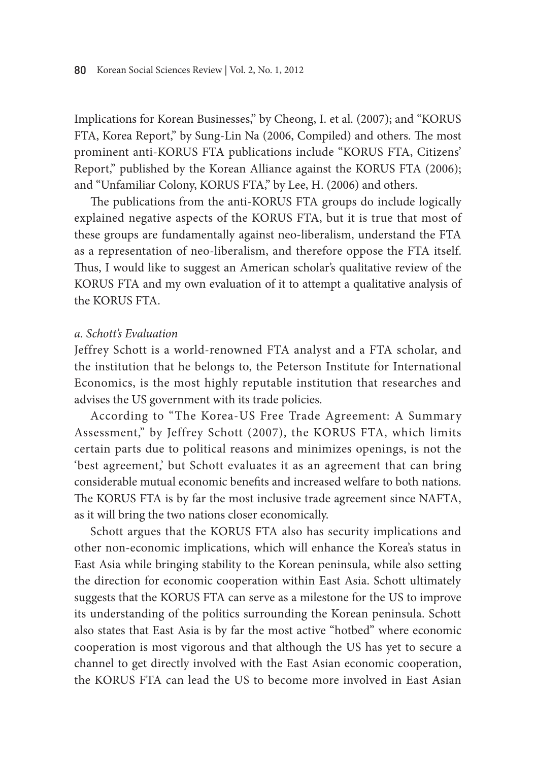Implications for Korean Businesses," by Cheong, I. et al. (2007); and "KORUS FTA, Korea Report," by Sung-Lin Na (2006, Compiled) and others. The most prominent anti-KORUS FTA publications include "KORUS FTA, Citizens' Report," published by the Korean Alliance against the KORUS FTA (2006); and "Unfamiliar Colony, KORUS FTA," by Lee, H. (2006) and others.

The publications from the anti-KORUS FTA groups do include logically explained negative aspects of the KORUS FTA, but it is true that most of these groups are fundamentally against neo-liberalism, understand the FTA as a representation of neo-liberalism, and therefore oppose the FTA itself. Thus, I would like to suggest an American scholar's qualitative review of the KORUS FTA and my own evaluation of it to attempt a qualitative analysis of the KORUS FTA.

*a. Schott's Evaluation*

Jeffrey Schott is a world-renowned FTA analyst and a FTA scholar, and the institution that he belongs to, the Peterson Institute for International Economics, is the most highly reputable institution that researches and advises the US government with its trade policies.

According to "The Korea-US Free Trade Agreement: A Summary Assessment," by Jeffrey Schott (2007), the KORUS FTA, which limits certain parts due to political reasons and minimizes openings, is not the 'best agreement,' but Schott evaluates it as an agreement that can bring considerable mutual economic benefits and increased welfare to both nations. The KORUS FTA is by far the most inclusive trade agreement since NAFTA, as it will bring the two nations closer economically.

Schott argues that the KORUS FTA also has security implications and other non-economic implications, which will enhance the Korea's status in East Asia while bringing stability to the Korean peninsula, while also setting the direction for economic cooperation within East Asia. Schott ultimately suggests that the KORUS FTA can serve as a milestone for the US to improve its understanding of the politics surrounding the Korean peninsula. Schott also states that East Asia is by far the most active "hotbed" where economic cooperation is most vigorous and that although the US has yet to secure a channel to get directly involved with the East Asian economic cooperation, the KORUS FTA can lead the US to become more involved in East Asian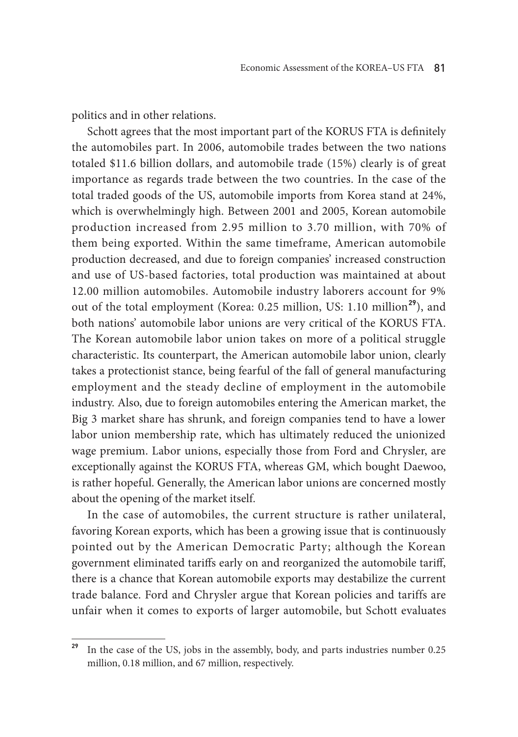politics and in other relations.

Schott agrees that the most important part of the KORUS FTA is definitely the automobiles part. In 2006, automobile trades between the two nations totaled $11.6 billion dollars, and automobile trade (15%) clearly is of great importance as regards trade between the two countries. In the case of the total traded goods of the US, automobile imports from Korea stand at 24%, which is overwhelmingly high. Between 2001 and 2005, Korean automobile production increased from 2.95 million to 3.70 million, with 70% of them being exported. Within the same timeframe, American automobile production decreased, and due to foreign companies' increased construction and use of US-based factories, total production was maintained at about 12.00 million automobiles. Automobile industry laborers account for 9% out of the total employment (Korea: 0.25 million, US: 1.10 million[29]), and both nations' automobile labor unions are very critical of the KORUS FTA. The Korean automobile labor union takes on more of a political struggle characteristic. Its counterpart, the American automobile labor union, clearly takes a protectionist stance, being fearful of the fall of general manufacturing employment and the steady decline of employment in the automobile industry. Also, due to foreign automobiles entering the American market, the Big 3 market share has shrunk, and foreign companies tend to have a lower labor union membership rate, which has ultimately reduced the unionized wage premium. Labor unions, especially those from Ford and Chrysler, are exceptionally against the KORUS FTA, whereas GM, which bought Daewoo, is rather hopeful. Generally, the American labor unions are concerned mostly about the opening of the market itself.

In the case of automobiles, the current structure is rather unilateral, favoring Korean exports, which has been a growing issue that is continuously pointed out by the American Democratic Party; although the Korean government eliminated tariffs early on and reorganized the automobile tariff, there is a chance that Korean automobile exports may destabilize the current trade balance. Ford and Chrysler argue that Korean policies and tariffs are unfair when it comes to exports of larger automobile, but Schott evaluates

---

[29] In the case of the US, jobs in the assembly, body, and parts industries number 0.25 million, 0.18 million, and 67 million, respectively.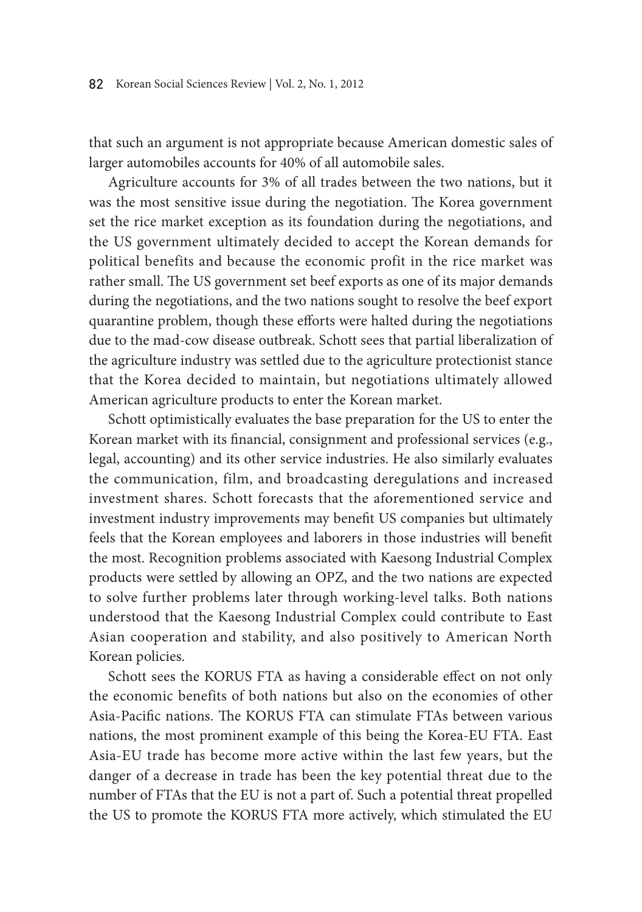that such an argument is not appropriate because American domestic sales of larger automobiles accounts for 40% of all automobile sales.

Agriculture accounts for 3% of all trades between the two nations, but it was the most sensitive issue during the negotiation. The Korea government set the rice market exception as its foundation during the negotiations, and the US government ultimately decided to accept the Korean demands for political benefits and because the economic profit in the rice market was rather small. The US government set beef exports as one of its major demands during the negotiations, and the two nations sought to resolve the beef export quarantine problem, though these efforts were halted during the negotiations due to the mad-cow disease outbreak. Schott sees that partial liberalization of the agriculture industry was settled due to the agriculture protectionist stance that the Korea decided to maintain, but negotiations ultimately allowed American agriculture products to enter the Korean market.

Schott optimistically evaluates the base preparation for the US to enter the Korean market with its financial, consignment and professional services (e.g., legal, accounting) and its other service industries. He also similarly evaluates the communication, film, and broadcasting deregulations and increased investment shares. Schott forecasts that the aforementioned service and investment industry improvements may benefit US companies but ultimately feels that the Korean employees and laborers in those industries will benefit the most. Recognition problems associated with Kaesong Industrial Complex products were settled by allowing an OPZ, and the two nations are expected to solve further problems later through working-level talks. Both nations understood that the Kaesong Industrial Complex could contribute to East Asian cooperation and stability, and also positively to American North Korean policies.

Schott sees the KORUS FTA as having a considerable effect on not only the economic benefits of both nations but also on the economies of other Asia-Pacific nations. The KORUS FTA can stimulate FTAs between various nations, the most prominent example of this being the Korea-EU FTA. East Asia-EU trade has become more active within the last few years, but the danger of a decrease in trade has been the key potential threat due to the number of FTAs that the EU is not a part of. Such a potential threat propelled the US to promote the KORUS FTA more actively, which stimulated the EU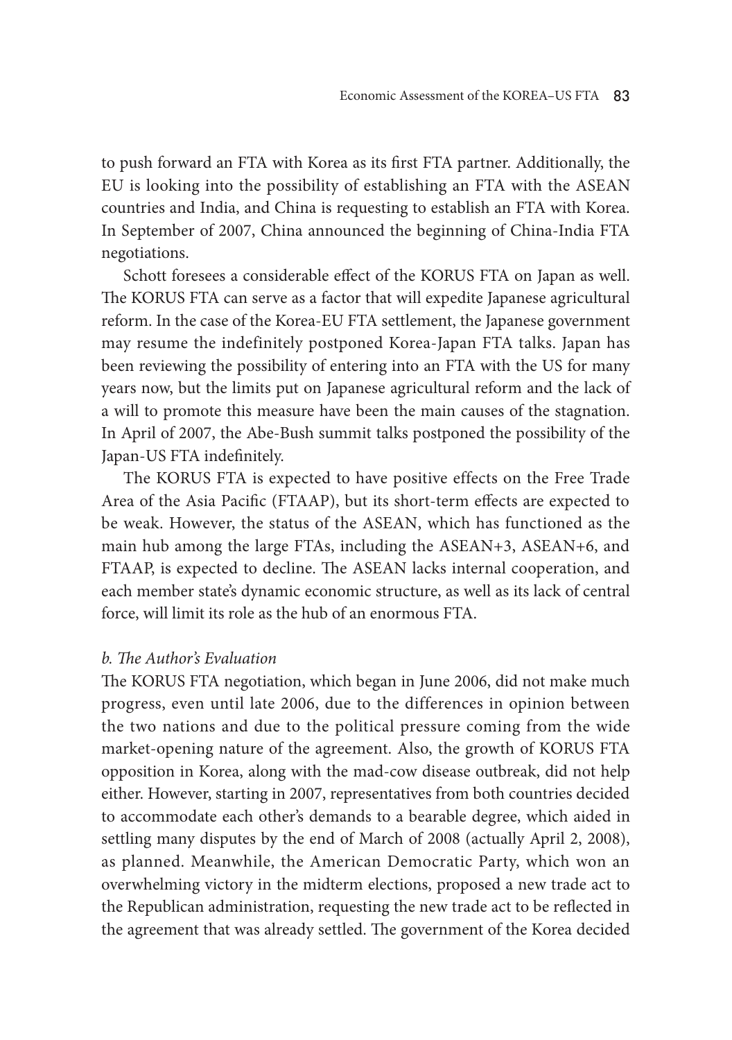to push forward an FTA with Korea as its first FTA partner. Additionally, the EU is looking into the possibility of establishing an FTA with the ASEAN countries and India, and China is requesting to establish an FTA with Korea. In September of 2007, China announced the beginning of China-India FTA negotiations.

Schott foresees a considerable effect of the KORUS FTA on Japan as well. The KORUS FTA can serve as a factor that will expedite Japanese agricultural reform. In the case of the Korea-EU FTA settlement, the Japanese government may resume the indefinitely postponed Korea-Japan FTA talks. Japan has been reviewing the possibility of entering into an FTA with the US for many years now, but the limits put on Japanese agricultural reform and the lack of a will to promote this measure have been the main causes of the stagnation. In April of 2007, the Abe-Bush summit talks postponed the possibility of the Japan-US FTA indefinitely.

The KORUS FTA is expected to have positive effects on the Free Trade Area of the Asia Pacific (FTAAP), but its short-term effects are expected to be weak. However, the status of the ASEAN, which has functioned as the main hub among the large FTAs, including the ASEAN+3, ASEAN+6, and FTAAP, is expected to decline. The ASEAN lacks internal cooperation, and each member state's dynamic economic structure, as well as its lack of central force, will limit its role as the hub of an enormous FTA.

*b. The Author's Evaluation*

The KORUS FTA negotiation, which began in June 2006, did not make much progress, even until late 2006, due to the differences in opinion between the two nations and due to the political pressure coming from the wide market-opening nature of the agreement. Also, the growth of KORUS FTA opposition in Korea, along with the mad-cow disease outbreak, did not help either. However, starting in 2007, representatives from both countries decided to accommodate each other's demands to a bearable degree, which aided in settling many disputes by the end of March of 2008 (actually April 2, 2008), as planned. Meanwhile, the American Democratic Party, which won an overwhelming victory in the midterm elections, proposed a new trade act to the Republican administration, requesting the new trade act to be reflected in the agreement that was already settled. The government of the Korea decided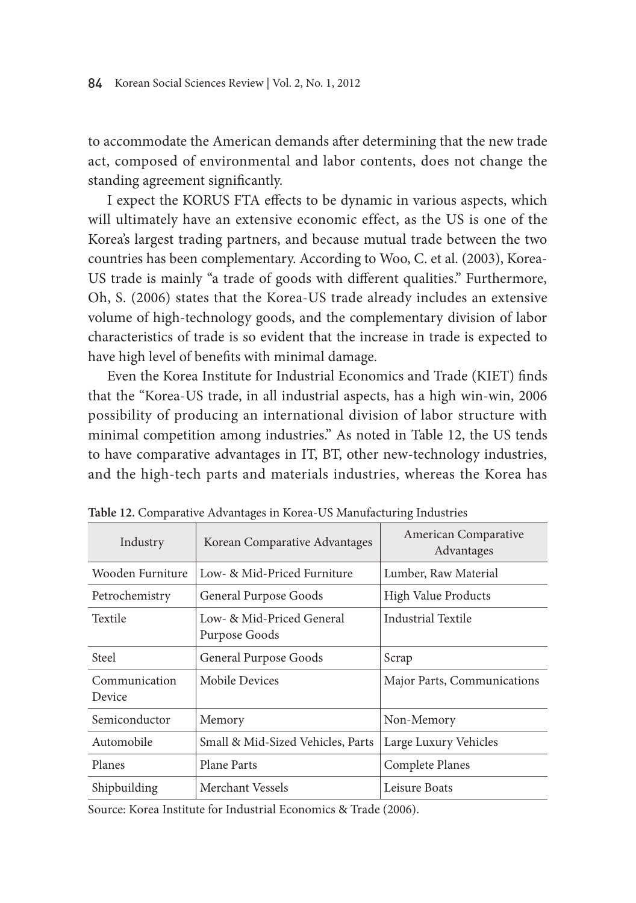to accommodate the American demands after determining that the new trade act, composed of environmental and labor contents, does not change the standing agreement significantly.

I expect the KORUS FTA effects to be dynamic in various aspects, which will ultimately have an extensive economic effect, as the US is one of the Korea's largest trading partners, and because mutual trade between the two countries has been complementary. According to Woo, C. et al. (2003), Korea-US trade is mainly "a trade of goods with different qualities." Furthermore, Oh, S. (2006) states that the Korea-US trade already includes an extensive volume of high-technology goods, and the complementary division of labor characteristics of trade is so evident that the increase in trade is expected to have high level of benefits with minimal damage.

Even the Korea Institute for Industrial Economics and Trade (KIET) finds that the "Korea-US trade, in all industrial aspects, has a high win-win, 2006 possibility of producing an international division of labor structure with minimal competition among industries." As noted in Table 12, the US tends to have comparative advantages in IT, BT, other new-technology industries, and the high-tech parts and materials industries, whereas the Korea has

**Table 12.** Comparative Advantages in Korea-US Manufacturing Industries

| Industry | Korean Comparative Advantages | American Comparative Advantages |
|---|---|---|
| Wooden Furniture | Low- & Mid-Priced Furniture | Lumber, Raw Material |
| Petrochemistry | General Purpose Goods | High Value Products |
| Textile | Low- & Mid-Priced General Purpose Goods | Industrial Textile |
| Steel | General Purpose Goods | Scrap |
| Communication Device | Mobile Devices | Major Parts, Communications |
| Semiconductor | Memory | Non-Memory |
| Automobile | Small & Mid-Sized Vehicles, Parts | Large Luxury Vehicles |
| Planes | Plane Parts | Complete Planes |
| Shipbuilding | Merchant Vessels | Leisure Boats |

Source: Korea Institute for Industrial Economics & Trade (2006).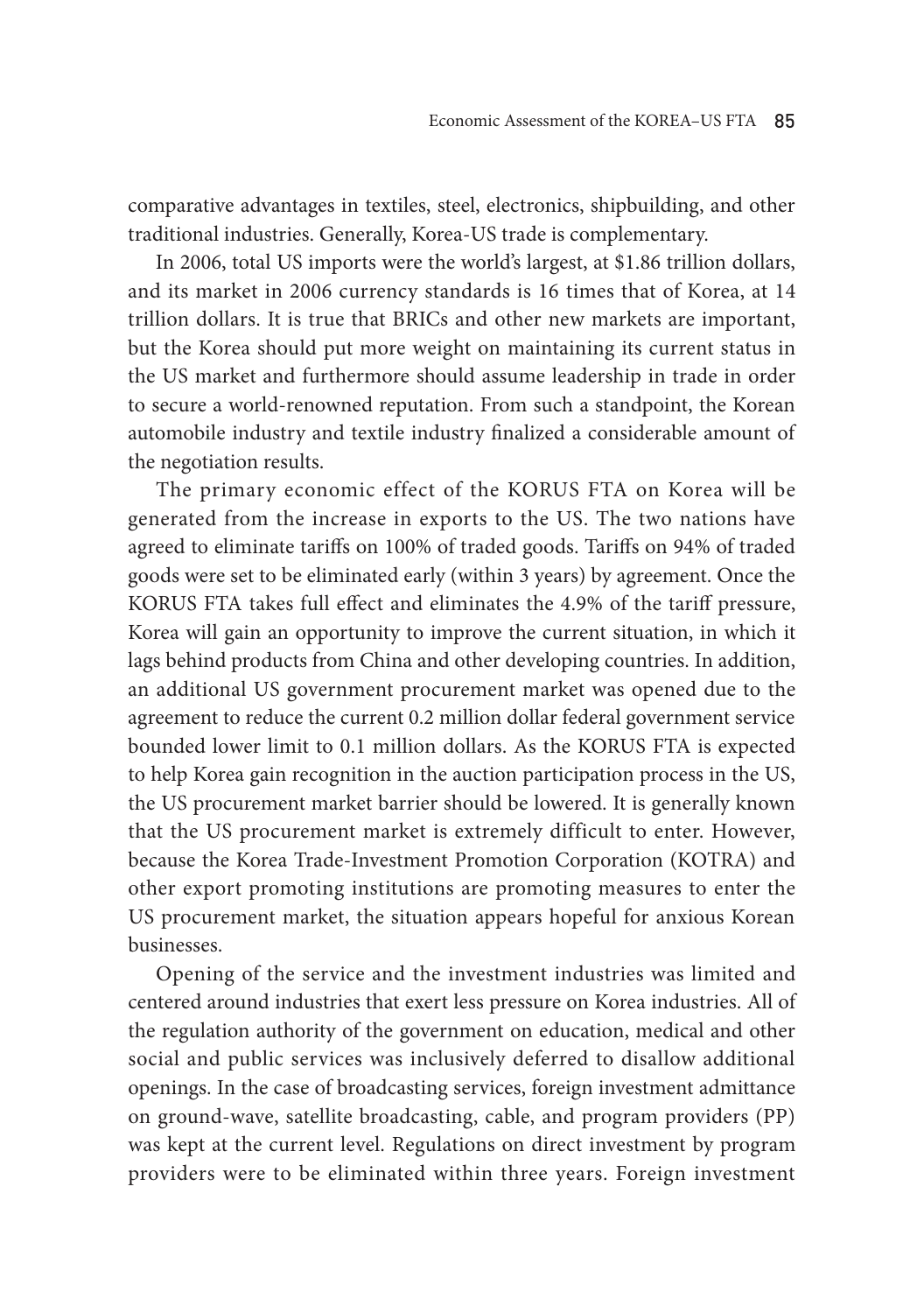comparative advantages in textiles, steel, electronics, shipbuilding, and other traditional industries. Generally, Korea-US trade is complementary.

In 2006, total US imports were the world's largest, at $1.86 trillion dollars, and its market in 2006 currency standards is 16 times that of Korea, at 14 trillion dollars. It is true that BRICs and other new markets are important, but the Korea should put more weight on maintaining its current status in the US market and furthermore should assume leadership in trade in order to secure a world-renowned reputation. From such a standpoint, the Korean automobile industry and textile industry finalized a considerable amount of the negotiation results.

The primary economic effect of the KORUS FTA on Korea will be generated from the increase in exports to the US. The two nations have agreed to eliminate tariffs on 100% of traded goods. Tariffs on 94% of traded goods were set to be eliminated early (within 3 years) by agreement. Once the KORUS FTA takes full effect and eliminates the 4.9% of the tariff pressure, Korea will gain an opportunity to improve the current situation, in which it lags behind products from China and other developing countries. In addition, an additional US government procurement market was opened due to the agreement to reduce the current 0.2 million dollar federal government service bounded lower limit to 0.1 million dollars. As the KORUS FTA is expected to help Korea gain recognition in the auction participation process in the US, the US procurement market barrier should be lowered. It is generally known that the US procurement market is extremely difficult to enter. However, because the Korea Trade-Investment Promotion Corporation (KOTRA) and other export promoting institutions are promoting measures to enter the US procurement market, the situation appears hopeful for anxious Korean businesses.

Opening of the service and the investment industries was limited and centered around industries that exert less pressure on Korea industries. All of the regulation authority of the government on education, medical and other social and public services was inclusively deferred to disallow additional openings. In the case of broadcasting services, foreign investment admittance on ground-wave, satellite broadcasting, cable, and program providers (PP) was kept at the current level. Regulations on direct investment by program providers were to be eliminated within three years. Foreign investment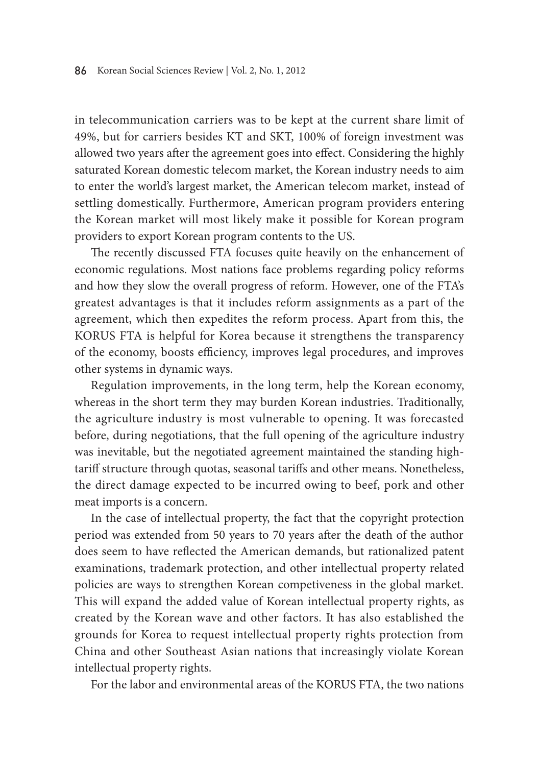in telecommunication carriers was to be kept at the current share limit of 49%, but for carriers besides KT and SKT, 100% of foreign investment was allowed two years after the agreement goes into effect. Considering the highly saturated Korean domestic telecom market, the Korean industry needs to aim to enter the world's largest market, the American telecom market, instead of settling domestically. Furthermore, American program providers entering the Korean market will most likely make it possible for Korean program providers to export Korean program contents to the US.

The recently discussed FTA focuses quite heavily on the enhancement of economic regulations. Most nations face problems regarding policy reforms and how they slow the overall progress of reform. However, one of the FTA's greatest advantages is that it includes reform assignments as a part of the agreement, which then expedites the reform process. Apart from this, the KORUS FTA is helpful for Korea because it strengthens the transparency of the economy, boosts efficiency, improves legal procedures, and improves other systems in dynamic ways.

Regulation improvements, in the long term, help the Korean economy, whereas in the short term they may burden Korean industries. Traditionally, the agriculture industry is most vulnerable to opening. It was forecasted before, during negotiations, that the full opening of the agriculture industry was inevitable, but the negotiated agreement maintained the standing high-tariff structure through quotas, seasonal tariffs and other means. Nonetheless, the direct damage expected to be incurred owing to beef, pork and other meat imports is a concern.

In the case of intellectual property, the fact that the copyright protection period was extended from 50 years to 70 years after the death of the author does seem to have reflected the American demands, but rationalized patent examinations, trademark protection, and other intellectual property related policies are ways to strengthen Korean competiveness in the global market. This will expand the added value of Korean intellectual property rights, as created by the Korean wave and other factors. It has also established the grounds for Korea to request intellectual property rights protection from China and other Southeast Asian nations that increasingly violate Korean intellectual property rights.

For the labor and environmental areas of the KORUS FTA, the two nations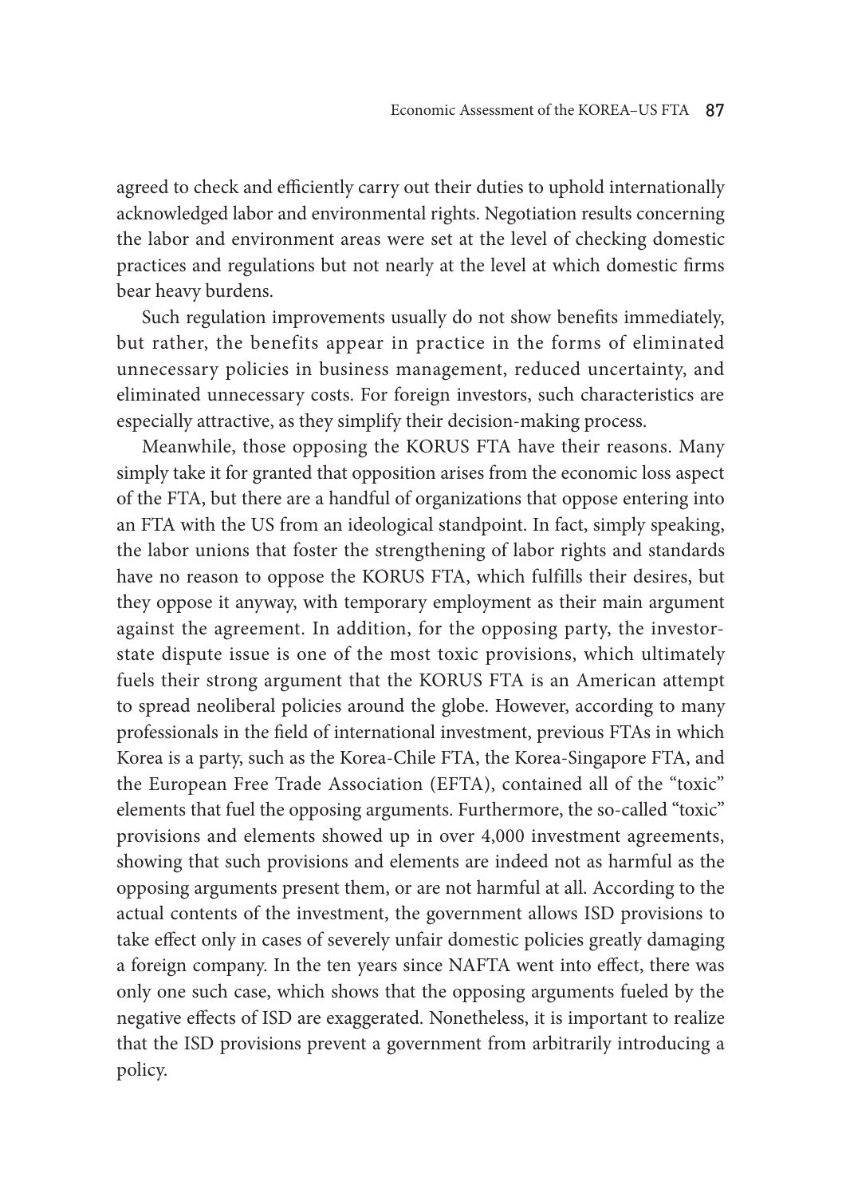agreed to check and efficiently carry out their duties to uphold internationally acknowledged labor and environmental rights. Negotiation results concerning the labor and environment areas were set at the level of checking domestic practices and regulations but not nearly at the level at which domestic firms bear heavy burdens.

Such regulation improvements usually do not show benefits immediately, but rather, the benefits appear in practice in the forms of eliminated unnecessary policies in business management, reduced uncertainty, and eliminated unnecessary costs. For foreign investors, such characteristics are especially attractive, as they simplify their decision-making process.

Meanwhile, those opposing the KORUS FTA have their reasons. Many simply take it for granted that opposition arises from the economic loss aspect of the FTA, but there are a handful of organizations that oppose entering into an FTA with the US from an ideological standpoint. In fact, simply speaking, the labor unions that foster the strengthening of labor rights and standards have no reason to oppose the KORUS FTA, which fulfills their desires, but they oppose it anyway, with temporary employment as their main argument against the agreement. In addition, for the opposing party, the investor-state dispute issue is one of the most toxic provisions, which ultimately fuels their strong argument that the KORUS FTA is an American attempt to spread neoliberal policies around the globe. However, according to many professionals in the field of international investment, previous FTAs in which Korea is a party, such as the Korea-Chile FTA, the Korea-Singapore FTA, and the European Free Trade Association (EFTA), contained all of the "toxic" elements that fuel the opposing arguments. Furthermore, the so-called "toxic" provisions and elements showed up in over 4,000 investment agreements, showing that such provisions and elements are indeed not as harmful as the opposing arguments present them, or are not harmful at all. According to the actual contents of the investment, the government allows ISD provisions to take effect only in cases of severely unfair domestic policies greatly damaging a foreign company. In the ten years since NAFTA went into effect, there was only one such case, which shows that the opposing arguments fueled by the negative effects of ISD are exaggerated. Nonetheless, it is important to realize that the ISD provisions prevent a government from arbitrarily introducing a policy.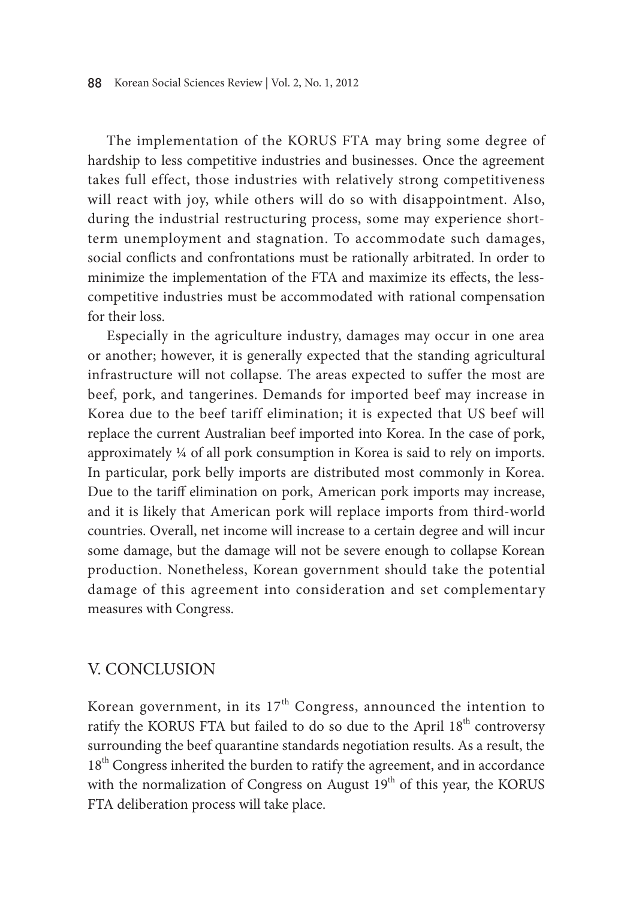The implementation of the KORUS FTA may bring some degree of hardship to less competitive industries and businesses. Once the agreement takes full effect, those industries with relatively strong competitiveness will react with joy, while others will do so with disappointment. Also, during the industrial restructuring process, some may experience short-term unemployment and stagnation. To accommodate such damages, social conflicts and confrontations must be rationally arbitrated. In order to minimize the implementation of the FTA and maximize its effects, the less-competitive industries must be accommodated with rational compensation for their loss.

Especially in the agriculture industry, damages may occur in one area or another; however, it is generally expected that the standing agricultural infrastructure will not collapse. The areas expected to suffer the most are beef, pork, and tangerines. Demands for imported beef may increase in Korea due to the beef tariff elimination; it is expected that US beef will replace the current Australian beef imported into Korea. In the case of pork, approximately ¼ of all pork consumption in Korea is said to rely on imports. In particular, pork belly imports are distributed most commonly in Korea. Due to the tariff elimination on pork, American pork imports may increase, and it is likely that American pork will replace imports from third-world countries. Overall, net income will increase to a certain degree and will incur some damage, but the damage will not be severe enough to collapse Korean production. Nonetheless, Korean government should take the potential damage of this agreement into consideration and set complementary measures with Congress.

## V. CONCLUSION

Korean government, in its 17th Congress, announced the intention to ratify the KORUS FTA but failed to do so due to the April 18th controversy surrounding the beef quarantine standards negotiation results. As a result, the 18th Congress inherited the burden to ratify the agreement, and in accordance with the normalization of Congress on August 19th of this year, the KORUS FTA deliberation process will take place.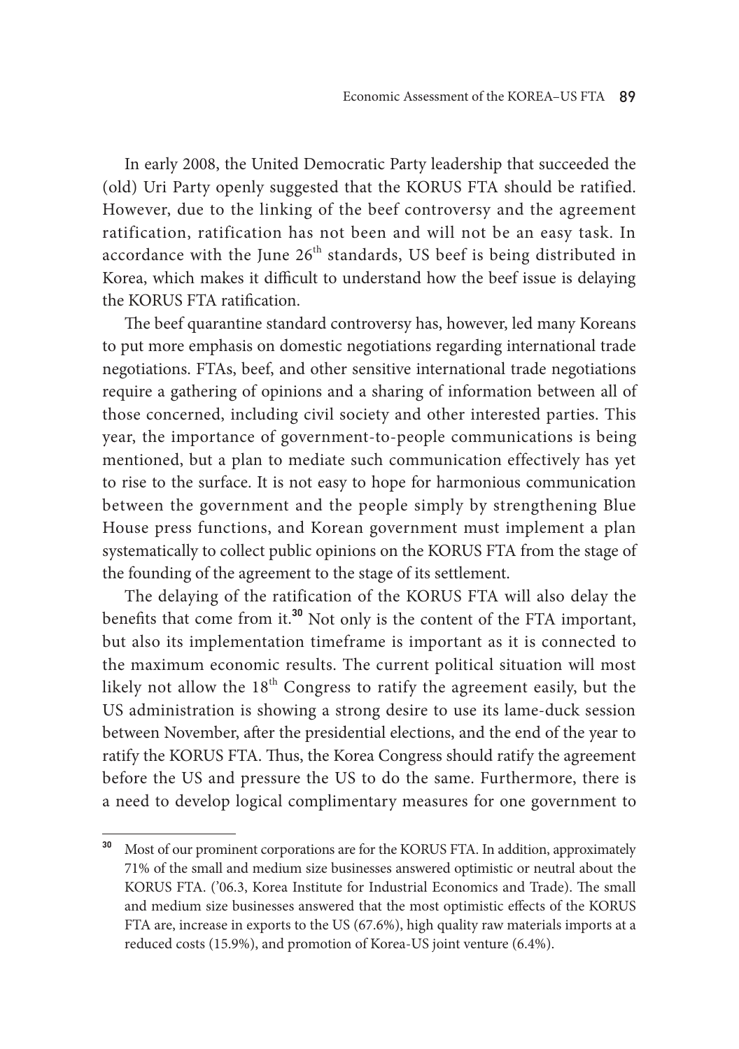In early 2008, the United Democratic Party leadership that succeeded the (old) Uri Party openly suggested that the KORUS FTA should be ratified. However, due to the linking of the beef controversy and the agreement ratification, ratification has not been and will not be an easy task. In accordance with the June 26th standards, US beef is being distributed in Korea, which makes it difficult to understand how the beef issue is delaying the KORUS FTA ratification.

The beef quarantine standard controversy has, however, led many Koreans to put more emphasis on domestic negotiations regarding international trade negotiations. FTAs, beef, and other sensitive international trade negotiations require a gathering of opinions and a sharing of information between all of those concerned, including civil society and other interested parties. This year, the importance of government-to-people communications is being mentioned, but a plan to mediate such communication effectively has yet to rise to the surface. It is not easy to hope for harmonious communication between the government and the people simply by strengthening Blue House press functions, and Korean government must implement a plan systematically to collect public opinions on the KORUS FTA from the stage of the founding of the agreement to the stage of its settlement.

The delaying of the ratification of the KORUS FTA will also delay the benefits that come from it.[30] Not only is the content of the FTA important, but also its implementation timeframe is important as it is connected to the maximum economic results. The current political situation will most likely not allow the 18th Congress to ratify the agreement easily, but the US administration is showing a strong desire to use its lame-duck session between November, after the presidential elections, and the end of the year to ratify the KORUS FTA. Thus, the Korea Congress should ratify the agreement before the US and pressure the US to do the same. Furthermore, there is a need to develop logical complimentary measures for one government to

---

[30] Most of our prominent corporations are for the KORUS FTA. In addition, approximately 71% of the small and medium size businesses answered optimistic or neutral about the KORUS FTA. ('06.3, Korea Institute for Industrial Economics and Trade). The small and medium size businesses answered that the most optimistic effects of the KORUS FTA are, increase in exports to the US (67.6%), high quality raw materials imports at a reduced costs (15.9%), and promotion of Korea-US joint venture (6.4%).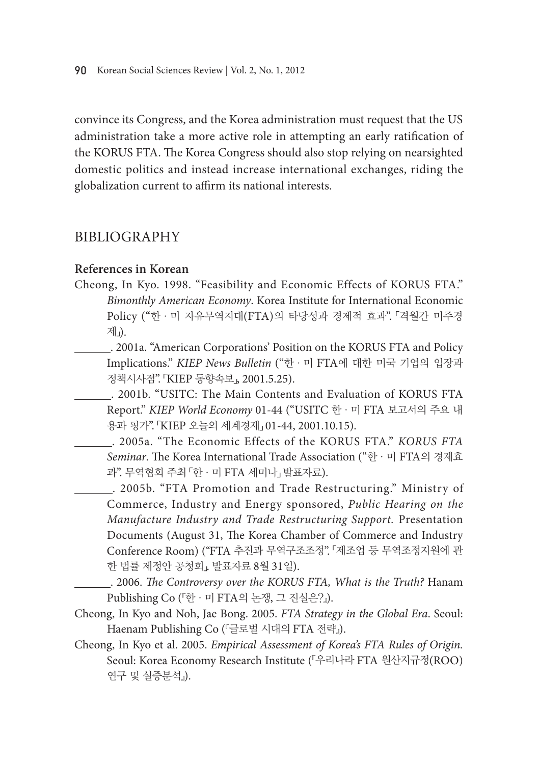convince its Congress, and the Korea administration must request that the US administration take a more active role in attempting an early ratification of the KORUS FTA. The Korea Congress should also stop relying on nearsighted domestic politics and instead increase international exchanges, riding the globalization current to affirm its national interests.

## BIBLIOGRAPHY

### References in Korean

Cheong, In Kyo. 1998. "Feasibility and Economic Effects of KORUS FTA." *Bimonthly American Economy*. Korea Institute for International Economic Policy ("한 · 미 자유무역지대(FTA)의 타당성과 경제적 효과". 「격월간 미주경제」).

______. 2001a. "American Corporations' Position on the KORUS FTA and Policy Implications." *KIEP News Bulletin* ("한 · 미 FTA에 대한 미국 기업의 입장과 정책시사점". 「KIEP 동향속보」, 2001.5.25).

______. 2001b. "USITC: The Main Contents and Evaluation of KORUS FTA Report." *KIEP World Economy* 01-44 ("USITC 한 · 미 FTA 보고서의 주요 내용과 평가". 「KIEP 오늘의 세계경제」 01-44, 2001.10.15).

______. 2005a. "The Economic Effects of the KORUS FTA." *KORUS FTA Seminar*. The Korea International Trade Association ("한 · 미 FTA의 경제효과". 무역협회 주최 「한 · 미 FTA 세미나」 발표자료).

______. 2005b. "FTA Promotion and Trade Restructuring." Ministry of Commerce, Industry and Energy sponsored, *Public Hearing on the Manufacture Industry and Trade Restructuring Support.* Presentation Documents (August 31, The Korea Chamber of Commerce and Industry Conference Room) ("FTA 추진과 무역구조조정". 「제조업 등 무역조정지원에 관한 법률 제정안 공청회」 발표자료 8월 31일).

______. 2006. *The Controversy over the KORUS FTA, What is the Truth?* Hanam Publishing Co (『한 · 미 FTA의 논쟁, 그 진실은?』).

Cheong, In Kyo and Noh, Jae Bong. 2005. *FTA Strategy in the Global Era*. Seoul: Haenam Publishing Co (『글로벌 시대의 FTA 전략』).

Cheong, In Kyo et al. 2005. *Empirical Assessment of Korea's FTA Rules of Origin.* Seoul: Korea Economy Research Institute (『우리나라 FTA 원산지규정(ROO) 연구 및 실증분석』).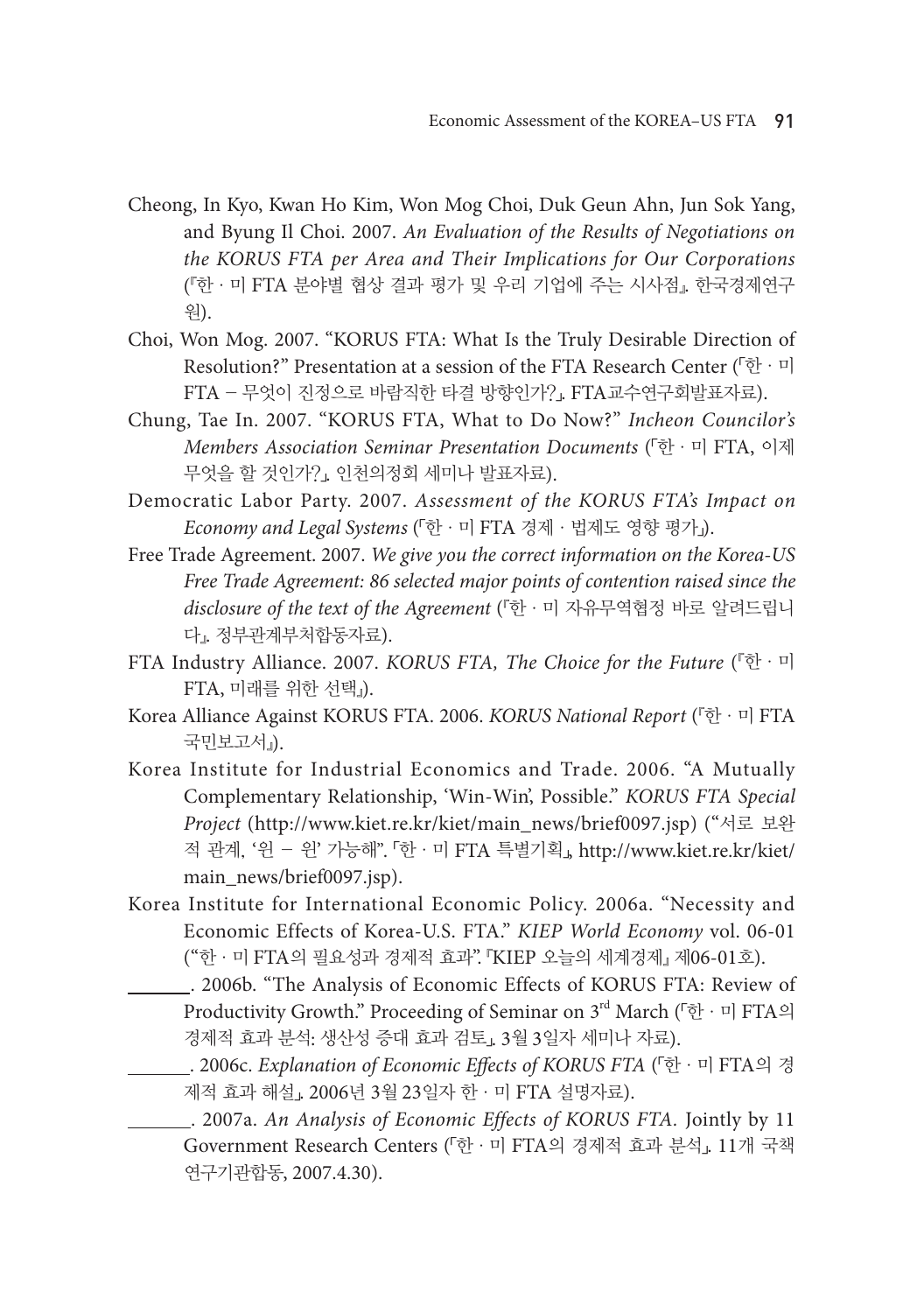Cheong, In Kyo, Kwan Ho Kim, Won Mog Choi, Duk Geun Ahn, Jun Sok Yang, and Byung Il Choi. 2007. *An Evaluation of the Results of Negotiations on the KORUS FTA per Area and Their Implications for Our Corporations* (『한 · 미 FTA 분야별 협상 결과 평가 및 우리 기업에 주는 시사점』. 한국경제연구원).

Choi, Won Mog. 2007. "KORUS FTA: What Is the Truly Desirable Direction of Resolution?" Presentation at a session of the FTA Research Center (「한 · 미 FTA – 무엇이 진정으로 바람직한 타결 방향인가?」. FTA교수연구회발표자료).

Chung, Tae In. 2007. "KORUS FTA, What to Do Now?" *Incheon Councilor's Members Association Seminar Presentation Documents* (「한 · 미 FTA, 이제 무엇을 할 것인가?」. 인천의정회 세미나 발표자료).

Democratic Labor Party. 2007. *Assessment of the KORUS FTA's Impact on Economy and Legal Systems* (「한 · 미 FTA 경제 · 법제도 영향 평가」).

Free Trade Agreement. 2007. *We give you the correct information on the Korea-US Free Trade Agreement: 86 selected major points of contention raised since the disclosure of the text of the Agreement* (『한 · 미 자유무역협정 바로 알려드립니다』. 정부관계부처합동자료).

FTA Industry Alliance. 2007. *KORUS FTA, The Choice for the Future* (『한 · 미 FTA, 미래를 위한 선택』).

Korea Alliance Against KORUS FTA. 2006. *KORUS National Report* (『한 · 미 FTA 국민보고서』).

Korea Institute for Industrial Economics and Trade. 2006. "A Mutually Complementary Relationship, 'Win-Win', Possible." *KORUS FTA Special Project* (http://www.kiet.re.kr/kiet/main_news/brief0097.jsp) ("서로 보완적 관계, '윈 – 윈' 가능해". 「한 · 미 FTA 특별기획」, http://www.kiet.re.kr/kiet/main_news/brief0097.jsp).

Korea Institute for International Economic Policy. 2006a. "Necessity and Economic Effects of Korea-U.S. FTA." *KIEP World Economy* vol. 06-01 ("한 · 미 FTA의 필요성과 경제적 효과". 『KIEP 오늘의 세계경제』 제06-01호).

______. 2006b. "The Analysis of Economic Effects of KORUS FTA: Review of Productivity Growth." Proceeding of Seminar on 3rd March (「한 · 미 FTA의 경제적 효과 분석: 생산성 증대 효과 검토」. 3월 3일자 세미나 자료).

______. 2006c. *Explanation of Economic Effects of KORUS FTA* (「한 · 미 FTA의 경제적 효과 해설」. 2006년 3월 23일자 한 · 미 FTA 설명자료).

______. 2007a. *An Analysis of Economic Effects of KORUS FTA*. Jointly by 11 Government Research Centers (「한 · 미 FTA의 경제적 효과 분석」. 11개 국책연구기관합동, 2007.4.30).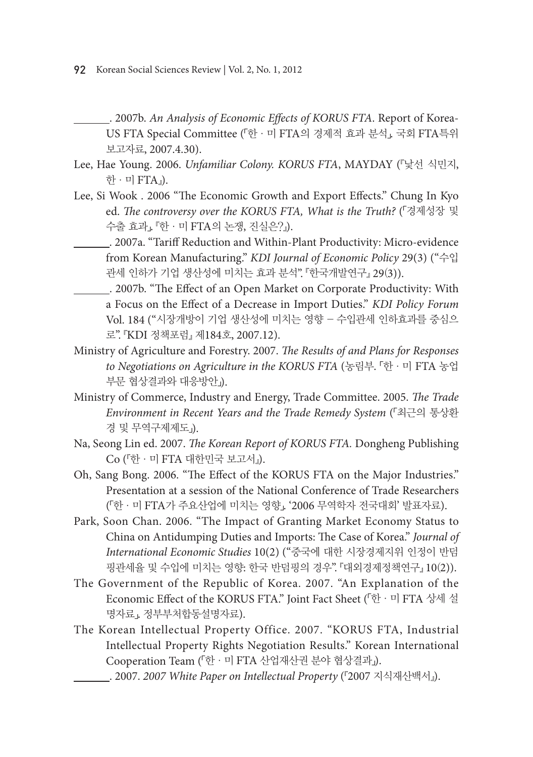______. 2007b. *An Analysis of Economic Effects of KORUS FTA*. Report of Korea-US FTA Special Committee (「한 · 미 FTA의 경제적 효과 분석」. 국회 FTA특위 보고자료, 2007.4.30).

Lee, Hae Young. 2006. *Unfamiliar Colony. KORUS FTA*, MAYDAY (『낯선 식민지, 한 · 미 FTA』).

Lee, Si Wook . 2006 "The Economic Growth and Export Effects." Chung In Kyo ed. *The controversy over the KORUS FTA, What is the Truth?* (「경제성장 및 수출 효과」. 『한 · 미 FTA의 논쟁, 진실은?』).

______. 2007a. "Tariff Reduction and Within-Plant Productivity: Micro-evidence from Korean Manufacturing." *KDI Journal of Economic Policy* 29(3) ("수입 관세 인하가 기업 생산성에 미치는 효과 분석". 『한국개발연구』 29(3)).

______. 2007b. "The Effect of an Open Market on Corporate Productivity: With a Focus on the Effect of a Decrease in Import Duties." *KDI Policy Forum* Vol. 184 ("시장개방이 기업 생산성에 미치는 영향 – 수입관세 인하효과를 중심으로". 『KDI 정책포럼』 제184호, 2007.12).

Ministry of Agriculture and Forestry. 2007. *The Results of and Plans for Responses to Negotiations on Agriculture in the KORUS FTA* (농림부. 「한 · 미 FTA 농업 부문 협상결과와 대응방안」).

Ministry of Commerce, Industry and Energy, Trade Committee. 2005. *The Trade Environment in Recent Years and the Trade Remedy System* (「최근의 통상환경 및 무역구제제도」).

Na, Seong Lin ed. 2007. *The Korean Report of KORUS FTA*. Dongheng Publishing Co (『한 · 미 FTA 대한민국 보고서』).

Oh, Sang Bong. 2006. "The Effect of the KORUS FTA on the Major Industries." Presentation at a session of the National Conference of Trade Researchers (「한 · 미 FTA가 주요산업에 미치는 영향」. '2006 무역학자 전국대회' 발표자료).

Park, Soon Chan. 2006. "The Impact of Granting Market Economy Status to China on Antidumping Duties and Imports: The Case of Korea." *Journal of International Economic Studies* 10(2) ("중국에 대한 시장경제지위 인정이 반덤핑관세율 및 수입에 미치는 영향: 한국 반덤핑의 경우". 『대외경제정책연구』 10(2)).

The Government of the Republic of Korea. 2007. "An Explanation of the Economic Effect of the KORUS FTA." Joint Fact Sheet (「한 · 미 FTA 상세 설명자료」. 정부부처합동설명자료).

The Korean Intellectual Property Office. 2007. "KORUS FTA, Industrial Intellectual Property Rights Negotiation Results." Korean International Cooperation Team (「한 · 미 FTA 산업재산권 분야 협상결과」).

______. 2007. *2007 White Paper on Intellectual Property* (『2007 지식재산백서』).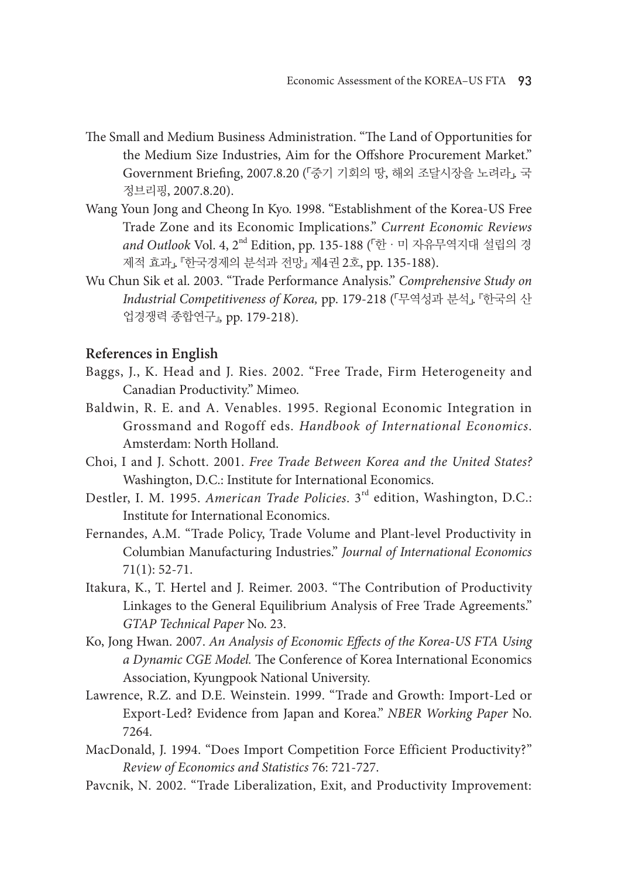The Small and Medium Business Administration. “The Land of Opportunities for the Medium Size Industries, Aim for the Offshore Procurement Market.” Government Briefing, 2007.8.20 (「중기 기회의 땅, 해외 조달시장을 노려라」, 국정브리핑, 2007.8.20).

Wang Youn Jong and Cheong In Kyo. 1998. “Establishment of the Korea-US Free Trade Zone and its Economic Implications.” *Current Economic Reviews and Outlook* Vol. 4, 2nd Edition, pp. 135-188 (「한 · 미 자유무역지대 설립의 경제적 효과」, 『한국경제의 분석과 전망』 제4권 2호, pp. 135-188).

Wu Chun Sik et al. 2003. “Trade Performance Analysis.” *Comprehensive Study on Industrial Competitiveness of Korea,* pp. 179-218 (「무역성과 분석」, 『한국의 산업경쟁력 종합연구』, pp. 179-218).

### References in English

Baggs, J., K. Head and J. Ries. 2002. “Free Trade, Firm Heterogeneity and Canadian Productivity.” Mimeo.

Baldwin, R. E. and A. Venables. 1995. Regional Economic Integration in Grossmand and Rogoff eds. *Handbook of International Economics*. Amsterdam: North Holland.

Choi, I and J. Schott. 2001. *Free Trade Between Korea and the United States?* Washington, D.C.: Institute for International Economics.

Destler, I. M. 1995. *American Trade Policies*. 3rd edition, Washington, D.C.: Institute for International Economics.

Fernandes, A.M. “Trade Policy, Trade Volume and Plant-level Productivity in Columbian Manufacturing Industries.” *Journal of International Economics* 71(1): 52-71.

Itakura, K., T. Hertel and J. Reimer. 2003. “The Contribution of Productivity Linkages to the General Equilibrium Analysis of Free Trade Agreements.” *GTAP Technical Paper* No. 23.

Ko, Jong Hwan. 2007. *An Analysis of Economic Effects of the Korea-US FTA Using a Dynamic CGE Model.* The Conference of Korea International Economics Association, Kyungpook National University.

Lawrence, R.Z. and D.E. Weinstein. 1999. “Trade and Growth: Import-Led or Export-Led? Evidence from Japan and Korea.” *NBER Working Paper* No. 7264.

MacDonald, J. 1994. “Does Import Competition Force Efficient Productivity?” *Review of Economics and Statistics* 76: 721-727.

Pavcnik, N. 2002. “Trade Liberalization, Exit, and Productivity Improvement: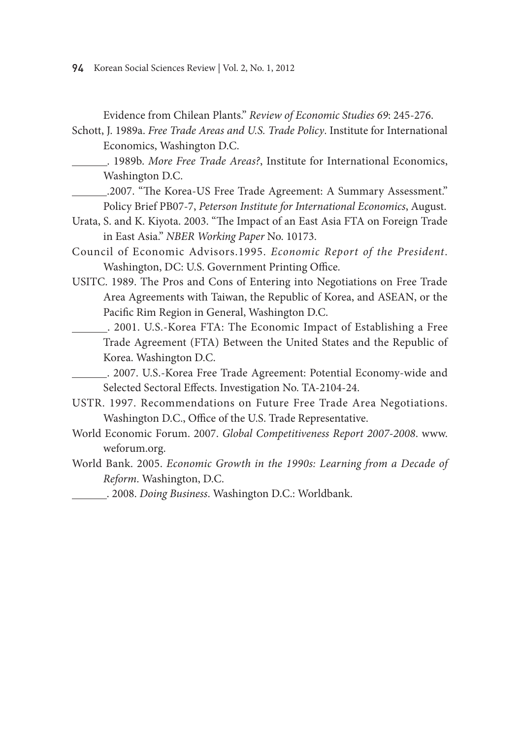Evidence from Chilean Plants." *Review of Economic Studies 69*: 245-276.

Schott, J. 1989a. *Free Trade Areas and U.S. Trade Policy*. Institute for International Economics, Washington D.C.

______. 1989b. *More Free Trade Areas?*, Institute for International Economics, Washington D.C.

______.2007. "The Korea-US Free Trade Agreement: A Summary Assessment." Policy Brief PB07-7, *Peterson Institute for International Economics*, August.

Urata, S. and K. Kiyota. 2003. "The Impact of an East Asia FTA on Foreign Trade in East Asia." *NBER Working Paper* No. 10173.

Council of Economic Advisors.1995. *Economic Report of the President*. Washington, DC: U.S. Government Printing Office.

USITC. 1989. The Pros and Cons of Entering into Negotiations on Free Trade Area Agreements with Taiwan, the Republic of Korea, and ASEAN, or the Pacific Rim Region in General, Washington D.C.

______. 2001. U.S.-Korea FTA: The Economic Impact of Establishing a Free Trade Agreement (FTA) Between the United States and the Republic of Korea. Washington D.C.

______. 2007. U.S.-Korea Free Trade Agreement: Potential Economy-wide and Selected Sectoral Effects. Investigation No. TA-2104-24.

USTR. 1997. Recommendations on Future Free Trade Area Negotiations. Washington D.C., Office of the U.S. Trade Representative.

World Economic Forum. 2007. *Global Competitiveness Report 2007-2008*. www.weforum.org.

World Bank. 2005. *Economic Growth in the 1990s: Learning from a Decade of Reform*. Washington, D.C.

______. 2008. *Doing Business*. Washington D.C.: Worldbank.